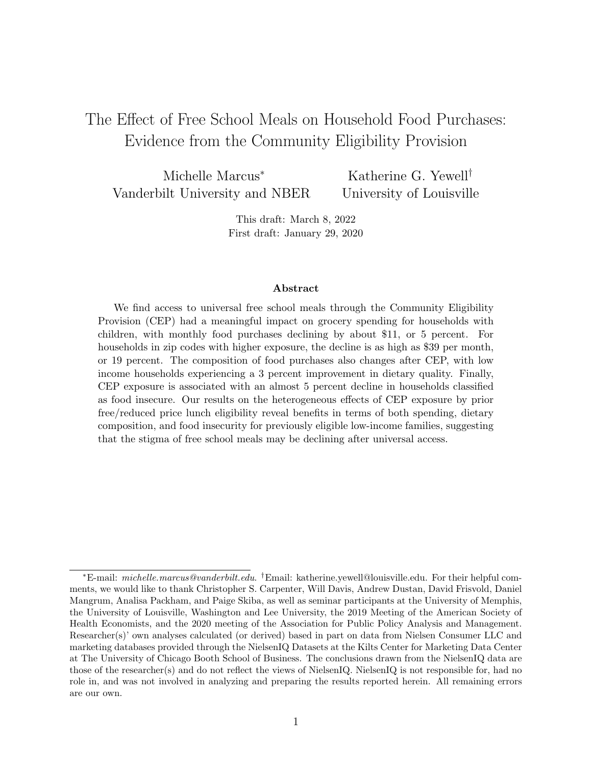# The Effect of Free School Meals on Household Food Purchases: Evidence from the Community Eligibility Provision

Michelle Marcus[*]
Vanderbilt University and NBER

Katherine G. Yewell[†]
University of Louisville

This draft: March 8, 2022
First draft: January 29, 2020

### Abstract

We find access to universal free school meals through the Community Eligibility Provision (CEP) had a meaningful impact on grocery spending for households with children, with monthly food purchases declining by about $11, or 5 percent. For households in zip codes with higher exposure, the decline is as high as $39 per month, or 19 percent. The composition of food purchases also changes after CEP, with low income households experiencing a 3 percent improvement in dietary quality. Finally, CEP exposure is associated with an almost 5 percent decline in households classified as food insecure. Our results on the heterogeneous effects of CEP exposure by prior free/reduced price lunch eligibility reveal benefits in terms of both spending, dietary composition, and food insecurity for previously eligible low-income families, suggesting that the stigma of free school meals may be declining after universal access.

---

[*]E-mail: *michelle.marcus@vanderbilt.edu*. [†]Email: katherine.yewell@louisville.edu. For their helpful comments, we would like to thank Christopher S. Carpenter, Will Davis, Andrew Dustan, David Frisvold, Daniel Mangrum, Analisa Packham, and Paige Skiba, as well as seminar participants at the University of Memphis, the University of Louisville, Washington and Lee University, the 2019 Meeting of the American Society of Health Economists, and the 2020 meeting of the Association for Public Policy Analysis and Management. Researcher(s)' own analyses calculated (or derived) based in part on data from Nielsen Consumer LLC and marketing databases provided through the NielsenIQ Datasets at the Kilts Center for Marketing Data Center at The University of Chicago Booth School of Business. The conclusions drawn from the NielsenIQ data are those of the researcher(s) and do not reflect the views of NielsenIQ. NielsenIQ is not responsible for, had no role in, and was not involved in analyzing and preparing the results reported herein. All remaining errors are our own.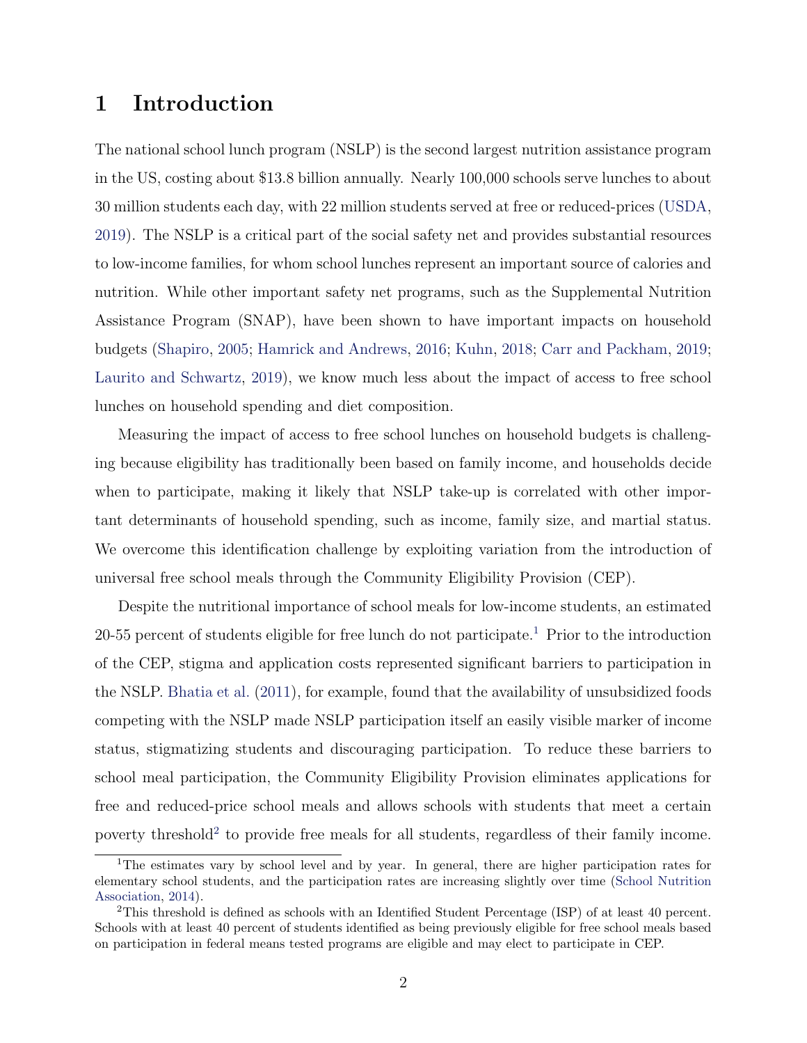# 1 Introduction

The national school lunch program (NSLP) is the second largest nutrition assistance program in the US, costing about $13.8 billion annually. Nearly 100,000 schools serve lunches to about 30 million students each day, with 22 million students served at free or reduced-prices (USDA, 2019). The NSLP is a critical part of the social safety net and provides substantial resources to low-income families, for whom school lunches represent an important source of calories and nutrition. While other important safety net programs, such as the Supplemental Nutrition Assistance Program (SNAP), have been shown to have important impacts on household budgets (Shapiro, 2005; Hamrick and Andrews, 2016; Kuhn, 2018; Carr and Packham, 2019; Laurito and Schwartz, 2019), we know much less about the impact of access to free school lunches on household spending and diet composition.

Measuring the impact of access to free school lunches on household budgets is challenging because eligibility has traditionally been based on family income, and households decide when to participate, making it likely that NSLP take-up is correlated with other important determinants of household spending, such as income, family size, and martial status. We overcome this identification challenge by exploiting variation from the introduction of universal free school meals through the Community Eligibility Provision (CEP).

Despite the nutritional importance of school meals for low-income students, an estimated 20-55 percent of students eligible for free lunch do not participate.[1] Prior to the introduction of the CEP, stigma and application costs represented significant barriers to participation in the NSLP. Bhatia et al. (2011), for example, found that the availability of unsubsidized foods competing with the NSLP made NSLP participation itself an easily visible marker of income status, stigmatizing students and discouraging participation. To reduce these barriers to school meal participation, the Community Eligibility Provision eliminates applications for free and reduced-price school meals and allows schools with students that meet a certain poverty threshold[2] to provide free meals for all students, regardless of their family income.

[1] The estimates vary by school level and by year. In general, there are higher participation rates for elementary school students, and the participation rates are increasing slightly over time (School Nutrition Association, 2014).

[2] This threshold is defined as schools with an Identified Student Percentage (ISP) of at least 40 percent. Schools with at least 40 percent of students identified as being previously eligible for free school meals based on participation in federal means tested programs are eligible and may elect to participate in CEP.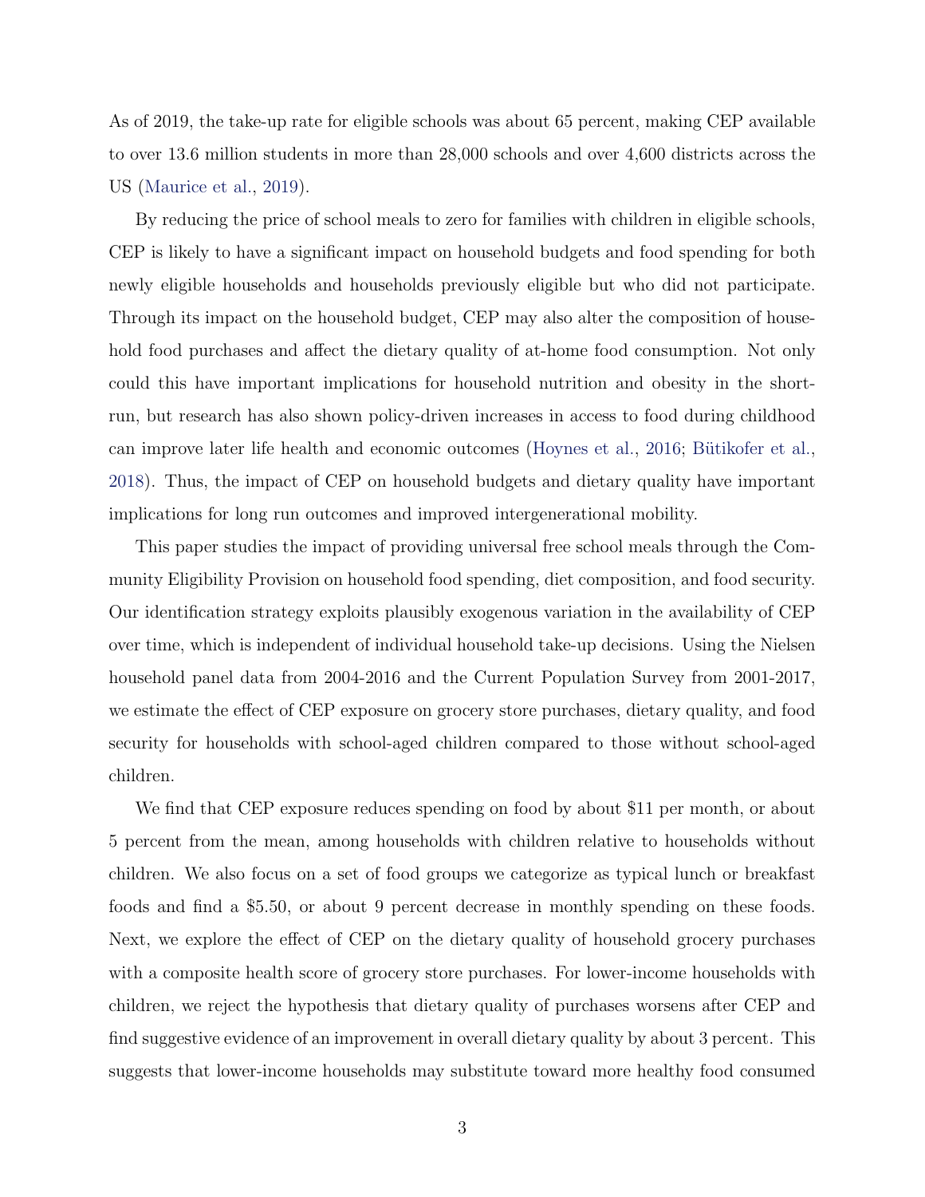As of 2019, the take-up rate for eligible schools was about 65 percent, making CEP available to over 13.6 million students in more than 28,000 schools and over 4,600 districts across the US (Maurice et al., 2019).

By reducing the price of school meals to zero for families with children in eligible schools, CEP is likely to have a significant impact on household budgets and food spending for both newly eligible households and households previously eligible but who did not participate. Through its impact on the household budget, CEP may also alter the composition of household food purchases and affect the dietary quality of at-home food consumption. Not only could this have important implications for household nutrition and obesity in the short-run, but research has also shown policy-driven increases in access to food during childhood can improve later life health and economic outcomes (Hoynes et al., 2016; Bütikofer et al., 2018). Thus, the impact of CEP on household budgets and dietary quality have important implications for long run outcomes and improved intergenerational mobility.

This paper studies the impact of providing universal free school meals through the Community Eligibility Provision on household food spending, diet composition, and food security. Our identification strategy exploits plausibly exogenous variation in the availability of CEP over time, which is independent of individual household take-up decisions. Using the Nielsen household panel data from 2004-2016 and the Current Population Survey from 2001-2017, we estimate the effect of CEP exposure on grocery store purchases, dietary quality, and food security for households with school-aged children compared to those without school-aged children.

We find that CEP exposure reduces spending on food by about $11 per month, or about 5 percent from the mean, among households with children relative to households without children. We also focus on a set of food groups we categorize as typical lunch or breakfast foods and find a $5.50, or about 9 percent decrease in monthly spending on these foods. Next, we explore the effect of CEP on the dietary quality of household grocery purchases with a composite health score of grocery store purchases. For lower-income households with children, we reject the hypothesis that dietary quality of purchases worsens after CEP and find suggestive evidence of an improvement in overall dietary quality by about 3 percent. This suggests that lower-income households may substitute toward more healthy food consumed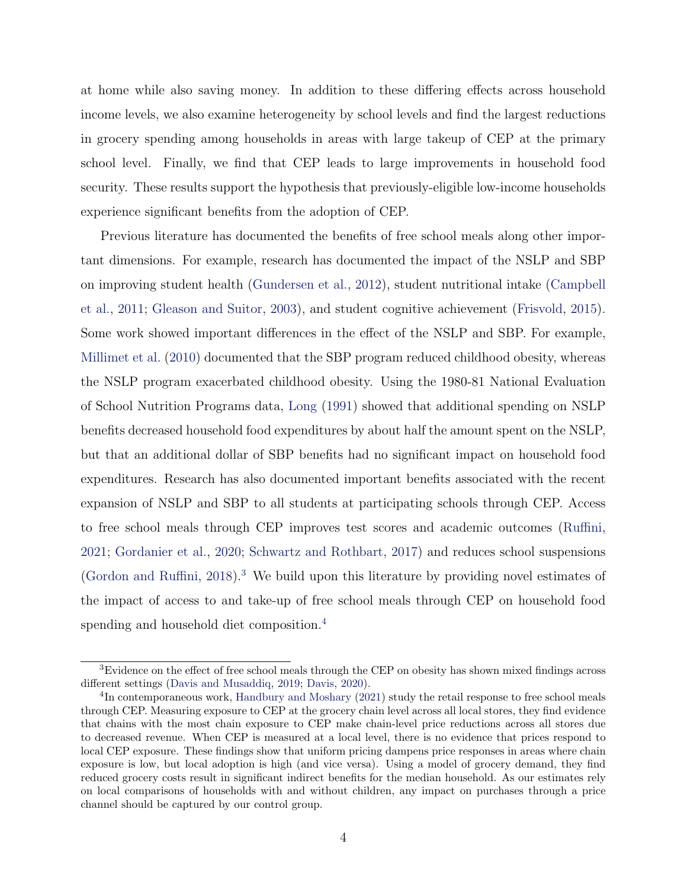at home while also saving money. In addition to these differing effects across household income levels, we also examine heterogeneity by school levels and find the largest reductions in grocery spending among households in areas with large takeup of CEP at the primary school level. Finally, we find that CEP leads to large improvements in household food security. These results support the hypothesis that previously-eligible low-income households experience significant benefits from the adoption of CEP.

Previous literature has documented the benefits of free school meals along other important dimensions. For example, research has documented the impact of the NSLP and SBP on improving student health (Gundersen et al., 2012), student nutritional intake (Campbell et al., 2011; Gleason and Suitor, 2003), and student cognitive achievement (Frisvold, 2015). Some work showed important differences in the effect of the NSLP and SBP. For example, Millimet et al. (2010) documented that the SBP program reduced childhood obesity, whereas the NSLP program exacerbated childhood obesity. Using the 1980-81 National Evaluation of School Nutrition Programs data, Long (1991) showed that additional spending on NSLP benefits decreased household food expenditures by about half the amount spent on the NSLP, but that an additional dollar of SBP benefits had no significant impact on household food expenditures. Research has also documented important benefits associated with the recent expansion of NSLP and SBP to all students at participating schools through CEP. Access to free school meals through CEP improves test scores and academic outcomes (Ruffini, 2021; Gordanier et al., 2020; Schwartz and Rothbart, 2017) and reduces school suspensions (Gordon and Ruffini, 2018).[3] We build upon this literature by providing novel estimates of the impact of access to and take-up of free school meals through CEP on household food spending and household diet composition.[4]

[3] Evidence on the effect of free school meals through the CEP on obesity has shown mixed findings across different settings (Davis and Musaddiq, 2019; Davis, 2020).

[4] In contemporaneous work, Handbury and Moshary (2021) study the retail response to free school meals through CEP. Measuring exposure to CEP at the grocery chain level across all local stores, they find evidence that chains with the most chain exposure to CEP make chain-level price reductions across all stores due to decreased revenue. When CEP is measured at a local level, there is no evidence that prices respond to local CEP exposure. These findings show that uniform pricing dampens price responses in areas where chain exposure is low, but local adoption is high (and vice versa). Using a model of grocery demand, they find reduced grocery costs result in significant indirect benefits for the median household. As our estimates rely on local comparisons of households with and without children, any impact on purchases through a price channel should be captured by our control group.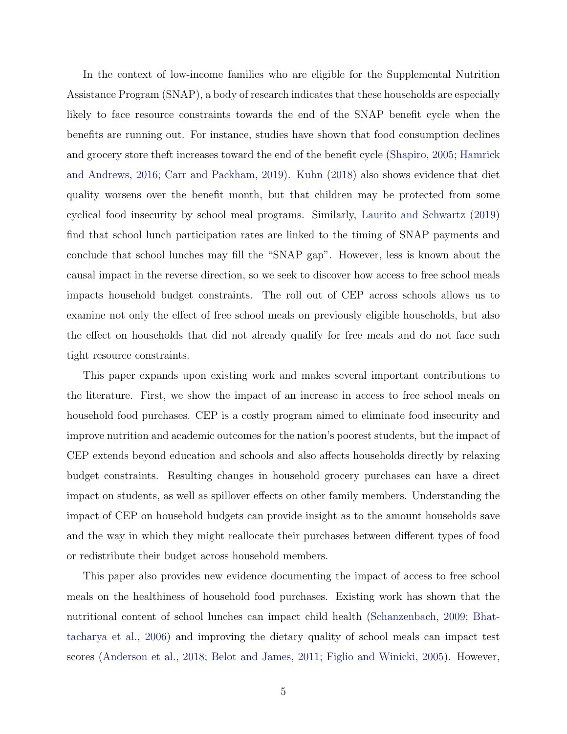In the context of low-income families who are eligible for the Supplemental Nutrition Assistance Program (SNAP), a body of research indicates that these households are especially likely to face resource constraints towards the end of the SNAP benefit cycle when the benefits are running out. For instance, studies have shown that food consumption declines and grocery store theft increases toward the end of the benefit cycle (Shapiro, 2005; Hamrick and Andrews, 2016; Carr and Packham, 2019). Kuhn (2018) also shows evidence that diet quality worsens over the benefit month, but that children may be protected from some cyclical food insecurity by school meal programs. Similarly, Laurito and Schwartz (2019) find that school lunch participation rates are linked to the timing of SNAP payments and conclude that school lunches may fill the "SNAP gap". However, less is known about the causal impact in the reverse direction, so we seek to discover how access to free school meals impacts household budget constraints. The roll out of CEP across schools allows us to examine not only the effect of free school meals on previously eligible households, but also the effect on households that did not already qualify for free meals and do not face such tight resource constraints.

This paper expands upon existing work and makes several important contributions to the literature. First, we show the impact of an increase in access to free school meals on household food purchases. CEP is a costly program aimed to eliminate food insecurity and improve nutrition and academic outcomes for the nation's poorest students, but the impact of CEP extends beyond education and schools and also affects households directly by relaxing budget constraints. Resulting changes in household grocery purchases can have a direct impact on students, as well as spillover effects on other family members. Understanding the impact of CEP on household budgets can provide insight as to the amount households save and the way in which they might reallocate their purchases between different types of food or redistribute their budget across household members.

This paper also provides new evidence documenting the impact of access to free school meals on the healthiness of household food purchases. Existing work has shown that the nutritional content of school lunches can impact child health (Schanzenbach, 2009; Bhattacharya et al., 2006) and improving the dietary quality of school meals can impact test scores (Anderson et al., 2018; Belot and James, 2011; Figlio and Winicki, 2005). However,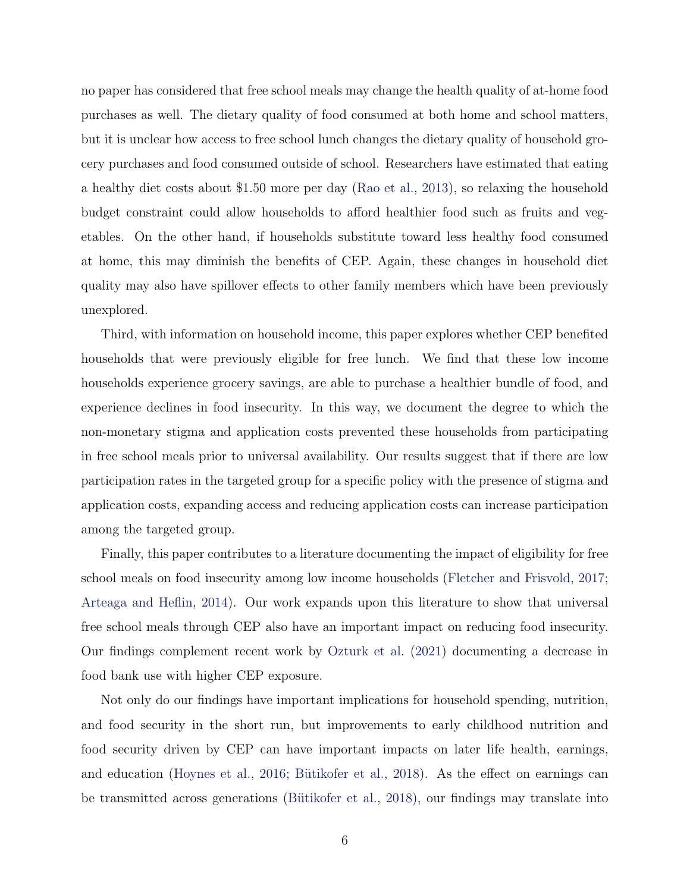no paper has considered that free school meals may change the health quality of at-home food purchases as well. The dietary quality of food consumed at both home and school matters, but it is unclear how access to free school lunch changes the dietary quality of household grocery purchases and food consumed outside of school. Researchers have estimated that eating a healthy diet costs about $1.50 more per day (Rao et al., 2013), so relaxing the household budget constraint could allow households to afford healthier food such as fruits and vegetables. On the other hand, if households substitute toward less healthy food consumed at home, this may diminish the benefits of CEP. Again, these changes in household diet quality may also have spillover effects to other family members which have been previously unexplored.

Third, with information on household income, this paper explores whether CEP benefited households that were previously eligible for free lunch. We find that these low income households experience grocery savings, are able to purchase a healthier bundle of food, and experience declines in food insecurity. In this way, we document the degree to which the non-monetary stigma and application costs prevented these households from participating in free school meals prior to universal availability. Our results suggest that if there are low participation rates in the targeted group for a specific policy with the presence of stigma and application costs, expanding access and reducing application costs can increase participation among the targeted group.

Finally, this paper contributes to a literature documenting the impact of eligibility for free school meals on food insecurity among low income households (Fletcher and Frisvold, 2017; Arteaga and Heflin, 2014). Our work expands upon this literature to show that universal free school meals through CEP also have an important impact on reducing food insecurity. Our findings complement recent work by Ozturk et al. (2021) documenting a decrease in food bank use with higher CEP exposure.

Not only do our findings have important implications for household spending, nutrition, and food security in the short run, but improvements to early childhood nutrition and food security driven by CEP can have important impacts on later life health, earnings, and education (Hoynes et al., 2016; Bütikofer et al., 2018). As the effect on earnings can be transmitted across generations (Bütikofer et al., 2018), our findings may translate into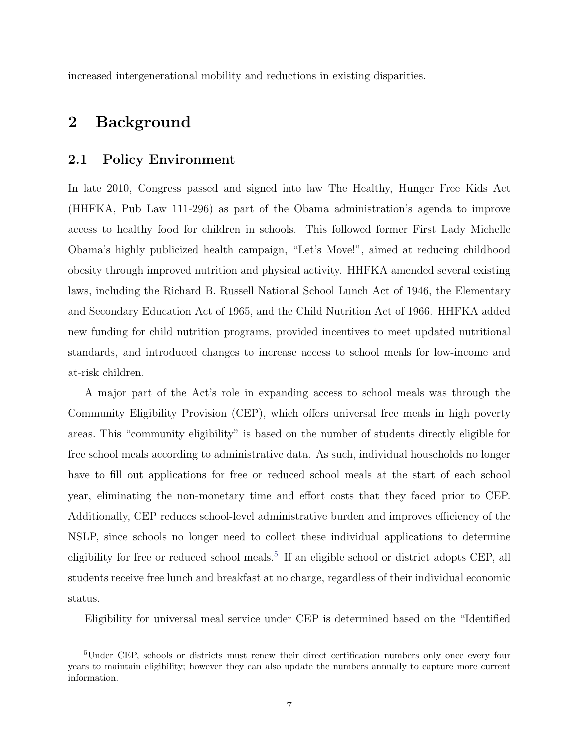increased intergenerational mobility and reductions in existing disparities.

## 2 Background

### 2.1 Policy Environment

In late 2010, Congress passed and signed into law The Healthy, Hunger Free Kids Act (HHFKA, Pub Law 111-296) as part of the Obama administration's agenda to improve access to healthy food for children in schools. This followed former First Lady Michelle Obama's highly publicized health campaign, "Let's Move!", aimed at reducing childhood obesity through improved nutrition and physical activity. HHFKA amended several existing laws, including the Richard B. Russell National School Lunch Act of 1946, the Elementary and Secondary Education Act of 1965, and the Child Nutrition Act of 1966. HHFKA added new funding for child nutrition programs, provided incentives to meet updated nutritional standards, and introduced changes to increase access to school meals for low-income and at-risk children.

A major part of the Act's role in expanding access to school meals was through the Community Eligibility Provision (CEP), which offers universal free meals in high poverty areas. This "community eligibility" is based on the number of students directly eligible for free school meals according to administrative data. As such, individual households no longer have to fill out applications for free or reduced school meals at the start of each school year, eliminating the non-monetary time and effort costs that they faced prior to CEP. Additionally, CEP reduces school-level administrative burden and improves efficiency of the NSLP, since schools no longer need to collect these individual applications to determine eligibility for free or reduced school meals.[5] If an eligible school or district adopts CEP, all students receive free lunch and breakfast at no charge, regardless of their individual economic status.

Eligibility for universal meal service under CEP is determined based on the "Identified

[5] Under CEP, schools or districts must renew their direct certification numbers only once every four years to maintain eligibility; however they can also update the numbers annually to capture more current information.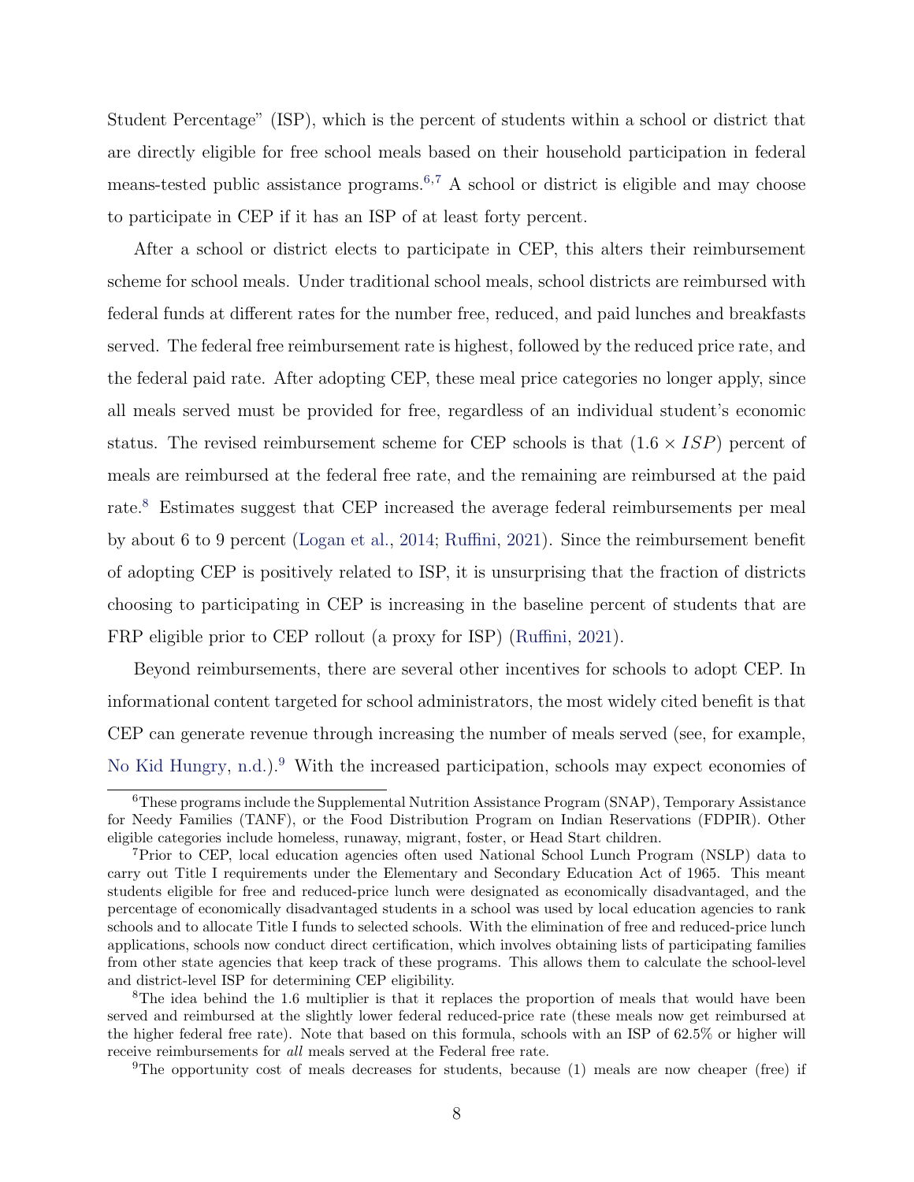Student Percentage" (ISP), which is the percent of students within a school or district that are directly eligible for free school meals based on their household participation in federal means-tested public assistance programs.[6,7] A school or district is eligible and may choose to participate in CEP if it has an ISP of at least forty percent.

After a school or district elects to participate in CEP, this alters their reimbursement scheme for school meals. Under traditional school meals, school districts are reimbursed with federal funds at different rates for the number free, reduced, and paid lunches and breakfasts served. The federal free reimbursement rate is highest, followed by the reduced price rate, and the federal paid rate. After adopting CEP, these meal price categories no longer apply, since all meals served must be provided for free, regardless of an individual student's economic status. The revised reimbursement scheme for CEP schools is that $(1.6 \times ISP)$ percent of meals are reimbursed at the federal free rate, and the remaining are reimbursed at the paid rate.[8] Estimates suggest that CEP increased the average federal reimbursements per meal by about 6 to 9 percent (Logan et al., 2014; Ruffini, 2021). Since the reimbursement benefit of adopting CEP is positively related to ISP, it is unsurprising that the fraction of districts choosing to participating in CEP is increasing in the baseline percent of students that are FRP eligible prior to CEP rollout (a proxy for ISP) (Ruffini, 2021).

Beyond reimbursements, there are several other incentives for schools to adopt CEP. In informational content targeted for school administrators, the most widely cited benefit is that CEP can generate revenue through increasing the number of meals served (see, for example, No Kid Hungry, n.d.).[9] With the increased participation, schools may expect economies of

---

[6]These programs include the Supplemental Nutrition Assistance Program (SNAP), Temporary Assistance for Needy Families (TANF), or the Food Distribution Program on Indian Reservations (FDPIR). Other eligible categories include homeless, runaway, migrant, foster, or Head Start children.

[7]Prior to CEP, local education agencies often used National School Lunch Program (NSLP) data to carry out Title I requirements under the Elementary and Secondary Education Act of 1965. This meant students eligible for free and reduced-price lunch were designated as economically disadvantaged, and the percentage of economically disadvantaged students in a school was used by local education agencies to rank schools and to allocate Title I funds to selected schools. With the elimination of free and reduced-price lunch applications, schools now conduct direct certification, which involves obtaining lists of participating families from other state agencies that keep track of these programs. This allows them to calculate the school-level and district-level ISP for determining CEP eligibility.

[8]The idea behind the 1.6 multiplier is that it replaces the proportion of meals that would have been served and reimbursed at the slightly lower federal reduced-price rate (these meals now get reimbursed at the higher federal free rate). Note that based on this formula, schools with an ISP of 62.5% or higher will receive reimbursements for *all* meals served at the Federal free rate.

[9]The opportunity cost of meals decreases for students, because (1) meals are now cheaper (free) if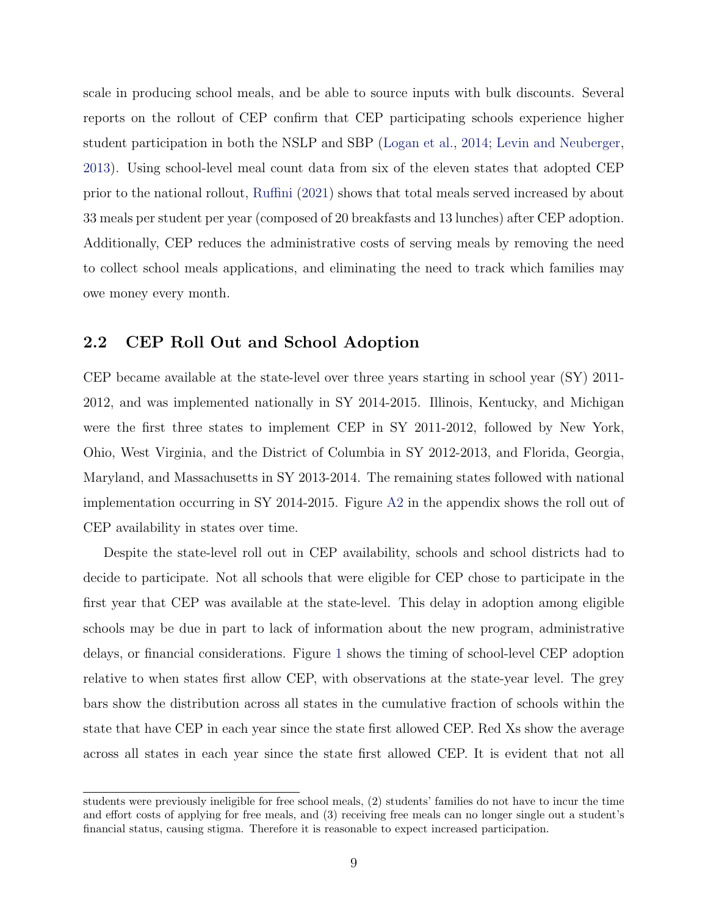scale in producing school meals, and be able to source inputs with bulk discounts. Several reports on the rollout of CEP confirm that CEP participating schools experience higher student participation in both the NSLP and SBP (Logan et al., 2014; Levin and Neuberger, 2013). Using school-level meal count data from six of the eleven states that adopted CEP prior to the national rollout, Ruffini (2021) shows that total meals served increased by about 33 meals per student per year (composed of 20 breakfasts and 13 lunches) after CEP adoption. Additionally, CEP reduces the administrative costs of serving meals by removing the need to collect school meals applications, and eliminating the need to track which families may owe money every month.

## 2.2 CEP Roll Out and School Adoption

CEP became available at the state-level over three years starting in school year (SY) 2011-2012, and was implemented nationally in SY 2014-2015. Illinois, Kentucky, and Michigan were the first three states to implement CEP in SY 2011-2012, followed by New York, Ohio, West Virginia, and the District of Columbia in SY 2012-2013, and Florida, Georgia, Maryland, and Massachusetts in SY 2013-2014. The remaining states followed with national implementation occurring in SY 2014-2015. Figure A2 in the appendix shows the roll out of CEP availability in states over time.

Despite the state-level roll out in CEP availability, schools and school districts had to decide to participate. Not all schools that were eligible for CEP chose to participate in the first year that CEP was available at the state-level. This delay in adoption among eligible schools may be due in part to lack of information about the new program, administrative delays, or financial considerations. Figure 1 shows the timing of school-level CEP adoption relative to when states first allow CEP, with observations at the state-year level. The grey bars show the distribution across all states in the cumulative fraction of schools within the state that have CEP in each year since the state first allowed CEP. Red Xs show the average across all states in each year since the state first allowed CEP. It is evident that not all

students were previously ineligible for free school meals, (2) students' families do not have to incur the time and effort costs of applying for free meals, and (3) receiving free meals can no longer single out a student's financial status, causing stigma. Therefore it is reasonable to expect increased participation.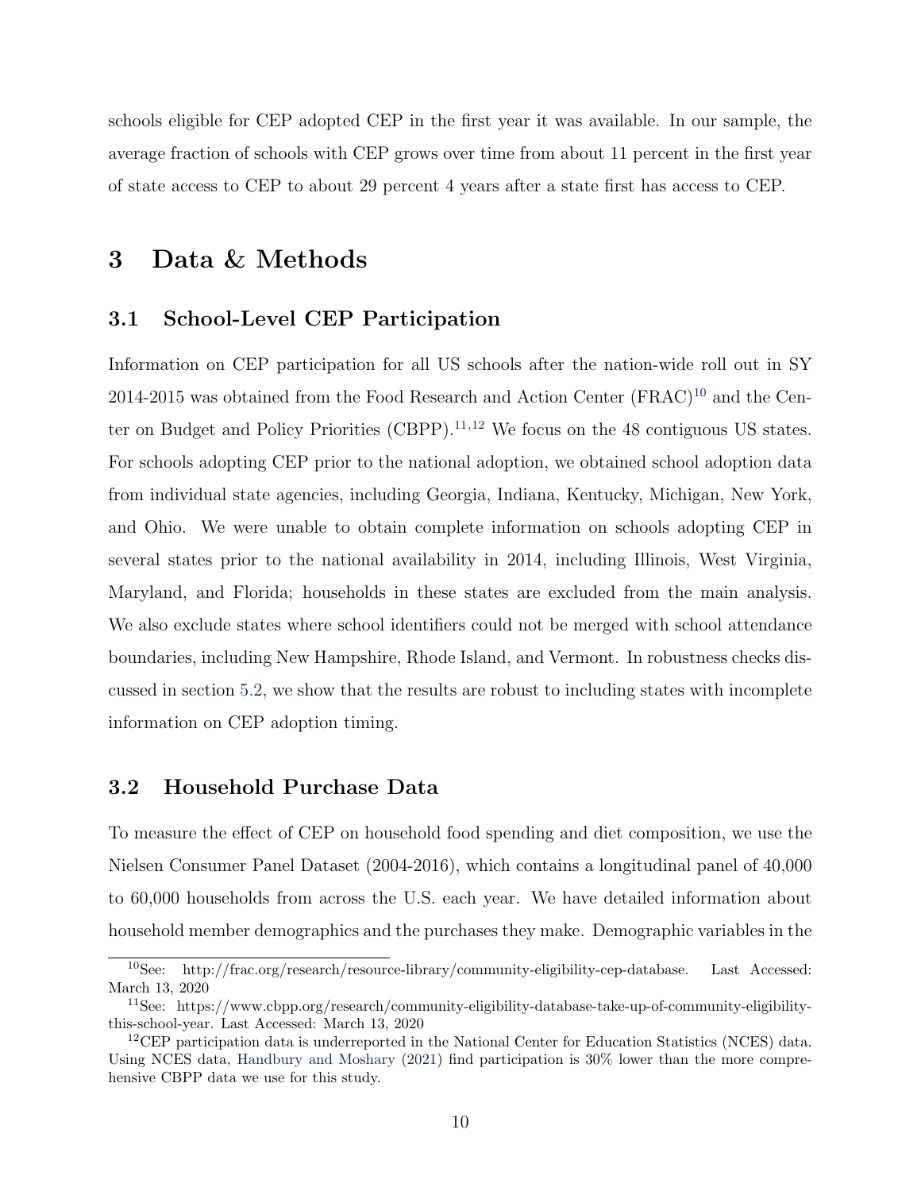schools eligible for CEP adopted CEP in the first year it was available. In our sample, the average fraction of schools with CEP grows over time from about 11 percent in the first year of state access to CEP to about 29 percent 4 years after a state first has access to CEP.

# 3 Data & Methods

## 3.1 School-Level CEP Participation

Information on CEP participation for all US schools after the nation-wide roll out in SY 2014-2015 was obtained from the Food Research and Action Center (FRAC)[10] and the Center on Budget and Policy Priorities (CBPP).[11,12] We focus on the 48 contiguous US states. For schools adopting CEP prior to the national adoption, we obtained school adoption data from individual state agencies, including Georgia, Indiana, Kentucky, Michigan, New York, and Ohio. We were unable to obtain complete information on schools adopting CEP in several states prior to the national availability in 2014, including Illinois, West Virginia, Maryland, and Florida; households in these states are excluded from the main analysis. We also exclude states where school identifiers could not be merged with school attendance boundaries, including New Hampshire, Rhode Island, and Vermont. In robustness checks discussed in section 5.2, we show that the results are robust to including states with incomplete information on CEP adoption timing.

## 3.2 Household Purchase Data

To measure the effect of CEP on household food spending and diet composition, we use the Nielsen Consumer Panel Dataset (2004-2016), which contains a longitudinal panel of 40,000 to 60,000 households from across the U.S. each year. We have detailed information about household member demographics and the purchases they make. Demographic variables in the

---

[10] See: http://frac.org/research/resource-library/community-eligibility-cep-database. Last Accessed: March 13, 2020

[11] See: https://www.cbpp.org/research/community-eligibility-database-take-up-of-community-eligibility-this-school-year. Last Accessed: March 13, 2020

[12] CEP participation data is underreported in the National Center for Education Statistics (NCES) data. Using NCES data, Handbury and Moshary (2021) find participation is 30% lower than the more comprehensive CBPP data we use for this study.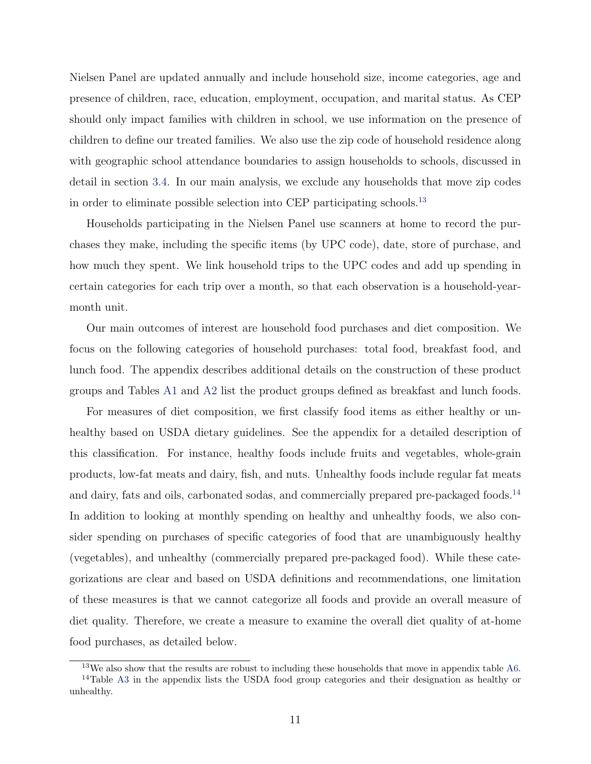Nielsen Panel are updated annually and include household size, income categories, age and presence of children, race, education, employment, occupation, and marital status. As CEP should only impact families with children in school, we use information on the presence of children to define our treated families. We also use the zip code of household residence along with geographic school attendance boundaries to assign households to schools, discussed in detail in section 3.4. In our main analysis, we exclude any households that move zip codes in order to eliminate possible selection into CEP participating schools.[13]

Households participating in the Nielsen Panel use scanners at home to record the purchases they make, including the specific items (by UPC code), date, store of purchase, and how much they spent. We link household trips to the UPC codes and add up spending in certain categories for each trip over a month, so that each observation is a household-year-month unit.

Our main outcomes of interest are household food purchases and diet composition. We focus on the following categories of household purchases: total food, breakfast food, and lunch food. The appendix describes additional details on the construction of these product groups and Tables A1 and A2 list the product groups defined as breakfast and lunch foods.

For measures of diet composition, we first classify food items as either healthy or unhealthy based on USDA dietary guidelines. See the appendix for a detailed description of this classification. For instance, healthy foods include fruits and vegetables, whole-grain products, low-fat meats and dairy, fish, and nuts. Unhealthy foods include regular fat meats and dairy, fats and oils, carbonated sodas, and commercially prepared pre-packaged foods.[14] In addition to looking at monthly spending on healthy and unhealthy foods, we also consider spending on purchases of specific categories of food that are unambiguously healthy (vegetables), and unhealthy (commercially prepared pre-packaged food). While these categorizations are clear and based on USDA definitions and recommendations, one limitation of these measures is that we cannot categorize all foods and provide an overall measure of diet quality. Therefore, we create a measure to examine the overall diet quality of at-home food purchases, as detailed below.

---

[13] We also show that the results are robust to including these households that move in appendix table A6.

[14] Table A3 in the appendix lists the USDA food group categories and their designation as healthy or unhealthy.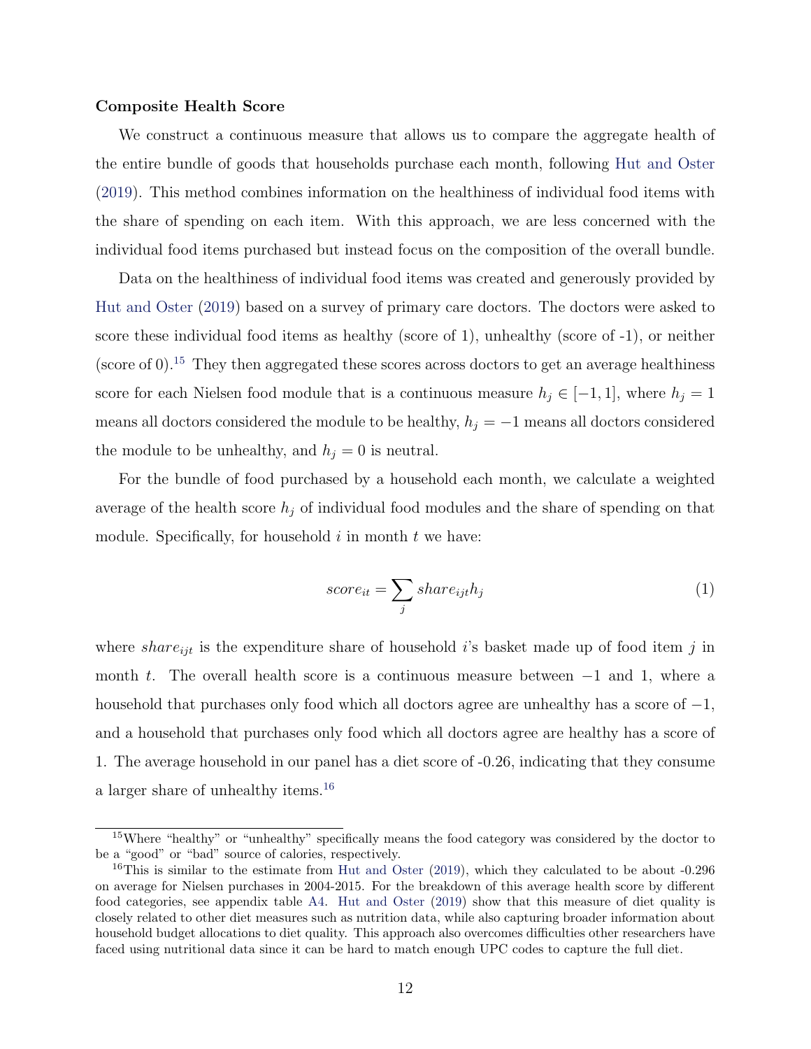**Composite Health Score**

We construct a continuous measure that allows us to compare the aggregate health of the entire bundle of goods that households purchase each month, following Hut and Oster (2019). This method combines information on the healthiness of individual food items with the share of spending on each item. With this approach, we are less concerned with the individual food items purchased but instead focus on the composition of the overall bundle.

Data on the healthiness of individual food items was created and generously provided by Hut and Oster (2019) based on a survey of primary care doctors. The doctors were asked to score these individual food items as healthy (score of 1), unhealthy (score of -1), or neither (score of 0).[15] They then aggregated these scores across doctors to get an average healthiness score for each Nielsen food module that is a continuous measure $h_j \in [-1, 1]$, where $h_j = 1$ means all doctors considered the module to be healthy, $h_j = -1$ means all doctors considered the module to be unhealthy, and $h_j = 0$ is neutral.

For the bundle of food purchased by a household each month, we calculate a weighted average of the health score $h_j$ of individual food modules and the share of spending on that module. Specifically, for household $i$ in month $t$ we have:

$$score_{it} = \sum_j share_{ijt} h_j \tag{1}$$

where $share_{ijt}$ is the expenditure share of household $i$'s basket made up of food item $j$ in month $t$. The overall health score is a continuous measure between $-1$ and 1, where a household that purchases only food which all doctors agree are unhealthy has a score of $-1$, and a household that purchases only food which all doctors agree are healthy has a score of 1. The average household in our panel has a diet score of -0.26, indicating that they consume a larger share of unhealthy items.[16]

[15] Where "healthy" or "unhealthy" specifically means the food category was considered by the doctor to be a "good" or "bad" source of calories, respectively.

[16] This is similar to the estimate from Hut and Oster (2019), which they calculated to be about -0.296 on average for Nielsen purchases in 2004-2015. For the breakdown of this average health score by different food categories, see appendix table A4. Hut and Oster (2019) show that this measure of diet quality is closely related to other diet measures such as nutrition data, while also capturing broader information about household budget allocations to diet quality. This approach also overcomes difficulties other researchers have faced using nutritional data since it can be hard to match enough UPC codes to capture the full diet.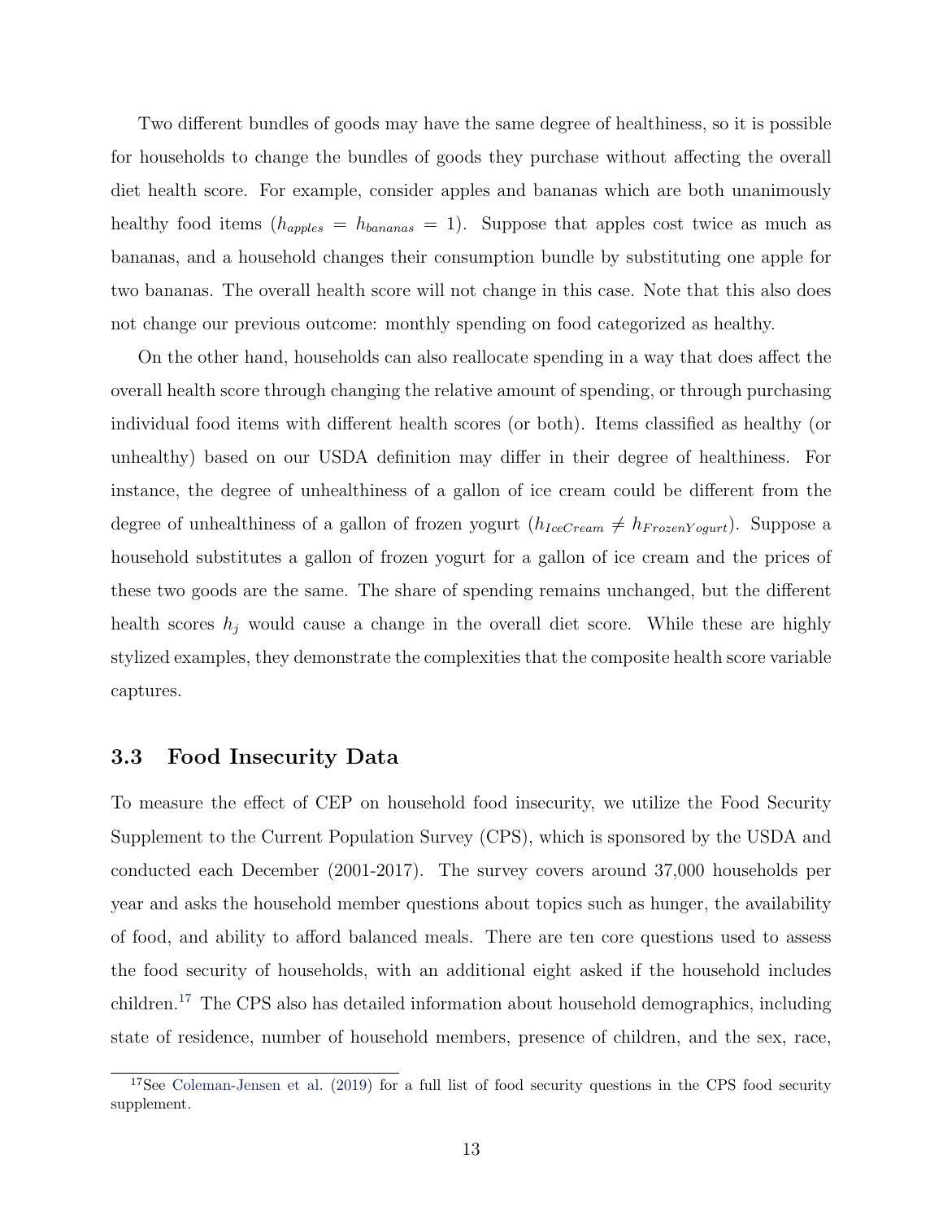Two different bundles of goods may have the same degree of healthiness, so it is possible for households to change the bundles of goods they purchase without affecting the overall diet health score. For example, consider apples and bananas which are both unanimously healthy food items ($h_{apples} = h_{bananas} = 1$). Suppose that apples cost twice as much as bananas, and a household changes their consumption bundle by substituting one apple for two bananas. The overall health score will not change in this case. Note that this also does not change our previous outcome: monthly spending on food categorized as healthy.

On the other hand, households can also reallocate spending in a way that does affect the overall health score through changing the relative amount of spending, or through purchasing individual food items with different health scores (or both). Items classified as healthy (or unhealthy) based on our USDA definition may differ in their degree of healthiness. For instance, the degree of unhealthiness of a gallon of ice cream could be different from the degree of unhealthiness of a gallon of frozen yogurt ($h_{IceCream} \neq h_{FrozenYogurt}$). Suppose a household substitutes a gallon of frozen yogurt for a gallon of ice cream and the prices of these two goods are the same. The share of spending remains unchanged, but the different health scores $h_j$ would cause a change in the overall diet score. While these are highly stylized examples, they demonstrate the complexities that the composite health score variable captures.

### 3.3 Food Insecurity Data

To measure the effect of CEP on household food insecurity, we utilize the Food Security Supplement to the Current Population Survey (CPS), which is sponsored by the USDA and conducted each December (2001-2017). The survey covers around 37,000 households per year and asks the household member questions about topics such as hunger, the availability of food, and ability to afford balanced meals. There are ten core questions used to assess the food security of households, with an additional eight asked if the household includes children.[17] The CPS also has detailed information about household demographics, including state of residence, number of household members, presence of children, and the sex, race,

[17]See Coleman-Jensen et al. (2019) for a full list of food security questions in the CPS food security supplement.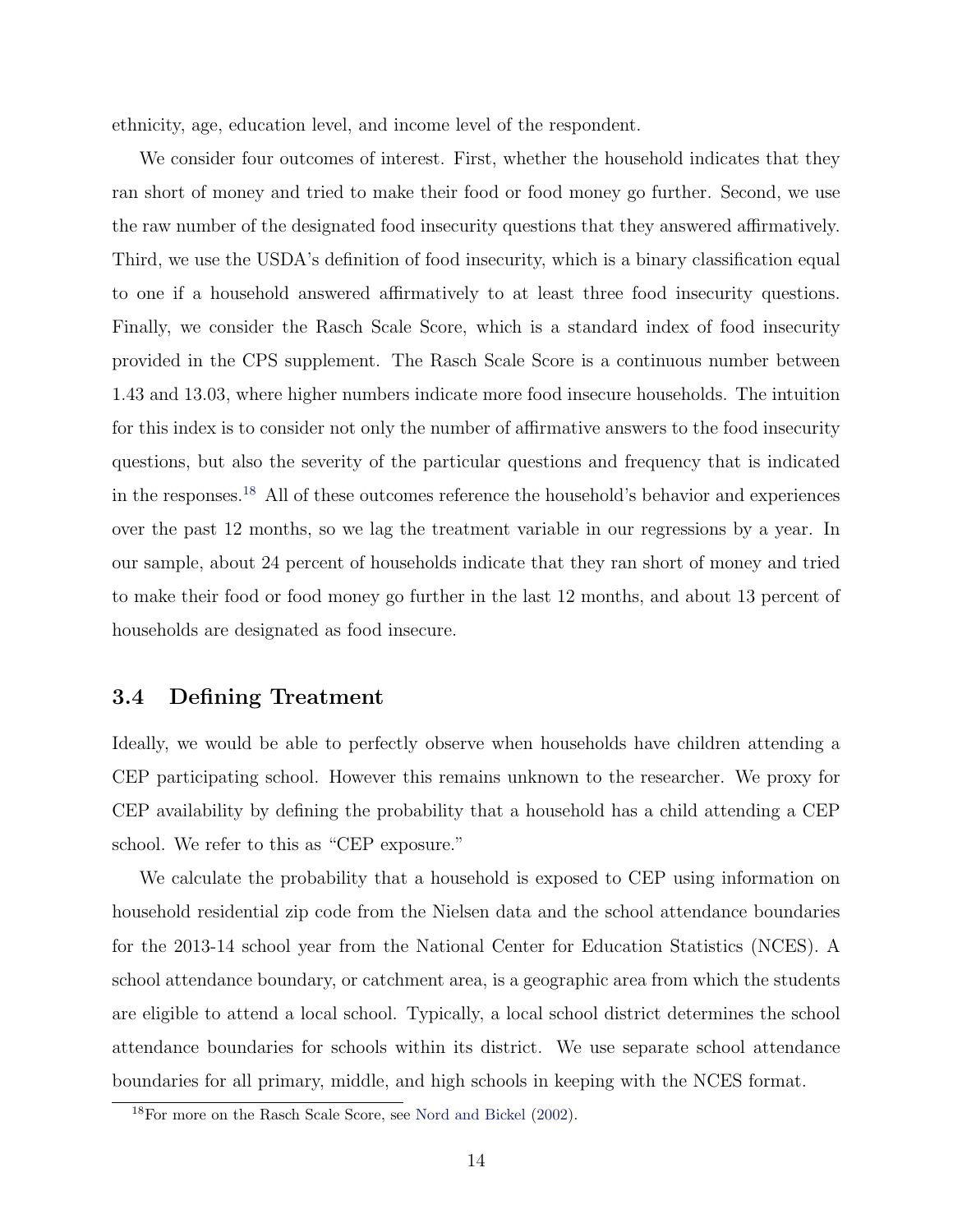ethnicity, age, education level, and income level of the respondent.

We consider four outcomes of interest. First, whether the household indicates that they ran short of money and tried to make their food or food money go further. Second, we use the raw number of the designated food insecurity questions that they answered affirmatively. Third, we use the USDA's definition of food insecurity, which is a binary classification equal to one if a household answered affirmatively to at least three food insecurity questions. Finally, we consider the Rasch Scale Score, which is a standard index of food insecurity provided in the CPS supplement. The Rasch Scale Score is a continuous number between 1.43 and 13.03, where higher numbers indicate more food insecure households. The intuition for this index is to consider not only the number of affirmative answers to the food insecurity questions, but also the severity of the particular questions and frequency that is indicated in the responses.[18] All of these outcomes reference the household's behavior and experiences over the past 12 months, so we lag the treatment variable in our regressions by a year. In our sample, about 24 percent of households indicate that they ran short of money and tried to make their food or food money go further in the last 12 months, and about 13 percent of households are designated as food insecure.

## 3.4 Defining Treatment

Ideally, we would be able to perfectly observe when households have children attending a CEP participating school. However this remains unknown to the researcher. We proxy for CEP availability by defining the probability that a household has a child attending a CEP school. We refer to this as "CEP exposure."

We calculate the probability that a household is exposed to CEP using information on household residential zip code from the Nielsen data and the school attendance boundaries for the 2013-14 school year from the National Center for Education Statistics (NCES). A school attendance boundary, or catchment area, is a geographic area from which the students are eligible to attend a local school. Typically, a local school district determines the school attendance boundaries for schools within its district. We use separate school attendance boundaries for all primary, middle, and high schools in keeping with the NCES format.

[18] For more on the Rasch Scale Score, see Nord and Bickel (2002).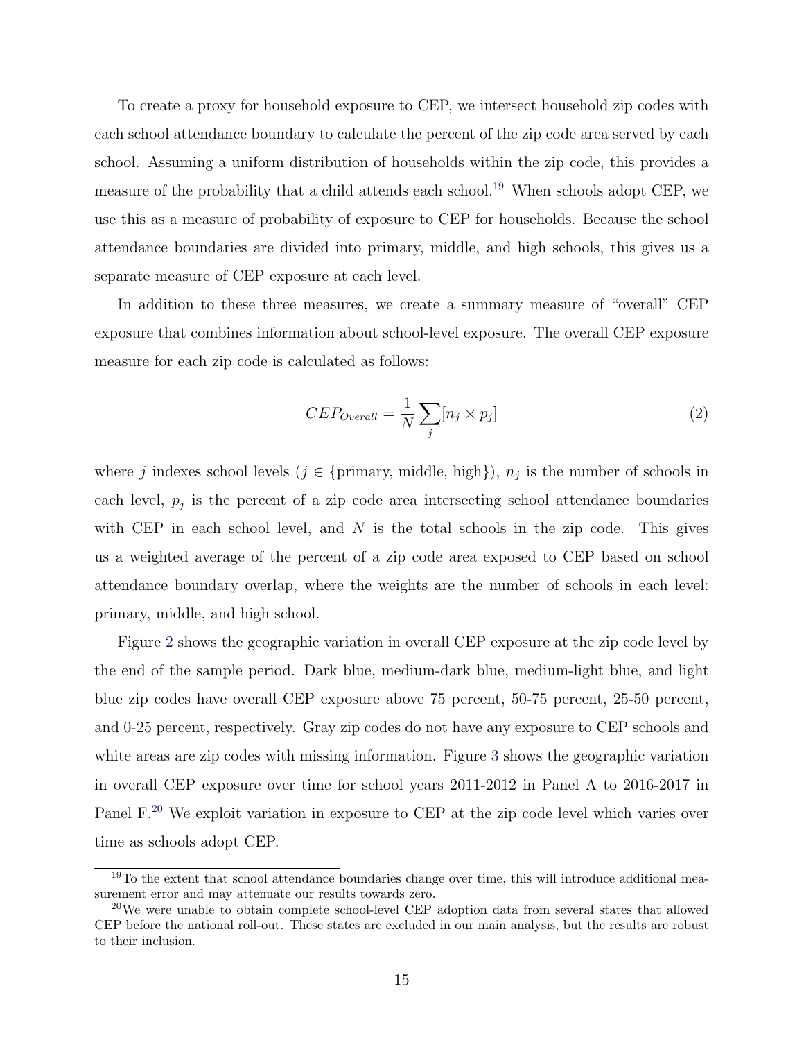To create a proxy for household exposure to CEP, we intersect household zip codes with each school attendance boundary to calculate the percent of the zip code area served by each school. Assuming a uniform distribution of households within the zip code, this provides a measure of the probability that a child attends each school.[19] When schools adopt CEP, we use this as a measure of probability of exposure to CEP for households. Because the school attendance boundaries are divided into primary, middle, and high schools, this gives us a separate measure of CEP exposure at each level.

In addition to these three measures, we create a summary measure of "overall" CEP exposure that combines information about school-level exposure. The overall CEP exposure measure for each zip code is calculated as follows:

$$CEP_{Overall} = \frac{1}{N} \sum_{j} [n_j \times p_j] \tag{2}$$

where $j$ indexes school levels ($j \in$ {primary, middle, high}), $n_j$ is the number of schools in each level, $p_j$ is the percent of a zip code area intersecting school attendance boundaries with CEP in each school level, and $N$ is the total schools in the zip code. This gives us a weighted average of the percent of a zip code area exposed to CEP based on school attendance boundary overlap, where the weights are the number of schools in each level: primary, middle, and high school.

Figure 2 shows the geographic variation in overall CEP exposure at the zip code level by the end of the sample period. Dark blue, medium-dark blue, medium-light blue, and light blue zip codes have overall CEP exposure above 75 percent, 50-75 percent, 25-50 percent, and 0-25 percent, respectively. Gray zip codes do not have any exposure to CEP schools and white areas are zip codes with missing information. Figure 3 shows the geographic variation in overall CEP exposure over time for school years 2011-2012 in Panel A to 2016-2017 in Panel F.[20] We exploit variation in exposure to CEP at the zip code level which varies over time as schools adopt CEP.

[19] To the extent that school attendance boundaries change over time, this will introduce additional measurement error and may attenuate our results towards zero.

[20] We were unable to obtain complete school-level CEP adoption data from several states that allowed CEP before the national roll-out. These states are excluded in our main analysis, but the results are robust to their inclusion.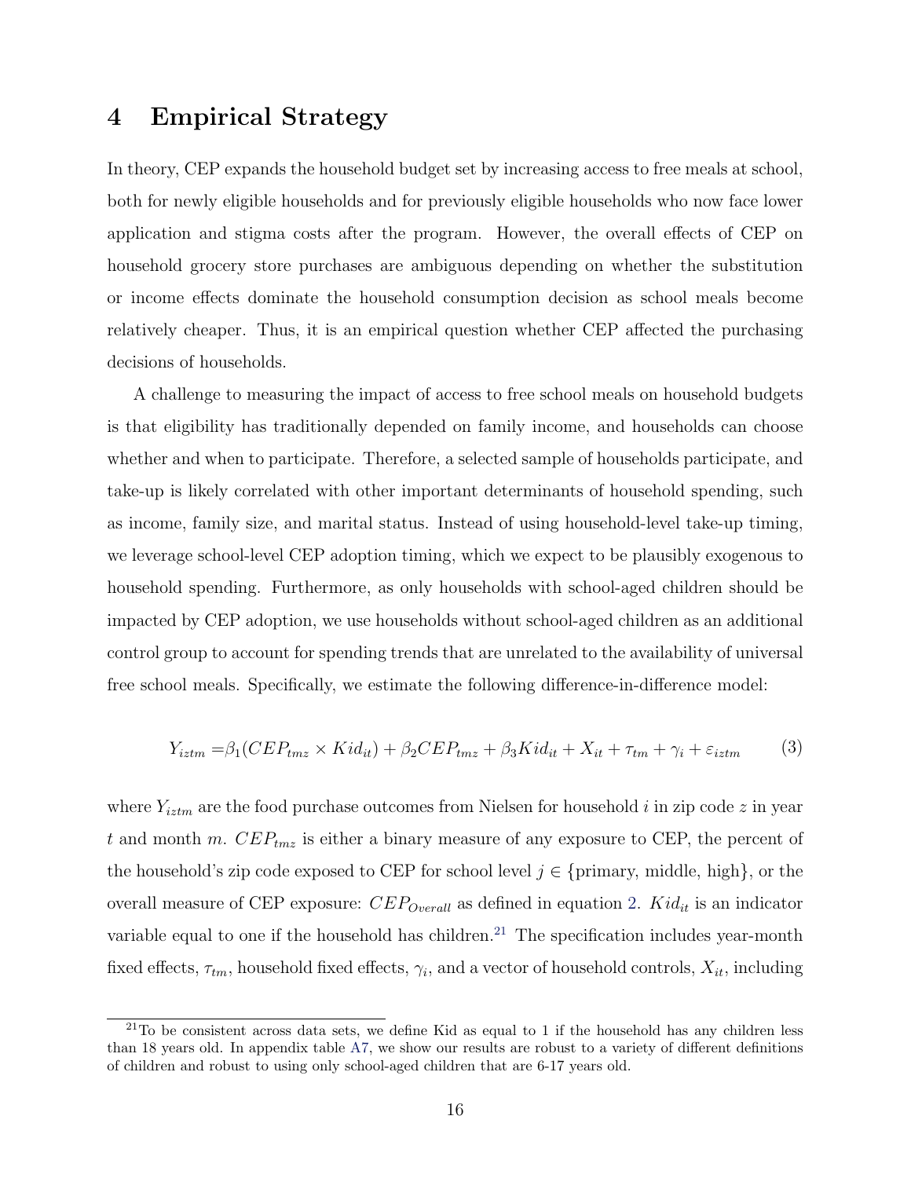# 4 Empirical Strategy

In theory, CEP expands the household budget set by increasing access to free meals at school, both for newly eligible households and for previously eligible households who now face lower application and stigma costs after the program. However, the overall effects of CEP on household grocery store purchases are ambiguous depending on whether the substitution or income effects dominate the household consumption decision as school meals become relatively cheaper. Thus, it is an empirical question whether CEP affected the purchasing decisions of households.

A challenge to measuring the impact of access to free school meals on household budgets is that eligibility has traditionally depended on family income, and households can choose whether and when to participate. Therefore, a selected sample of households participate, and take-up is likely correlated with other important determinants of household spending, such as income, family size, and marital status. Instead of using household-level take-up timing, we leverage school-level CEP adoption timing, which we expect to be plausibly exogenous to household spending. Furthermore, as only households with school-aged children should be impacted by CEP adoption, we use households without school-aged children as an additional control group to account for spending trends that are unrelated to the availability of universal free school meals. Specifically, we estimate the following difference-in-difference model:

$$Y_{iztm} = \beta_1 (CEP_{tmz} \times Kid_{it}) + \beta_2 CEP_{tmz} + \beta_3 Kid_{it} + X_{it} + \tau_{tm} + \gamma_i + \varepsilon_{iztm} \qquad (3)$$

where $Y_{iztm}$ are the food purchase outcomes from Nielsen for household $i$ in zip code $z$ in year $t$ and month $m$. $CEP_{tmz}$ is either a binary measure of any exposure to CEP, the percent of the household's zip code exposed to CEP for school level $j \in \{\text{primary, middle, high}\}$, or the overall measure of CEP exposure: $CEP_{Overall}$ as defined in equation 2. $Kid_{it}$ is an indicator variable equal to one if the household has children.[21] The specification includes year-month fixed effects, $\tau_{tm}$, household fixed effects, $\gamma_i$, and a vector of household controls, $X_{it}$, including

[21] To be consistent across data sets, we define Kid as equal to 1 if the household has any children less than 18 years old. In appendix table A7, we show our results are robust to a variety of different definitions of children and robust to using only school-aged children that are 6-17 years old.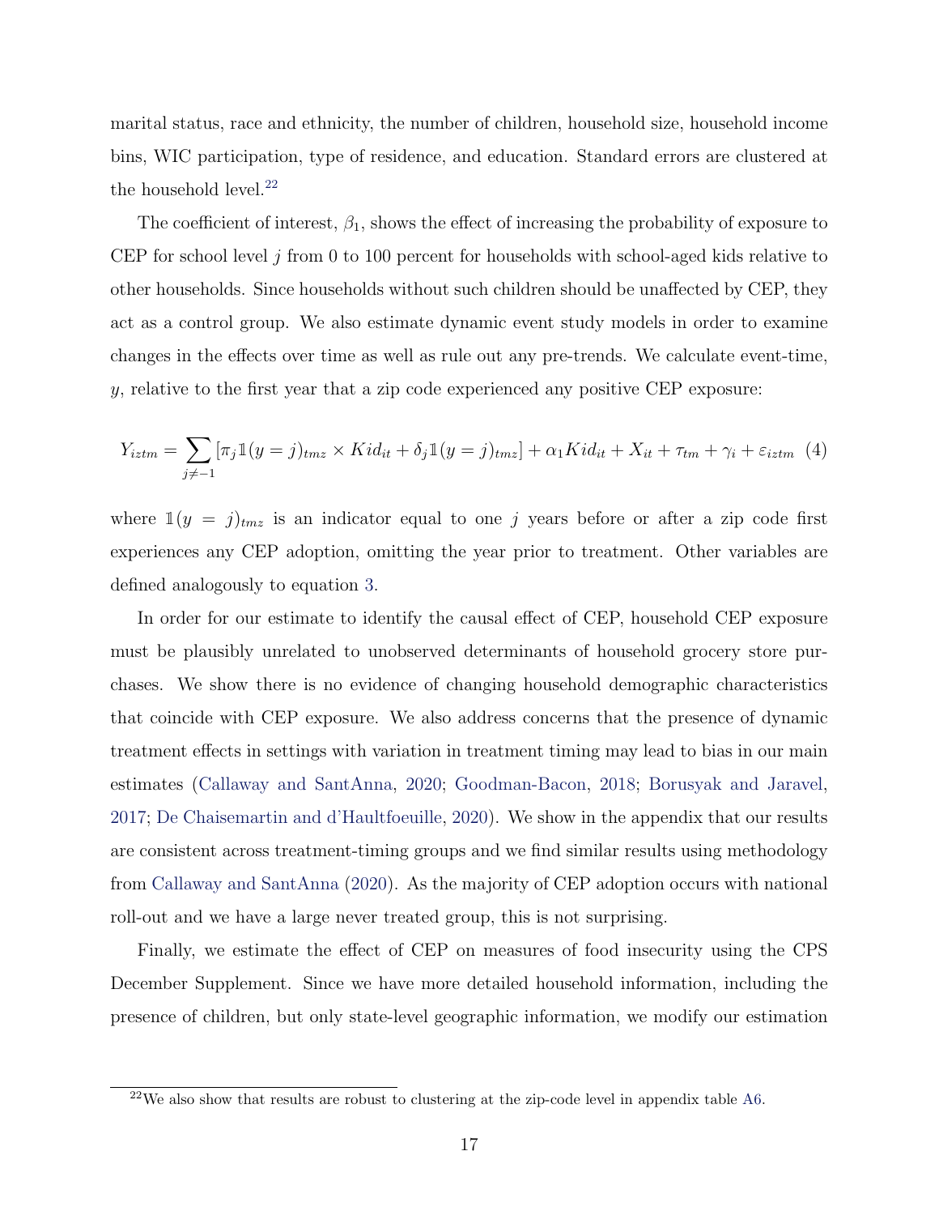marital status, race and ethnicity, the number of children, household size, household income bins, WIC participation, type of residence, and education. Standard errors are clustered at the household level.[22]

The coefficient of interest, $\beta_1$, shows the effect of increasing the probability of exposure to CEP for school level $j$ from 0 to 100 percent for households with school-aged kids relative to other households. Since households without such children should be unaffected by CEP, they act as a control group. We also estimate dynamic event study models in order to examine changes in the effects over time as well as rule out any pre-trends. We calculate event-time, $y$, relative to the first year that a zip code experienced any positive CEP exposure:

$$Y_{iztm} = \sum_{j \neq -1} [\pi_j \mathbb{1}(y = j)_{tmz} \times Kid_{it} + \delta_j \mathbb{1}(y = j)_{tmz}] + \alpha_1 Kid_{it} + X_{it} + \tau_{tm} + \gamma_i + \varepsilon_{iztm} \quad (4)$$

where $\mathbb{1}(y = j)_{tmz}$ is an indicator equal to one $j$ years before or after a zip code first experiences any CEP adoption, omitting the year prior to treatment. Other variables are defined analogously to equation 3.

In order for our estimate to identify the causal effect of CEP, household CEP exposure must be plausibly unrelated to unobserved determinants of household grocery store purchases. We show there is no evidence of changing household demographic characteristics that coincide with CEP exposure. We also address concerns that the presence of dynamic treatment effects in settings with variation in treatment timing may lead to bias in our main estimates (Callaway and SantAnna, 2020; Goodman-Bacon, 2018; Borusyak and Jaravel, 2017; De Chaisemartin and d'Haultfoeuille, 2020). We show in the appendix that our results are consistent across treatment-timing groups and we find similar results using methodology from Callaway and SantAnna (2020). As the majority of CEP adoption occurs with national roll-out and we have a large never treated group, this is not surprising.

Finally, we estimate the effect of CEP on measures of food insecurity using the CPS December Supplement. Since we have more detailed household information, including the presence of children, but only state-level geographic information, we modify our estimation

[22] We also show that results are robust to clustering at the zip-code level in appendix table A6.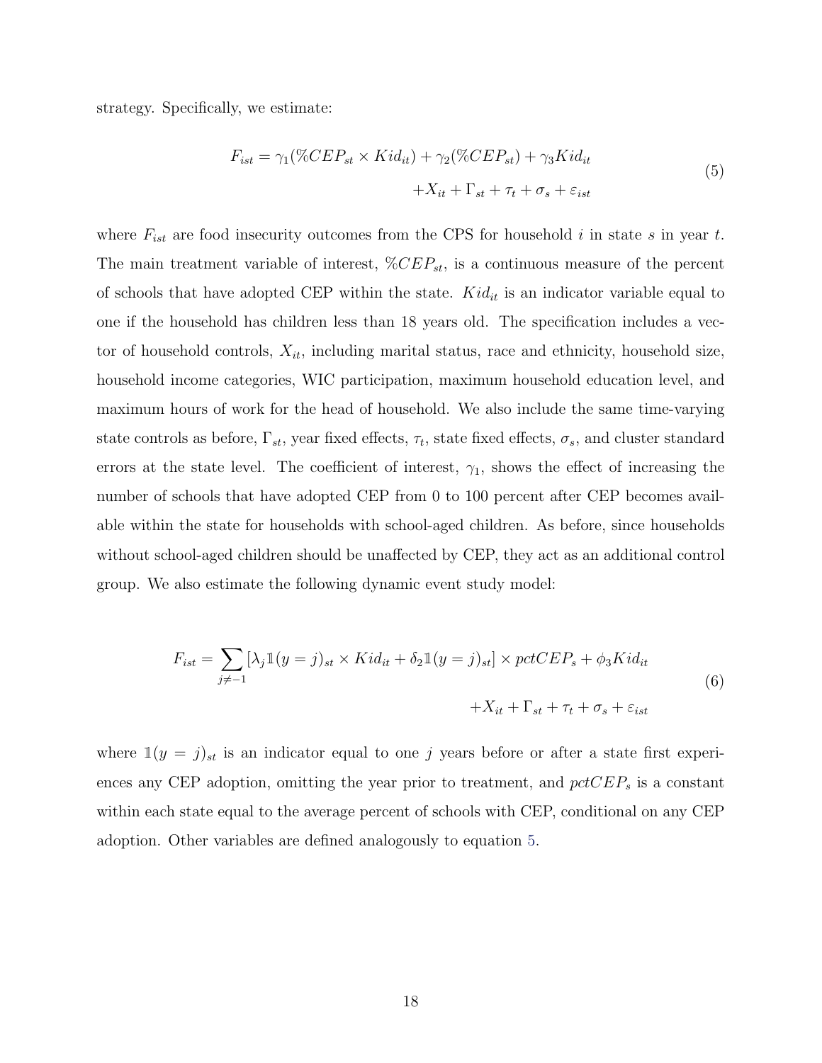strategy. Specifically, we estimate:

$$
\begin{aligned}
F_{ist} = \gamma_1(\%CEP_{st} \times Kid_{it}) + \gamma_2(\%CEP_{st}) + \gamma_3 Kid_{it} \\
+ X_{it} + \Gamma_{st} + \tau_t + \sigma_s + \varepsilon_{ist}
\end{aligned}
\tag{5}
$$

where $F_{ist}$ are food insecurity outcomes from the CPS for household $i$ in state $s$ in year $t$. The main treatment variable of interest, $\%CEP_{st}$, is a continuous measure of the percent of schools that have adopted CEP within the state. $Kid_{it}$ is an indicator variable equal to one if the household has children less than 18 years old. The specification includes a vector of household controls, $X_{it}$, including marital status, race and ethnicity, household size, household income categories, WIC participation, maximum household education level, and maximum hours of work for the head of household. We also include the same time-varying state controls as before, $\Gamma_{st}$, year fixed effects, $\tau_t$, state fixed effects, $\sigma_s$, and cluster standard errors at the state level. The coefficient of interest, $\gamma_1$, shows the effect of increasing the number of schools that have adopted CEP from 0 to 100 percent after CEP becomes available within the state for households with school-aged children. As before, since households without school-aged children should be unaffected by CEP, they act as an additional control group. We also estimate the following dynamic event study model:

$$
\begin{aligned}
F_{ist} = \sum_{j \neq -1} [\lambda_j \mathbb{1}(y = j)_{st} \times Kid_{it} + \delta_2 \mathbb{1}(y = j)_{st}] \times pctCEP_s + \phi_3 Kid_{it} \\
+ X_{it} + \Gamma_{st} + \tau_t + \sigma_s + \varepsilon_{ist}
\end{aligned}
\tag{6}
$$

where $\mathbb{1}(y = j)_{st}$ is an indicator equal to one $j$ years before or after a state first experiences any CEP adoption, omitting the year prior to treatment, and $pctCEP_s$ is a constant within each state equal to the average percent of schools with CEP, conditional on any CEP adoption. Other variables are defined analogously to equation 5.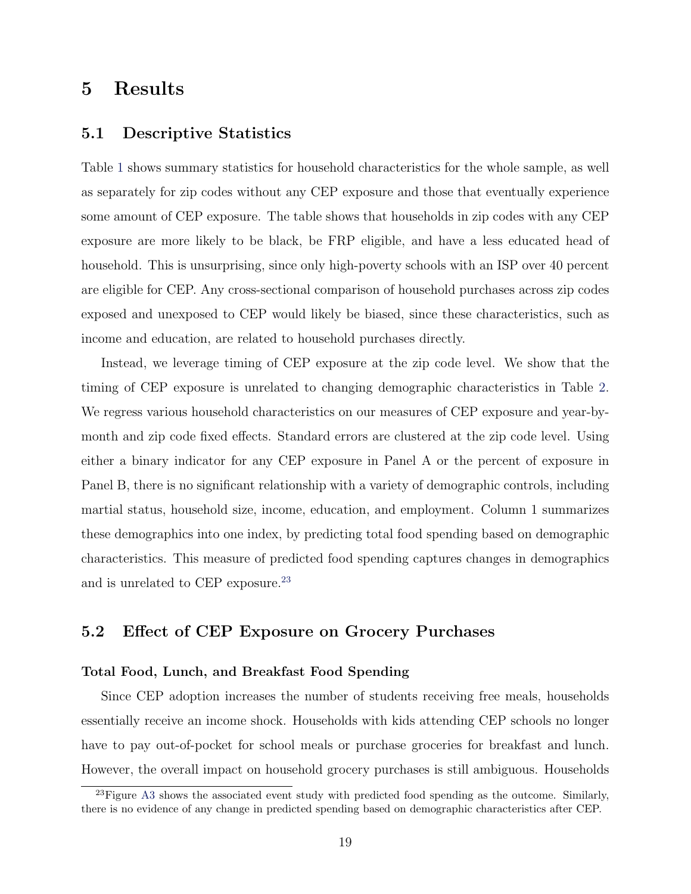# 5 Results

## 5.1 Descriptive Statistics

Table 1 shows summary statistics for household characteristics for the whole sample, as well as separately for zip codes without any CEP exposure and those that eventually experience some amount of CEP exposure. The table shows that households in zip codes with any CEP exposure are more likely to be black, be FRP eligible, and have a less educated head of household. This is unsurprising, since only high-poverty schools with an ISP over 40 percent are eligible for CEP. Any cross-sectional comparison of household purchases across zip codes exposed and unexposed to CEP would likely be biased, since these characteristics, such as income and education, are related to household purchases directly.

Instead, we leverage timing of CEP exposure at the zip code level. We show that the timing of CEP exposure is unrelated to changing demographic characteristics in Table 2. We regress various household characteristics on our measures of CEP exposure and year-by-month and zip code fixed effects. Standard errors are clustered at the zip code level. Using either a binary indicator for any CEP exposure in Panel A or the percent of exposure in Panel B, there is no significant relationship with a variety of demographic controls, including martial status, household size, income, education, and employment. Column 1 summarizes these demographics into one index, by predicting total food spending based on demographic characteristics. This measure of predicted food spending captures changes in demographics and is unrelated to CEP exposure.[23]

## 5.2 Effect of CEP Exposure on Grocery Purchases

**Total Food, Lunch, and Breakfast Food Spending**

Since CEP adoption increases the number of students receiving free meals, households essentially receive an income shock. Households with kids attending CEP schools no longer have to pay out-of-pocket for school meals or purchase groceries for breakfast and lunch. However, the overall impact on household grocery purchases is still ambiguous. Households

[23]Figure A3 shows the associated event study with predicted food spending as the outcome. Similarly, there is no evidence of any change in predicted spending based on demographic characteristics after CEP.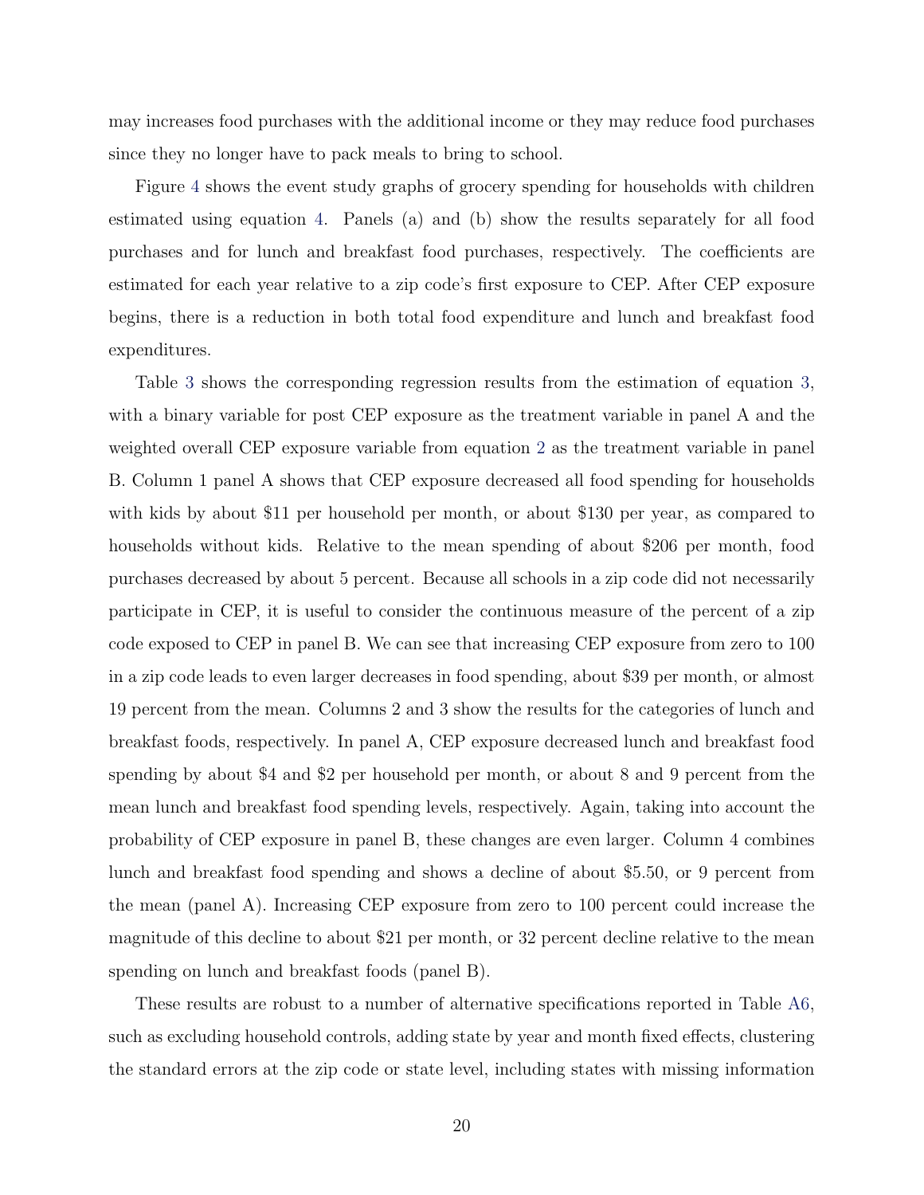may increases food purchases with the additional income or they may reduce food purchases since they no longer have to pack meals to bring to school.

Figure 4 shows the event study graphs of grocery spending for households with children estimated using equation 4. Panels (a) and (b) show the results separately for all food purchases and for lunch and breakfast food purchases, respectively. The coefficients are estimated for each year relative to a zip code's first exposure to CEP. After CEP exposure begins, there is a reduction in both total food expenditure and lunch and breakfast food expenditures.

Table 3 shows the corresponding regression results from the estimation of equation 3, with a binary variable for post CEP exposure as the treatment variable in panel A and the weighted overall CEP exposure variable from equation 2 as the treatment variable in panel B. Column 1 panel A shows that CEP exposure decreased all food spending for households with kids by about \$11 per household per month, or about \$130 per year, as compared to households without kids. Relative to the mean spending of about \$206 per month, food purchases decreased by about 5 percent. Because all schools in a zip code did not necessarily participate in CEP, it is useful to consider the continuous measure of the percent of a zip code exposed to CEP in panel B. We can see that increasing CEP exposure from zero to 100 in a zip code leads to even larger decreases in food spending, about \$39 per month, or almost 19 percent from the mean. Columns 2 and 3 show the results for the categories of lunch and breakfast foods, respectively. In panel A, CEP exposure decreased lunch and breakfast food spending by about \$4 and \$2 per household per month, or about 8 and 9 percent from the mean lunch and breakfast food spending levels, respectively. Again, taking into account the probability of CEP exposure in panel B, these changes are even larger. Column 4 combines lunch and breakfast food spending and shows a decline of about \$5.50, or 9 percent from the mean (panel A). Increasing CEP exposure from zero to 100 percent could increase the magnitude of this decline to about \$21 per month, or 32 percent decline relative to the mean spending on lunch and breakfast foods (panel B).

These results are robust to a number of alternative specifications reported in Table A6, such as excluding household controls, adding state by year and month fixed effects, clustering the standard errors at the zip code or state level, including states with missing information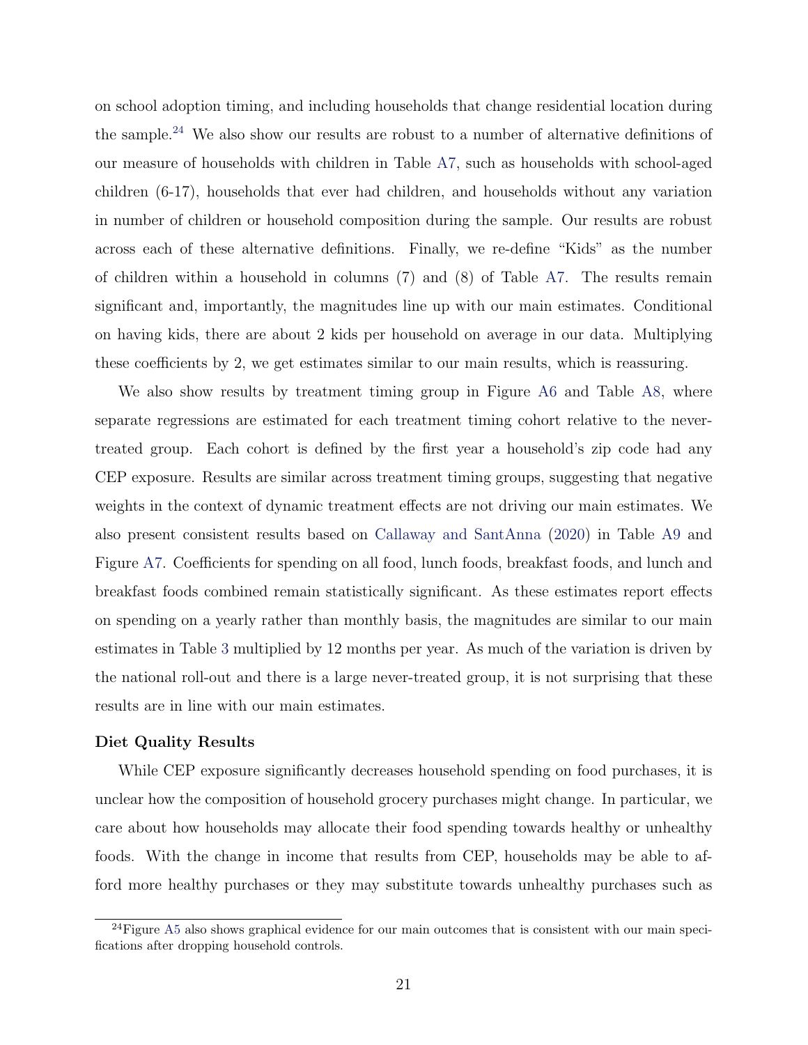on school adoption timing, and including households that change residential location during the sample.[24] We also show our results are robust to a number of alternative definitions of our measure of households with children in Table A7, such as households with school-aged children (6-17), households that ever had children, and households without any variation in number of children or household composition during the sample. Our results are robust across each of these alternative definitions. Finally, we re-define "Kids" as the number of children within a household in columns (7) and (8) of Table A7. The results remain significant and, importantly, the magnitudes line up with our main estimates. Conditional on having kids, there are about 2 kids per household on average in our data. Multiplying these coefficients by 2, we get estimates similar to our main results, which is reassuring.

We also show results by treatment timing group in Figure A6 and Table A8, where separate regressions are estimated for each treatment timing cohort relative to the never-treated group. Each cohort is defined by the first year a household's zip code had any CEP exposure. Results are similar across treatment timing groups, suggesting that negative weights in the context of dynamic treatment effects are not driving our main estimates. We also present consistent results based on Callaway and SantAnna (2020) in Table A9 and Figure A7. Coefficients for spending on all food, lunch foods, breakfast foods, and lunch and breakfast foods combined remain statistically significant. As these estimates report effects on spending on a yearly rather than monthly basis, the magnitudes are similar to our main estimates in Table 3 multiplied by 12 months per year. As much of the variation is driven by the national roll-out and there is a large never-treated group, it is not surprising that these results are in line with our main estimates.

**Diet Quality Results**

While CEP exposure significantly decreases household spending on food purchases, it is unclear how the composition of household grocery purchases might change. In particular, we care about how households may allocate their food spending towards healthy or unhealthy foods. With the change in income that results from CEP, households may be able to afford more healthy purchases or they may substitute towards unhealthy purchases such as

[24] Figure A5 also shows graphical evidence for our main outcomes that is consistent with our main specifications after dropping household controls.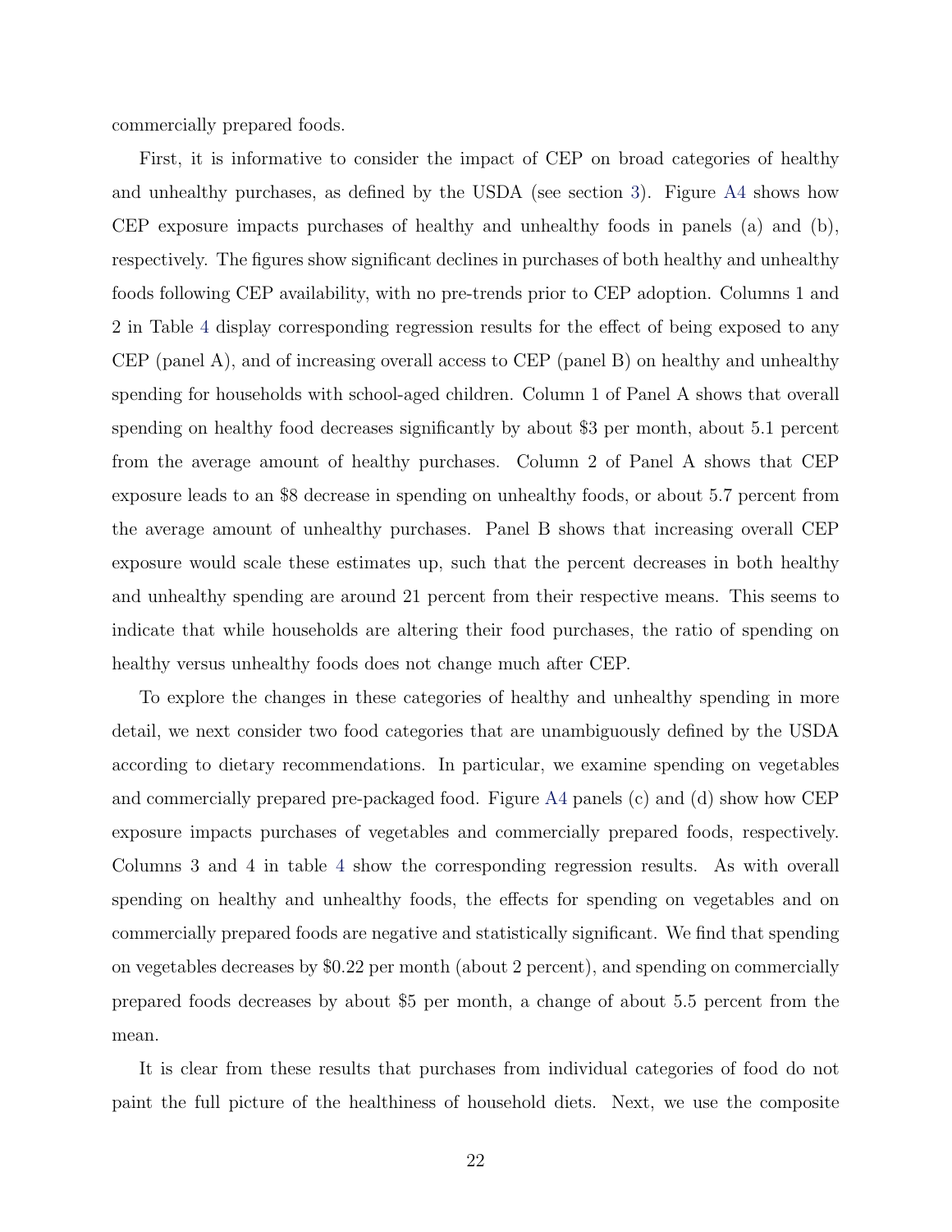commercially prepared foods.

First, it is informative to consider the impact of CEP on broad categories of healthy and unhealthy purchases, as defined by the USDA (see section 3). Figure A4 shows how CEP exposure impacts purchases of healthy and unhealthy foods in panels (a) and (b), respectively. The figures show significant declines in purchases of both healthy and unhealthy foods following CEP availability, with no pre-trends prior to CEP adoption. Columns 1 and 2 in Table 4 display corresponding regression results for the effect of being exposed to any CEP (panel A), and of increasing overall access to CEP (panel B) on healthy and unhealthy spending for households with school-aged children. Column 1 of Panel A shows that overall spending on healthy food decreases significantly by about $3 per month, about 5.1 percent from the average amount of healthy purchases. Column 2 of Panel A shows that CEP exposure leads to an $8 decrease in spending on unhealthy foods, or about 5.7 percent from the average amount of unhealthy purchases. Panel B shows that increasing overall CEP exposure would scale these estimates up, such that the percent decreases in both healthy and unhealthy spending are around 21 percent from their respective means. This seems to indicate that while households are altering their food purchases, the ratio of spending on healthy versus unhealthy foods does not change much after CEP.

To explore the changes in these categories of healthy and unhealthy spending in more detail, we next consider two food categories that are unambiguously defined by the USDA according to dietary recommendations. In particular, we examine spending on vegetables and commercially prepared pre-packaged food. Figure A4 panels (c) and (d) show how CEP exposure impacts purchases of vegetables and commercially prepared foods, respectively. Columns 3 and 4 in table 4 show the corresponding regression results. As with overall spending on healthy and unhealthy foods, the effects for spending on vegetables and on commercially prepared foods are negative and statistically significant. We find that spending on vegetables decreases by $0.22 per month (about 2 percent), and spending on commercially prepared foods decreases by about $5 per month, a change of about 5.5 percent from the mean.

It is clear from these results that purchases from individual categories of food do not paint the full picture of the healthiness of household diets. Next, we use the composite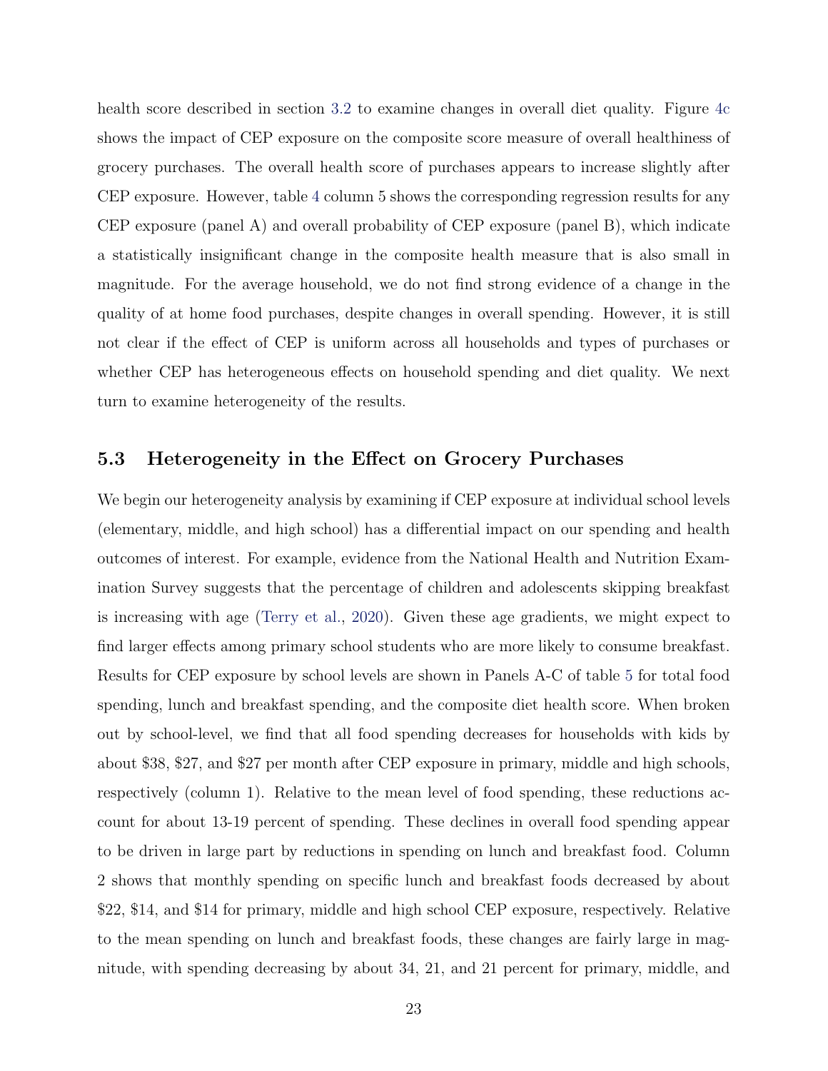health score described in section 3.2 to examine changes in overall diet quality. Figure 4c shows the impact of CEP exposure on the composite score measure of overall healthiness of grocery purchases. The overall health score of purchases appears to increase slightly after CEP exposure. However, table 4 column 5 shows the corresponding regression results for any CEP exposure (panel A) and overall probability of CEP exposure (panel B), which indicate a statistically insignificant change in the composite health measure that is also small in magnitude. For the average household, we do not find strong evidence of a change in the quality of at home food purchases, despite changes in overall spending. However, it is still not clear if the effect of CEP is uniform across all households and types of purchases or whether CEP has heterogeneous effects on household spending and diet quality. We next turn to examine heterogeneity of the results.

## 5.3 Heterogeneity in the Effect on Grocery Purchases

We begin our heterogeneity analysis by examining if CEP exposure at individual school levels (elementary, middle, and high school) has a differential impact on our spending and health outcomes of interest. For example, evidence from the National Health and Nutrition Examination Survey suggests that the percentage of children and adolescents skipping breakfast is increasing with age (Terry et al., 2020). Given these age gradients, we might expect to find larger effects among primary school students who are more likely to consume breakfast. Results for CEP exposure by school levels are shown in Panels A-C of table 5 for total food spending, lunch and breakfast spending, and the composite diet health score. When broken out by school-level, we find that all food spending decreases for households with kids by about \$38, \$27, and \$27 per month after CEP exposure in primary, middle and high schools, respectively (column 1). Relative to the mean level of food spending, these reductions account for about 13-19 percent of spending. These declines in overall food spending appear to be driven in large part by reductions in spending on lunch and breakfast food. Column 2 shows that monthly spending on specific lunch and breakfast foods decreased by about \$22, \$14, and \$14 for primary, middle and high school CEP exposure, respectively. Relative to the mean spending on lunch and breakfast foods, these changes are fairly large in magnitude, with spending decreasing by about 34, 21, and 21 percent for primary, middle, and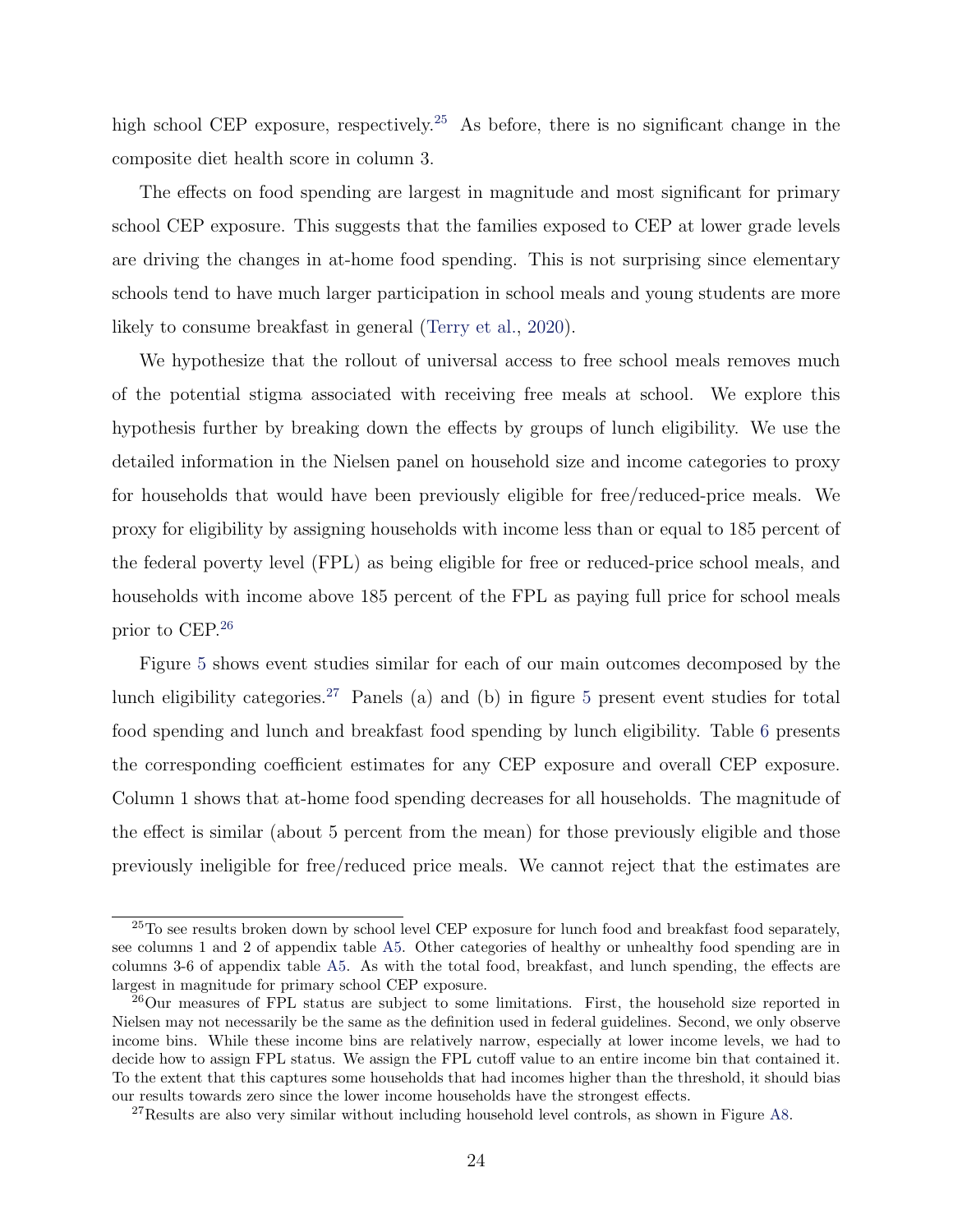high school CEP exposure, respectively.[25] As before, there is no significant change in the composite diet health score in column 3.

The effects on food spending are largest in magnitude and most significant for primary school CEP exposure. This suggests that the families exposed to CEP at lower grade levels are driving the changes in at-home food spending. This is not surprising since elementary schools tend to have much larger participation in school meals and young students are more likely to consume breakfast in general (Terry et al., 2020).

We hypothesize that the rollout of universal access to free school meals removes much of the potential stigma associated with receiving free meals at school. We explore this hypothesis further by breaking down the effects by groups of lunch eligibility. We use the detailed information in the Nielsen panel on household size and income categories to proxy for households that would have been previously eligible for free/reduced-price meals. We proxy for eligibility by assigning households with income less than or equal to 185 percent of the federal poverty level (FPL) as being eligible for free or reduced-price school meals, and households with income above 185 percent of the FPL as paying full price for school meals prior to CEP.[26]

Figure 5 shows event studies similar for each of our main outcomes decomposed by the lunch eligibility categories.[27] Panels (a) and (b) in figure 5 present event studies for total food spending and lunch and breakfast food spending by lunch eligibility. Table 6 presents the corresponding coefficient estimates for any CEP exposure and overall CEP exposure. Column 1 shows that at-home food spending decreases for all households. The magnitude of the effect is similar (about 5 percent from the mean) for those previously eligible and those previously ineligible for free/reduced price meals. We cannot reject that the estimates are

[25] To see results broken down by school level CEP exposure for lunch food and breakfast food separately, see columns 1 and 2 of appendix table A5. Other categories of healthy or unhealthy food spending are in columns 3-6 of appendix table A5. As with the total food, breakfast, and lunch spending, the effects are largest in magnitude for primary school CEP exposure.

[26] Our measures of FPL status are subject to some limitations. First, the household size reported in Nielsen may not necessarily be the same as the definition used in federal guidelines. Second, we only observe income bins. While these income bins are relatively narrow, especially at lower income levels, we had to decide how to assign FPL status. We assign the FPL cutoff value to an entire income bin that contained it. To the extent that this captures some households that had incomes higher than the threshold, it should bias our results towards zero since the lower income households have the strongest effects.

[27] Results are also very similar without including household level controls, as shown in Figure A8.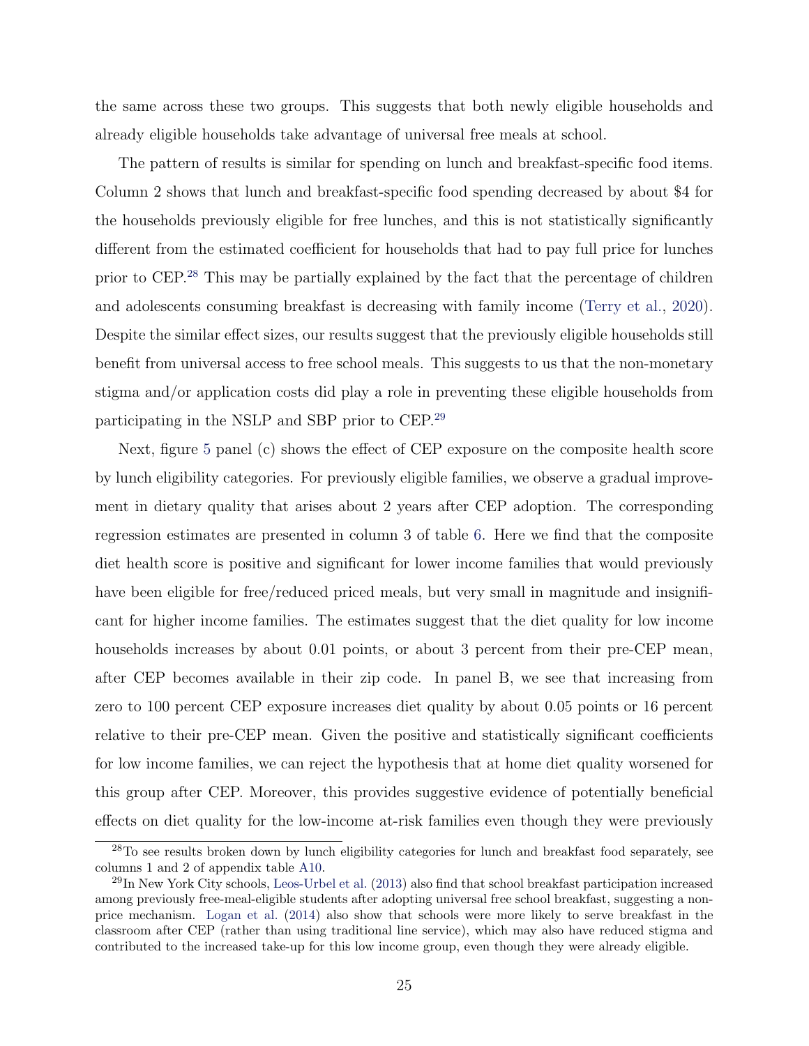the same across these two groups. This suggests that both newly eligible households and already eligible households take advantage of universal free meals at school.

The pattern of results is similar for spending on lunch and breakfast-specific food items. Column 2 shows that lunch and breakfast-specific food spending decreased by about $4 for the households previously eligible for free lunches, and this is not statistically significantly different from the estimated coefficient for households that had to pay full price for lunches prior to CEP.[28] This may be partially explained by the fact that the percentage of children and adolescents consuming breakfast is decreasing with family income (Terry et al., 2020). Despite the similar effect sizes, our results suggest that the previously eligible households still benefit from universal access to free school meals. This suggests to us that the non-monetary stigma and/or application costs did play a role in preventing these eligible households from participating in the NSLP and SBP prior to CEP.[29]

Next, figure 5 panel (c) shows the effect of CEP exposure on the composite health score by lunch eligibility categories. For previously eligible families, we observe a gradual improvement in dietary quality that arises about 2 years after CEP adoption. The corresponding regression estimates are presented in column 3 of table 6. Here we find that the composite diet health score is positive and significant for lower income families that would previously have been eligible for free/reduced priced meals, but very small in magnitude and insignificant for higher income families. The estimates suggest that the diet quality for low income households increases by about 0.01 points, or about 3 percent from their pre-CEP mean, after CEP becomes available in their zip code. In panel B, we see that increasing from zero to 100 percent CEP exposure increases diet quality by about 0.05 points or 16 percent relative to their pre-CEP mean. Given the positive and statistically significant coefficients for low income families, we can reject the hypothesis that at home diet quality worsened for this group after CEP. Moreover, this provides suggestive evidence of potentially beneficial effects on diet quality for the low-income at-risk families even though they were previously

[28] To see results broken down by lunch eligibility categories for lunch and breakfast food separately, see columns 1 and 2 of appendix table A10.

[29] In New York City schools, Leos-Urbel et al. (2013) also find that school breakfast participation increased among previously free-meal-eligible students after adopting universal free school breakfast, suggesting a non-price mechanism. Logan et al. (2014) also show that schools were more likely to serve breakfast in the classroom after CEP (rather than using traditional line service), which may also have reduced stigma and contributed to the increased take-up for this low income group, even though they were already eligible.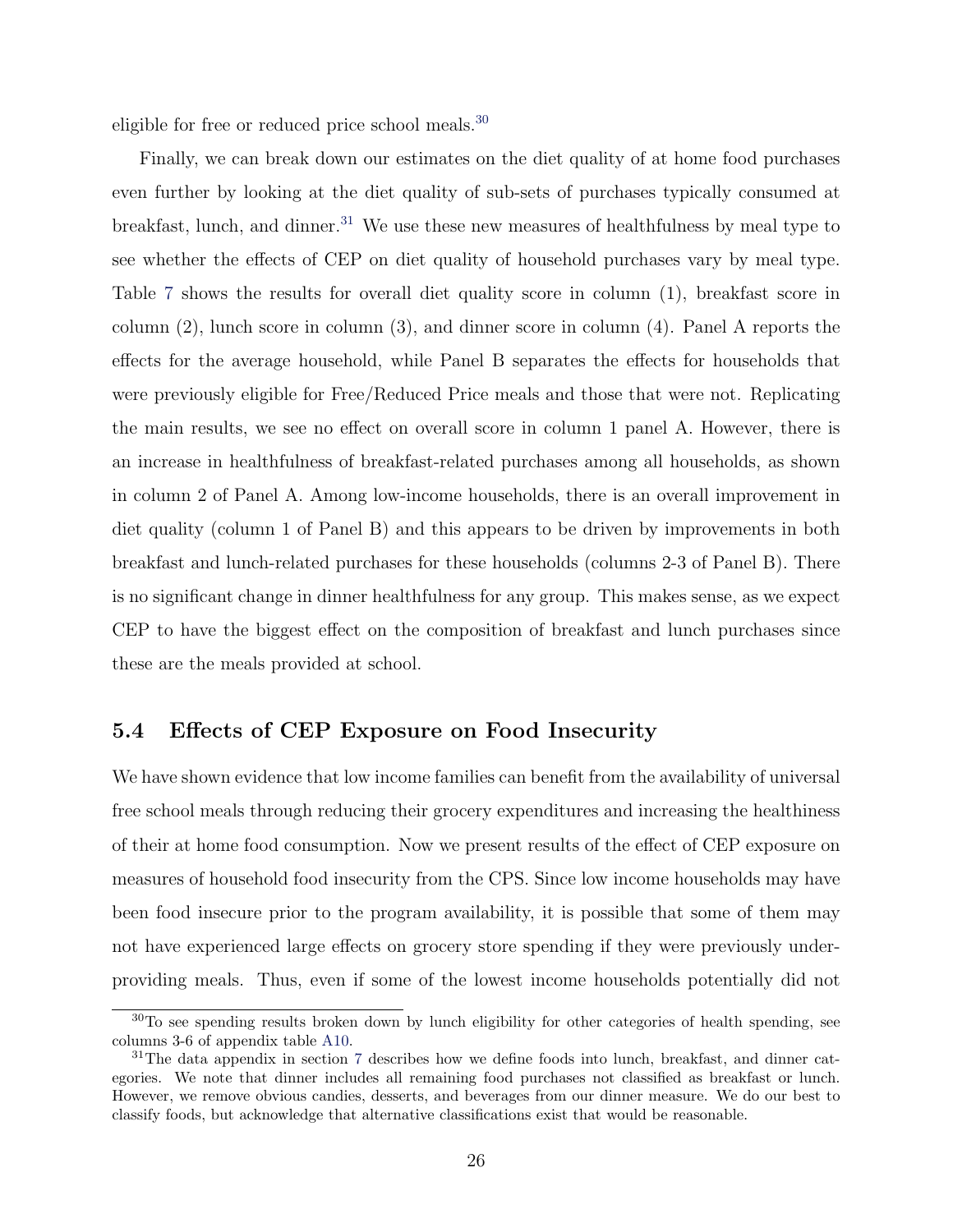eligible for free or reduced price school meals.[30]

Finally, we can break down our estimates on the diet quality of at home food purchases even further by looking at the diet quality of sub-sets of purchases typically consumed at breakfast, lunch, and dinner.[31] We use these new measures of healthfulness by meal type to see whether the effects of CEP on diet quality of household purchases vary by meal type. Table 7 shows the results for overall diet quality score in column (1), breakfast score in column (2), lunch score in column (3), and dinner score in column (4). Panel A reports the effects for the average household, while Panel B separates the effects for households that were previously eligible for Free/Reduced Price meals and those that were not. Replicating the main results, we see no effect on overall score in column 1 panel A. However, there is an increase in healthfulness of breakfast-related purchases among all households, as shown in column 2 of Panel A. Among low-income households, there is an overall improvement in diet quality (column 1 of Panel B) and this appears to be driven by improvements in both breakfast and lunch-related purchases for these households (columns 2-3 of Panel B). There is no significant change in dinner healthfulness for any group. This makes sense, as we expect CEP to have the biggest effect on the composition of breakfast and lunch purchases since these are the meals provided at school.

## 5.4 Effects of CEP Exposure on Food Insecurity

We have shown evidence that low income families can benefit from the availability of universal free school meals through reducing their grocery expenditures and increasing the healthiness of their at home food consumption. Now we present results of the effect of CEP exposure on measures of household food insecurity from the CPS. Since low income households may have been food insecure prior to the program availability, it is possible that some of them may not have experienced large effects on grocery store spending if they were previously under-providing meals. Thus, even if some of the lowest income households potentially did not

---

[30] To see spending results broken down by lunch eligibility for other categories of health spending, see columns 3-6 of appendix table A10.

[31] The data appendix in section 7 describes how we define foods into lunch, breakfast, and dinner categories. We note that dinner includes all remaining food purchases not classified as breakfast or lunch. However, we remove obvious candies, desserts, and beverages from our dinner measure. We do our best to classify foods, but acknowledge that alternative classifications exist that would be reasonable.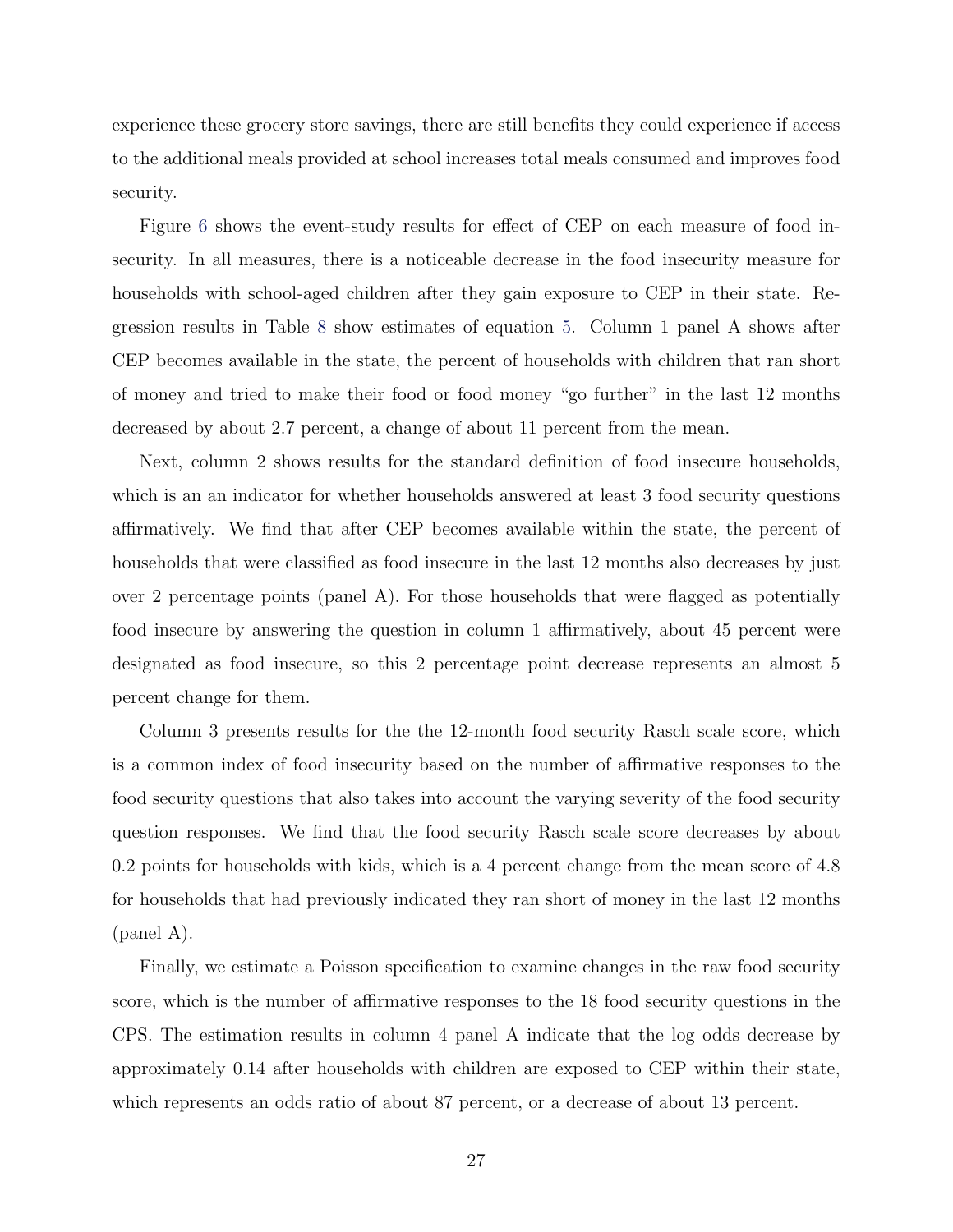experience these grocery store savings, there are still benefits they could experience if access to the additional meals provided at school increases total meals consumed and improves food security.

Figure 6 shows the event-study results for effect of CEP on each measure of food insecurity. In all measures, there is a noticeable decrease in the food insecurity measure for households with school-aged children after they gain exposure to CEP in their state. Regression results in Table 8 show estimates of equation 5. Column 1 panel A shows after CEP becomes available in the state, the percent of households with children that ran short of money and tried to make their food or food money "go further" in the last 12 months decreased by about 2.7 percent, a change of about 11 percent from the mean.

Next, column 2 shows results for the standard definition of food insecure households, which is an an indicator for whether households answered at least 3 food security questions affirmatively. We find that after CEP becomes available within the state, the percent of households that were classified as food insecure in the last 12 months also decreases by just over 2 percentage points (panel A). For those households that were flagged as potentially food insecure by answering the question in column 1 affirmatively, about 45 percent were designated as food insecure, so this 2 percentage point decrease represents an almost 5 percent change for them.

Column 3 presents results for the the 12-month food security Rasch scale score, which is a common index of food insecurity based on the number of affirmative responses to the food security questions that also takes into account the varying severity of the food security question responses. We find that the food security Rasch scale score decreases by about 0.2 points for households with kids, which is a 4 percent change from the mean score of 4.8 for households that had previously indicated they ran short of money in the last 12 months (panel A).

Finally, we estimate a Poisson specification to examine changes in the raw food security score, which is the number of affirmative responses to the 18 food security questions in the CPS. The estimation results in column 4 panel A indicate that the log odds decrease by approximately 0.14 after households with children are exposed to CEP within their state, which represents an odds ratio of about 87 percent, or a decrease of about 13 percent.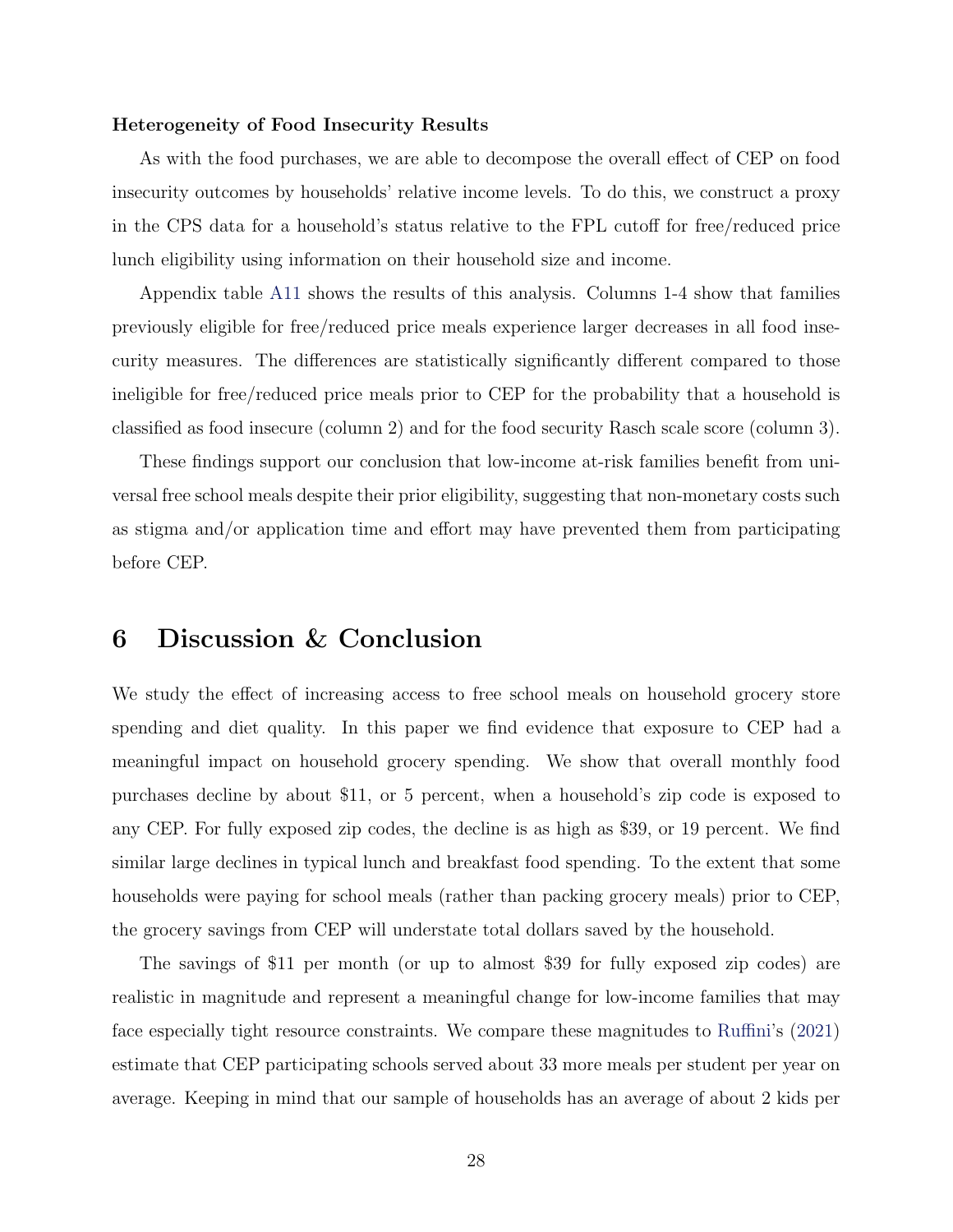**Heterogeneity of Food Insecurity Results**

As with the food purchases, we are able to decompose the overall effect of CEP on food insecurity outcomes by households' relative income levels. To do this, we construct a proxy in the CPS data for a household's status relative to the FPL cutoff for free/reduced price lunch eligibility using information on their household size and income.

Appendix table A11 shows the results of this analysis. Columns 1-4 show that families previously eligible for free/reduced price meals experience larger decreases in all food insecurity measures. The differences are statistically significantly different compared to those ineligible for free/reduced price meals prior to CEP for the probability that a household is classified as food insecure (column 2) and for the food security Rasch scale score (column 3).

These findings support our conclusion that low-income at-risk families benefit from universal free school meals despite their prior eligibility, suggesting that non-monetary costs such as stigma and/or application time and effort may have prevented them from participating before CEP.

# 6 Discussion & Conclusion

We study the effect of increasing access to free school meals on household grocery store spending and diet quality. In this paper we find evidence that exposure to CEP had a meaningful impact on household grocery spending. We show that overall monthly food purchases decline by about $11, or 5 percent, when a household's zip code is exposed to any CEP. For fully exposed zip codes, the decline is as high as $39, or 19 percent. We find similar large declines in typical lunch and breakfast food spending. To the extent that some households were paying for school meals (rather than packing grocery meals) prior to CEP, the grocery savings from CEP will understate total dollars saved by the household.

The savings of $11 per month (or up to almost $39 for fully exposed zip codes) are realistic in magnitude and represent a meaningful change for low-income families that may face especially tight resource constraints. We compare these magnitudes to Ruffini's (2021) estimate that CEP participating schools served about 33 more meals per student per year on average. Keeping in mind that our sample of households has an average of about 2 kids per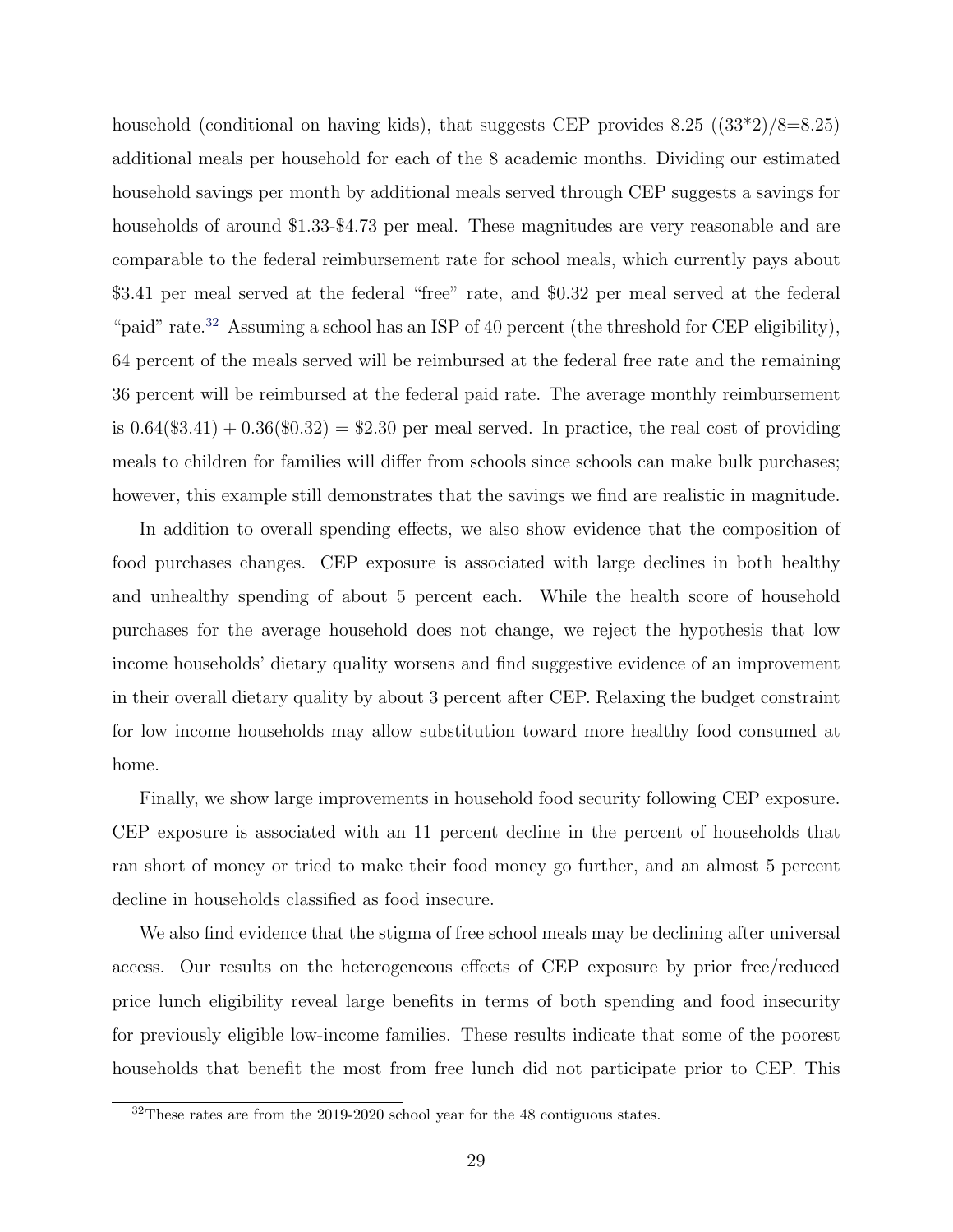household (conditional on having kids), that suggests CEP provides 8.25 ((33*2)/8=8.25) additional meals per household for each of the 8 academic months. Dividing our estimated household savings per month by additional meals served through CEP suggests a savings for households of around \$1.33-\$4.73 per meal. These magnitudes are very reasonable and are comparable to the federal reimbursement rate for school meals, which currently pays about \$3.41 per meal served at the federal "free" rate, and \$0.32 per meal served at the federal "paid" rate.[32] Assuming a school has an ISP of 40 percent (the threshold for CEP eligibility), 64 percent of the meals served will be reimbursed at the federal free rate and the remaining 36 percent will be reimbursed at the federal paid rate. The average monthly reimbursement is $0.64(\$3.41) + 0.36(\$0.32) = \$2.30$ per meal served. In practice, the real cost of providing meals to children for families will differ from schools since schools can make bulk purchases; however, this example still demonstrates that the savings we find are realistic in magnitude.

In addition to overall spending effects, we also show evidence that the composition of food purchases changes. CEP exposure is associated with large declines in both healthy and unhealthy spending of about 5 percent each. While the health score of household purchases for the average household does not change, we reject the hypothesis that low income households' dietary quality worsens and find suggestive evidence of an improvement in their overall dietary quality by about 3 percent after CEP. Relaxing the budget constraint for low income households may allow substitution toward more healthy food consumed at home.

Finally, we show large improvements in household food security following CEP exposure. CEP exposure is associated with an 11 percent decline in the percent of households that ran short of money or tried to make their food money go further, and an almost 5 percent decline in households classified as food insecure.

We also find evidence that the stigma of free school meals may be declining after universal access. Our results on the heterogeneous effects of CEP exposure by prior free/reduced price lunch eligibility reveal large benefits in terms of both spending and food insecurity for previously eligible low-income families. These results indicate that some of the poorest households that benefit the most from free lunch did not participate prior to CEP. This

[32] These rates are from the 2019-2020 school year for the 48 contiguous states.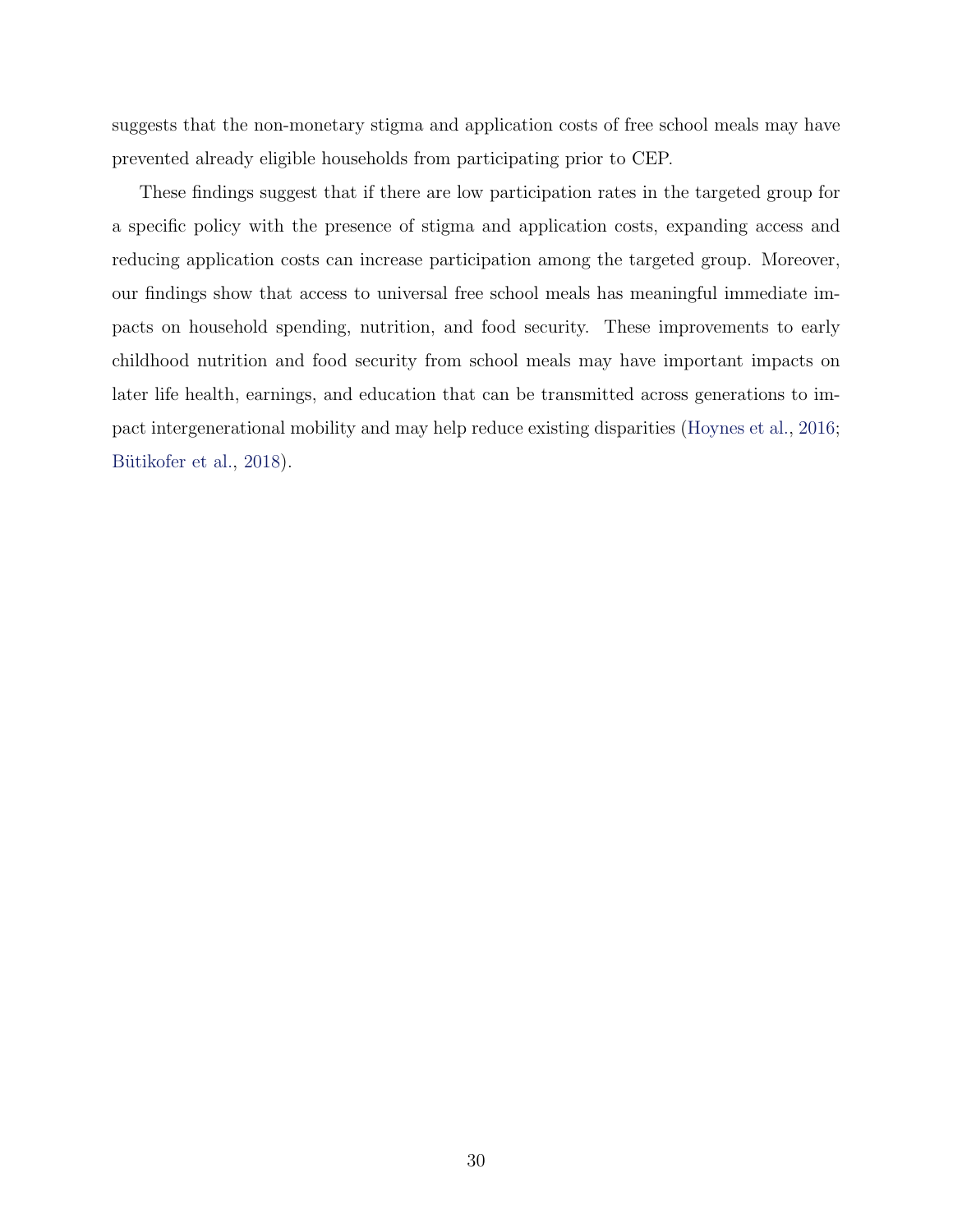suggests that the non-monetary stigma and application costs of free school meals may have prevented already eligible households from participating prior to CEP.

These findings suggest that if there are low participation rates in the targeted group for a specific policy with the presence of stigma and application costs, expanding access and reducing application costs can increase participation among the targeted group. Moreover, our findings show that access to universal free school meals has meaningful immediate impacts on household spending, nutrition, and food security. These improvements to early childhood nutrition and food security from school meals may have important impacts on later life health, earnings, and education that can be transmitted across generations to impact intergenerational mobility and may help reduce existing disparities (Hoynes et al., 2016; Bütikofer et al., 2018).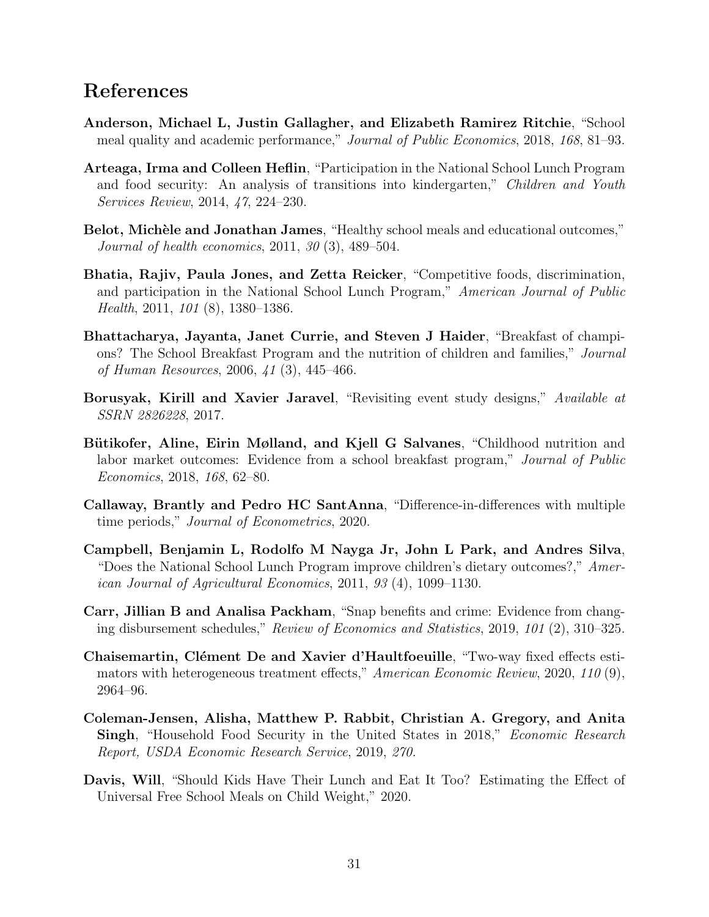# References

**Anderson, Michael L, Justin Gallagher, and Elizabeth Ramirez Ritchie**, "School meal quality and academic performance," *Journal of Public Economics*, 2018, *168*, 81–93.

**Arteaga, Irma and Colleen Heflin**, "Participation in the National School Lunch Program and food security: An analysis of transitions into kindergarten," *Children and Youth Services Review*, 2014, *47*, 224–230.

**Belot, Michèle and Jonathan James**, "Healthy school meals and educational outcomes," *Journal of health economics*, 2011, *30* (3), 489–504.

**Bhatia, Rajiv, Paula Jones, and Zetta Reicker**, "Competitive foods, discrimination, and participation in the National School Lunch Program," *American Journal of Public Health*, 2011, *101* (8), 1380–1386.

**Bhattacharya, Jayanta, Janet Currie, and Steven J Haider**, "Breakfast of champions? The School Breakfast Program and the nutrition of children and families," *Journal of Human Resources*, 2006, *41* (3), 445–466.

**Borusyak, Kirill and Xavier Jaravel**, "Revisiting event study designs," *Available at SSRN 2826228*, 2017.

**Bütikofer, Aline, Eirin Mølland, and Kjell G Salvanes**, "Childhood nutrition and labor market outcomes: Evidence from a school breakfast program," *Journal of Public Economics*, 2018, *168*, 62–80.

**Callaway, Brantly and Pedro HC SantAnna**, "Difference-in-differences with multiple time periods," *Journal of Econometrics*, 2020.

**Campbell, Benjamin L, Rodolfo M Nayga Jr, John L Park, and Andres Silva**, "Does the National School Lunch Program improve children's dietary outcomes?," *American Journal of Agricultural Economics*, 2011, *93* (4), 1099–1130.

**Carr, Jillian B and Analisa Packham**, "Snap benefits and crime: Evidence from changing disbursement schedules," *Review of Economics and Statistics*, 2019, *101* (2), 310–325.

**Chaisemartin, Clément De and Xavier d'Haultfoeuille**, "Two-way fixed effects estimators with heterogeneous treatment effects," *American Economic Review*, 2020, *110* (9), 2964–96.

**Coleman-Jensen, Alisha, Matthew P. Rabbit, Christian A. Gregory, and Anita Singh**, "Household Food Security in the United States in 2018," *Economic Research Report, USDA Economic Research Service*, 2019, *270.*

**Davis, Will**, "Should Kids Have Their Lunch and Eat It Too? Estimating the Effect of Universal Free School Meals on Child Weight," 2020.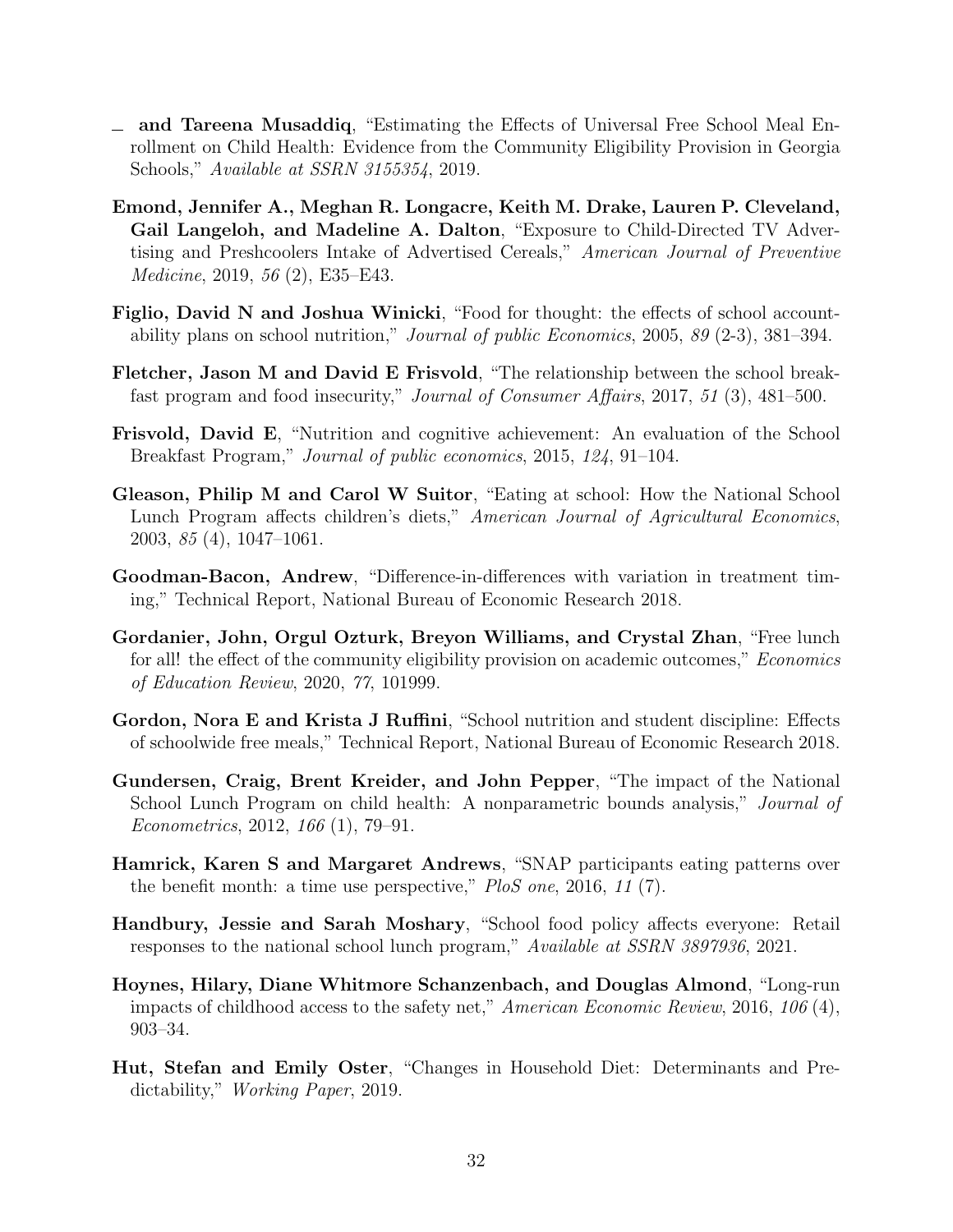— **and Tareena Musaddiq**, "Estimating the Effects of Universal Free School Meal Enrollment on Child Health: Evidence from the Community Eligibility Provision in Georgia Schools," *Available at SSRN 3155354*, 2019.

**Emond, Jennifer A., Meghan R. Longacre, Keith M. Drake, Lauren P. Cleveland, Gail Langeloh, and Madeline A. Dalton**, "Exposure to Child-Directed TV Advertising and Preshcoolers Intake of Advertised Cereals," *American Journal of Preventive Medicine*, 2019, *56* (2), E35–E43.

**Figlio, David N and Joshua Winicki**, "Food for thought: the effects of school accountability plans on school nutrition," *Journal of public Economics*, 2005, *89* (2-3), 381–394.

**Fletcher, Jason M and David E Frisvold**, "The relationship between the school breakfast program and food insecurity," *Journal of Consumer Affairs*, 2017, *51* (3), 481–500.

**Frisvold, David E**, "Nutrition and cognitive achievement: An evaluation of the School Breakfast Program," *Journal of public economics*, 2015, *124*, 91–104.

**Gleason, Philip M and Carol W Suitor**, "Eating at school: How the National School Lunch Program affects children's diets," *American Journal of Agricultural Economics*, 2003, *85* (4), 1047–1061.

**Goodman-Bacon, Andrew**, "Difference-in-differences with variation in treatment timing," Technical Report, National Bureau of Economic Research 2018.

**Gordanier, John, Orgul Ozturk, Breyon Williams, and Crystal Zhan**, "Free lunch for all! the effect of the community eligibility provision on academic outcomes," *Economics of Education Review*, 2020, *77*, 101999.

**Gordon, Nora E and Krista J Ruffini**, "School nutrition and student discipline: Effects of schoolwide free meals," Technical Report, National Bureau of Economic Research 2018.

**Gundersen, Craig, Brent Kreider, and John Pepper**, "The impact of the National School Lunch Program on child health: A nonparametric bounds analysis," *Journal of Econometrics*, 2012, *166* (1), 79–91.

**Hamrick, Karen S and Margaret Andrews**, "SNAP participants eating patterns over the benefit month: a time use perspective," *PloS one*, 2016, *11* (7).

**Handbury, Jessie and Sarah Moshary**, "School food policy affects everyone: Retail responses to the national school lunch program," *Available at SSRN 3897936*, 2021.

**Hoynes, Hilary, Diane Whitmore Schanzenbach, and Douglas Almond**, "Long-run impacts of childhood access to the safety net," *American Economic Review*, 2016, *106* (4), 903–34.

**Hut, Stefan and Emily Oster**, "Changes in Household Diet: Determinants and Predictability," *Working Paper*, 2019.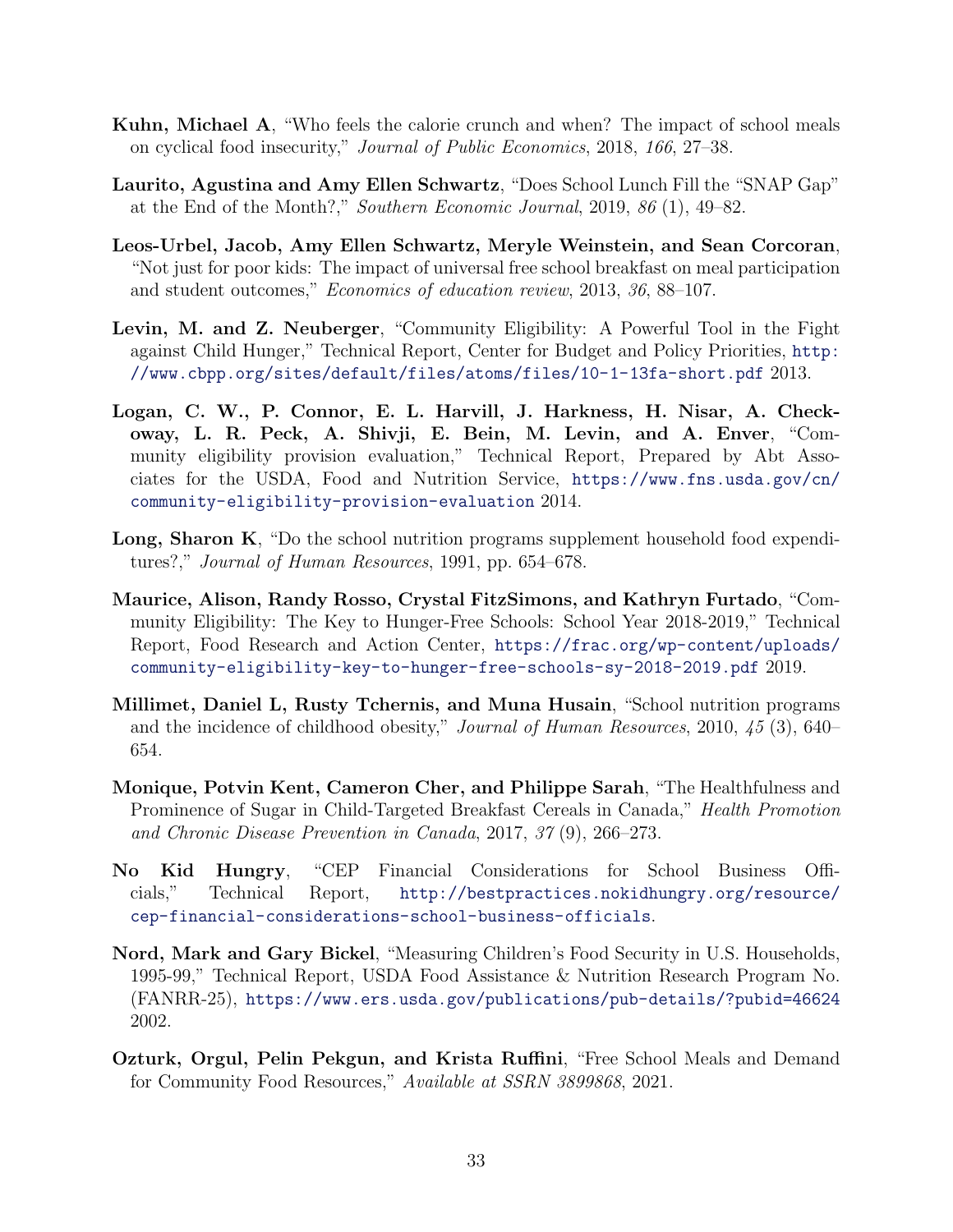**Kuhn, Michael A**, "Who feels the calorie crunch and when? The impact of school meals on cyclical food insecurity," *Journal of Public Economics*, 2018, *166*, 27–38.

**Laurito, Agustina and Amy Ellen Schwartz**, "Does School Lunch Fill the "SNAP Gap" at the End of the Month?," *Southern Economic Journal*, 2019, *86* (1), 49–82.

**Leos-Urbel, Jacob, Amy Ellen Schwartz, Meryle Weinstein, and Sean Corcoran**, "Not just for poor kids: The impact of universal free school breakfast on meal participation and student outcomes," *Economics of education review*, 2013, *36*, 88–107.

**Levin, M. and Z. Neuberger**, "Community Eligibility: A Powerful Tool in the Fight against Child Hunger," Technical Report, Center for Budget and Policy Priorities, http://www.cbpp.org/sites/default/files/atoms/files/10-1-13fa-short.pdf 2013.

**Logan, C. W., P. Connor, E. L. Harvill, J. Harkness, H. Nisar, A. Checkoway, L. R. Peck, A. Shivji, E. Bein, M. Levin, and A. Enver**, "Community eligibility provision evaluation," Technical Report, Prepared by Abt Associates for the USDA, Food and Nutrition Service, https://www.fns.usda.gov/cn/community-eligibility-provision-evaluation 2014.

**Long, Sharon K**, "Do the school nutrition programs supplement household food expenditures?," *Journal of Human Resources*, 1991, pp. 654–678.

**Maurice, Alison, Randy Rosso, Crystal FitzSimons, and Kathryn Furtado**, "Community Eligibility: The Key to Hunger-Free Schools: School Year 2018-2019," Technical Report, Food Research and Action Center, https://frac.org/wp-content/uploads/community-eligibility-key-to-hunger-free-schools-sy-2018-2019.pdf 2019.

**Millimet, Daniel L, Rusty Tchernis, and Muna Husain**, "School nutrition programs and the incidence of childhood obesity," *Journal of Human Resources*, 2010, *45* (3), 640–654.

**Monique, Potvin Kent, Cameron Cher, and Philippe Sarah**, "The Healthfulness and Prominence of Sugar in Child-Targeted Breakfast Cereals in Canada," *Health Promotion and Chronic Disease Prevention in Canada*, 2017, *37* (9), 266–273.

**No Kid Hungry**, "CEP Financial Considerations for School Business Officials," Technical Report, http://bestpractices.nokidhungry.org/resource/cep-financial-considerations-school-business-officials.

**Nord, Mark and Gary Bickel**, "Measuring Children's Food Security in U.S. Households, 1995-99," Technical Report, USDA Food Assistance & Nutrition Research Program No. (FANRR-25), https://www.ers.usda.gov/publications/pub-details/?pubid=46624 2002.

**Ozturk, Orgul, Pelin Pekgun, and Krista Ruffini**, "Free School Meals and Demand for Community Food Resources," *Available at SSRN 3899868*, 2021.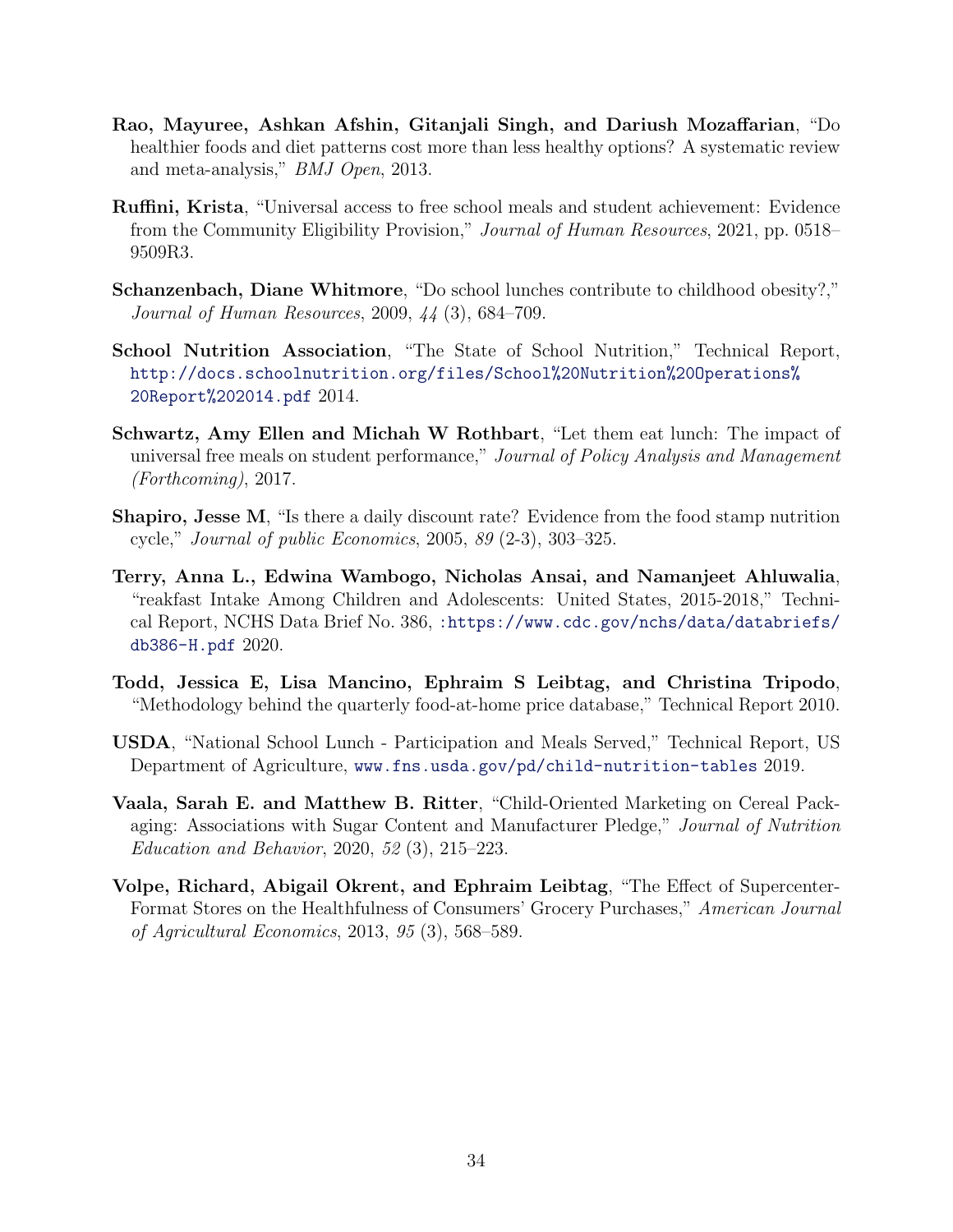**Rao, Mayuree, Ashkan Afshin, Gitanjali Singh, and Dariush Mozaffarian**, "Do healthier foods and diet patterns cost more than less healthy options? A systematic review and meta-analysis," *BMJ Open*, 2013.

**Ruffini, Krista**, "Universal access to free school meals and student achievement: Evidence from the Community Eligibility Provision," *Journal of Human Resources*, 2021, pp. 0518–9509R3.

**Schanzenbach, Diane Whitmore**, "Do school lunches contribute to childhood obesity?," *Journal of Human Resources*, 2009, *44* (3), 684–709.

**School Nutrition Association**, "The State of School Nutrition," Technical Report, http://docs.schoolnutrition.org/files/School%20Nutrition%20Operations%20Report%202014.pdf 2014.

**Schwartz, Amy Ellen and Michah W Rothbart**, "Let them eat lunch: The impact of universal free meals on student performance," *Journal of Policy Analysis and Management (Forthcoming)*, 2017.

**Shapiro, Jesse M**, "Is there a daily discount rate? Evidence from the food stamp nutrition cycle," *Journal of public Economics*, 2005, *89* (2-3), 303–325.

**Terry, Anna L., Edwina Wambogo, Nicholas Ansai, and Namanjeet Ahluwalia**, "reakfast Intake Among Children and Adolescents: United States, 2015-2018," Technical Report, NCHS Data Brief No. 386, :https://www.cdc.gov/nchs/data/databriefs/db386-H.pdf 2020.

**Todd, Jessica E, Lisa Mancino, Ephraim S Leibtag, and Christina Tripodo**, "Methodology behind the quarterly food-at-home price database," Technical Report 2010.

**USDA**, "National School Lunch - Participation and Meals Served," Technical Report, US Department of Agriculture, www.fns.usda.gov/pd/child-nutrition-tables 2019.

**Vaala, Sarah E. and Matthew B. Ritter**, "Child-Oriented Marketing on Cereal Packaging: Associations with Sugar Content and Manufacturer Pledge," *Journal of Nutrition Education and Behavior*, 2020, *52* (3), 215–223.

**Volpe, Richard, Abigail Okrent, and Ephraim Leibtag**, "The Effect of Supercenter-Format Stores on the Healthfulness of Consumers' Grocery Purchases," *American Journal of Agricultural Economics*, 2013, *95* (3), 568–589.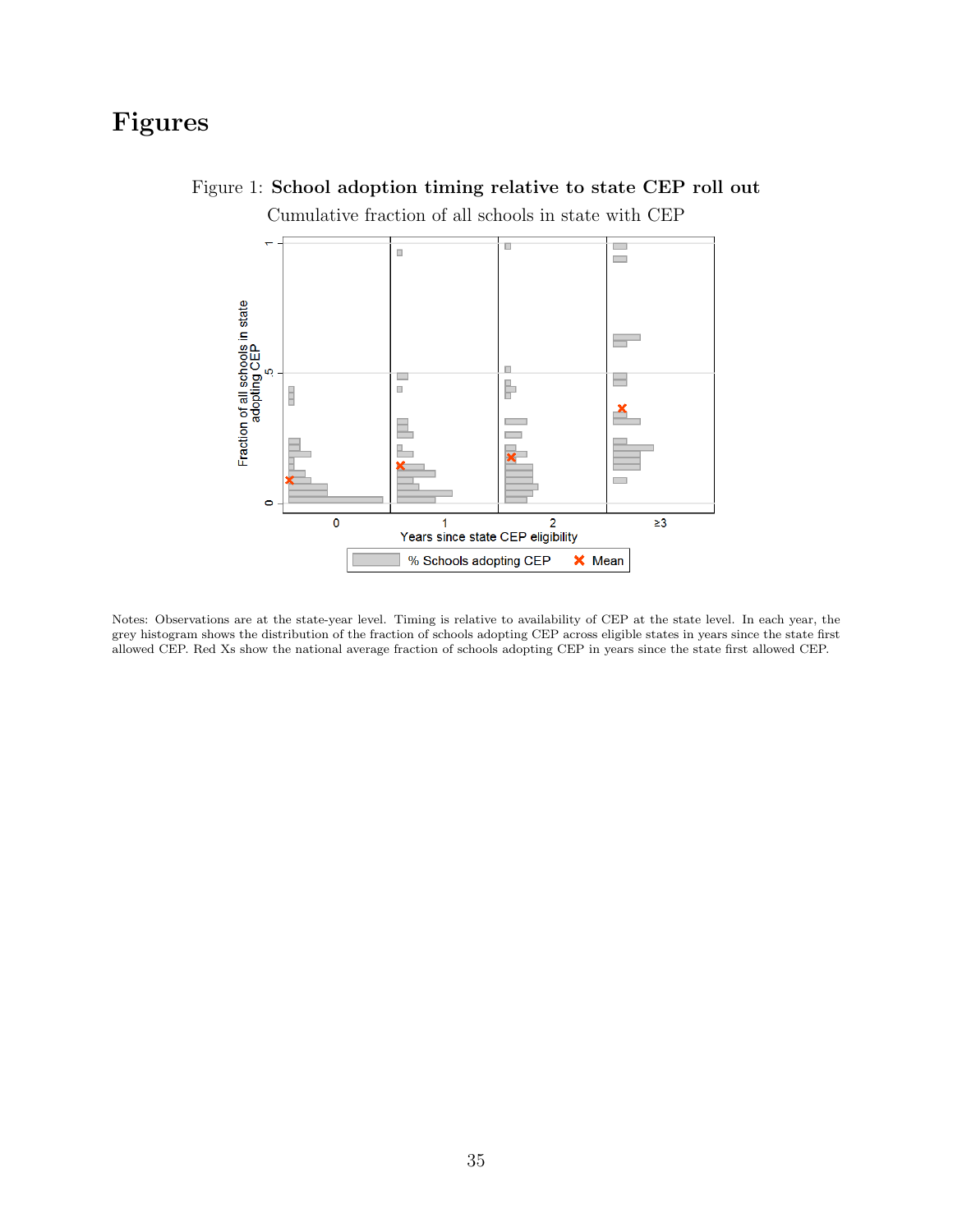# Figures

Figure 1: **School adoption timing relative to state CEP roll out**

Notes: Observations are at the state-year level. Timing is relative to availability of CEP at the state level. In each year, the grey histogram shows the distribution of the fraction of schools adopting CEP across eligible states in years since the state first allowed CEP. Red Xs show the national average fraction of schools adopting CEP in years since the state first allowed CEP.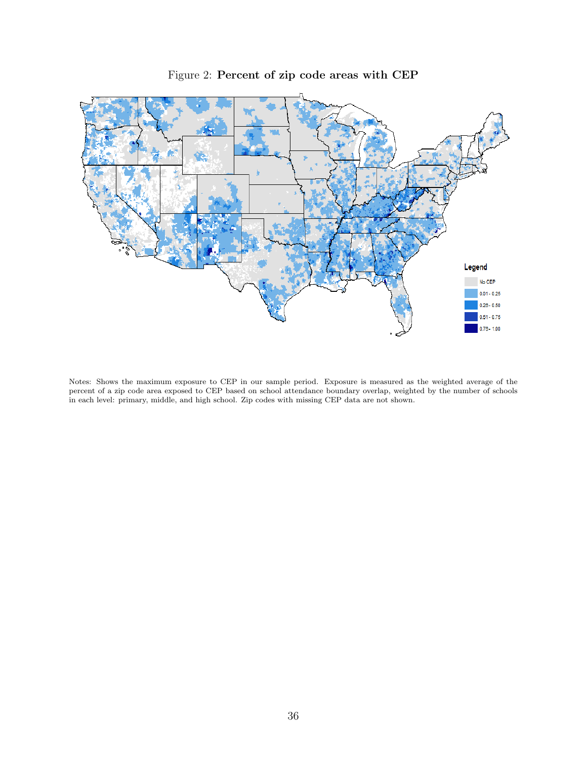Figure 2: **Percent of zip code areas with CEP**

Notes: Shows the maximum exposure to CEP in our sample period. Exposure is measured as the weighted average of the percent of a zip code area exposed to CEP based on school attendance boundary overlap, weighted by the number of schools in each level: primary, middle, and high school. Zip codes with missing CEP data are not shown.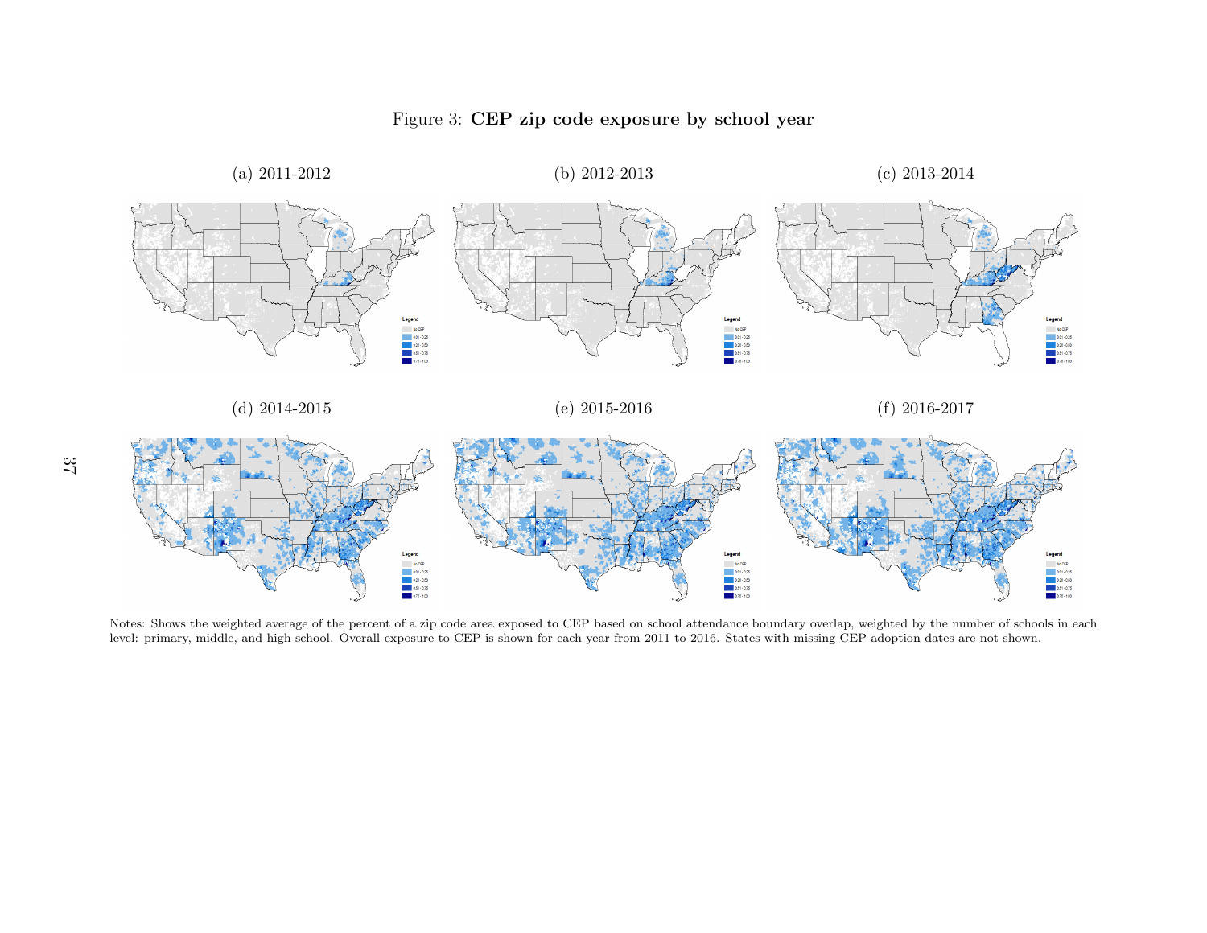Figure 3: **CEP zip code exposure by school year**

(a) 2011-2012

(b) 2012-2013

(c) 2013-2014

(d) 2014-2015

(e) 2015-2016

(f) 2016-2017

Notes: Shows the weighted average of the percent of a zip code area exposed to CEP based on school attendance boundary overlap, weighted by the number of schools in each level: primary, middle, and high school. Overall exposure to CEP is shown for each year from 2011 to 2016. States with missing CEP adoption dates are not shown.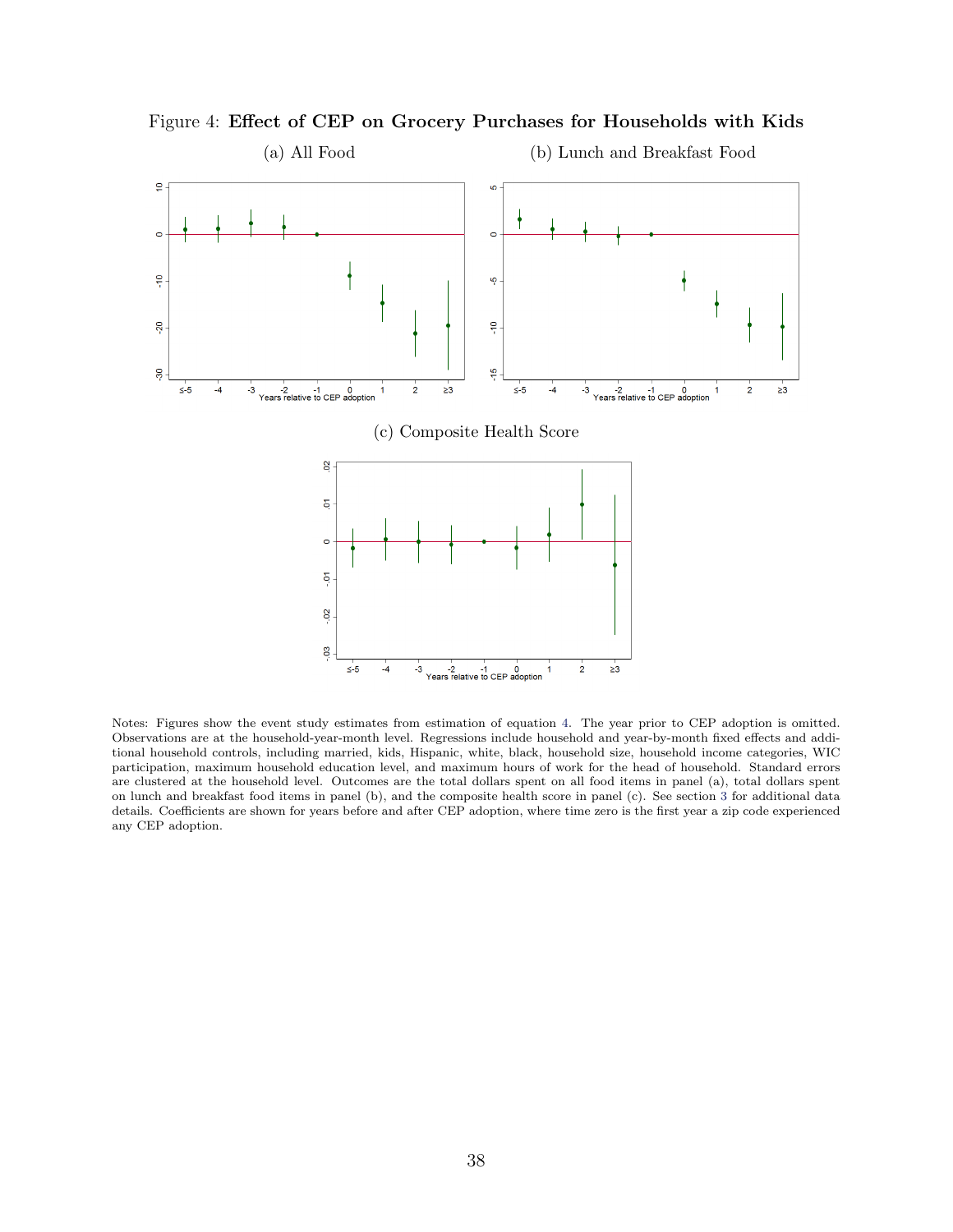Figure 4: **Effect of CEP on Grocery Purchases for Households with Kids**

(a) All Food

(b) Lunch and Breakfast Food

(c) Composite Health Score

Notes: Figures show the event study estimates from estimation of equation 4. The year prior to CEP adoption is omitted. Observations are at the household-year-month level. Regressions include household and year-by-month fixed effects and additional household controls, including married, kids, Hispanic, white, black, household size, household income categories, WIC participation, maximum household education level, and maximum hours of work for the head of household. Standard errors are clustered at the household level. Outcomes are the total dollars spent on all food items in panel (a), total dollars spent on lunch and breakfast food items in panel (b), and the composite health score in panel (c). See section 3 for additional data details. Coefficients are shown for years before and after CEP adoption, where time zero is the first year a zip code experienced any CEP adoption.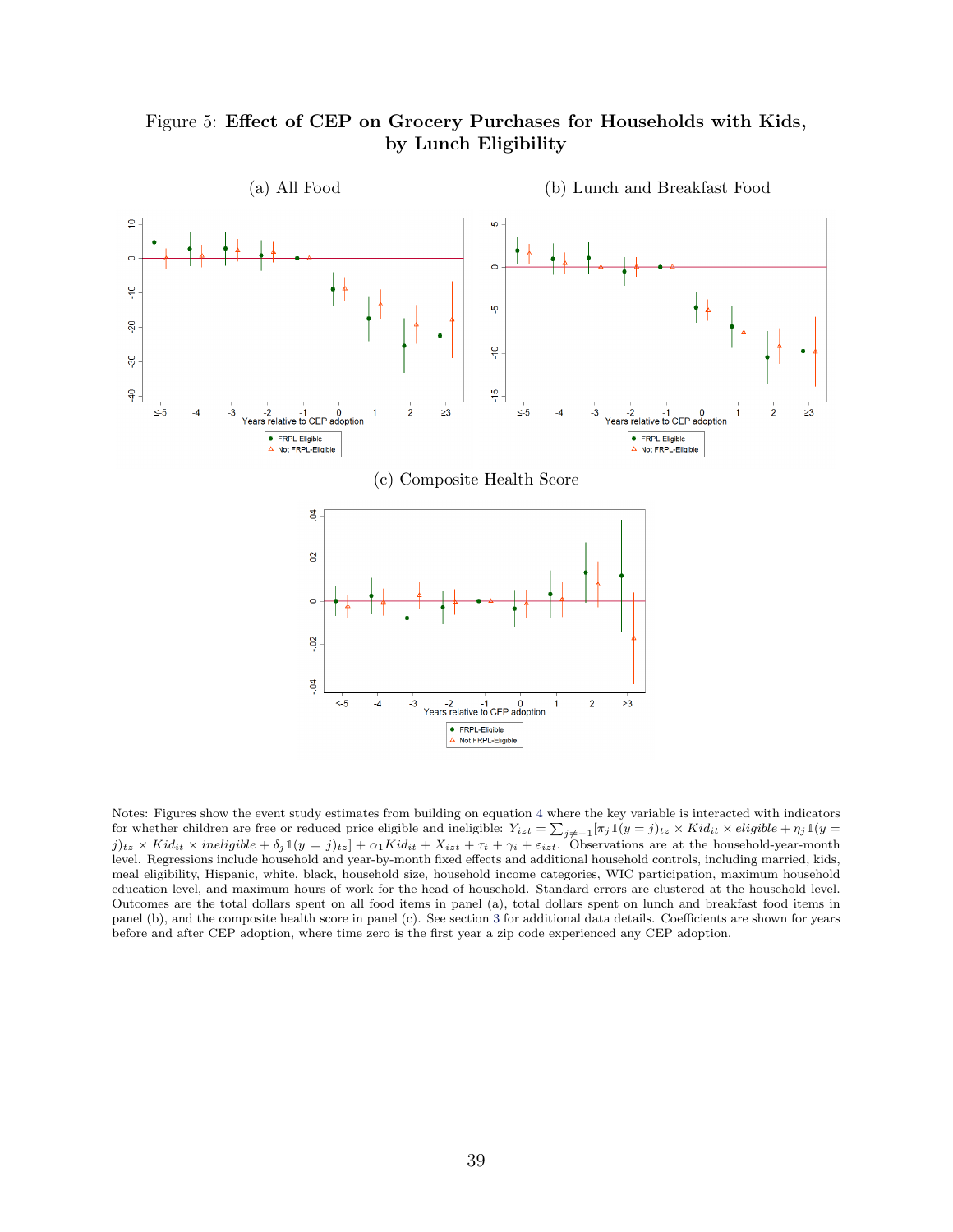Figure 5: **Effect of CEP on Grocery Purchases for Households with Kids, by Lunch Eligibility**

(a) All Food

(b) Lunch and Breakfast Food

(c) Composite Health Score

Notes: Figures show the event study estimates from building on equation 4 where the key variable is interacted with indicators for whether children are free or reduced price eligible and ineligible: $Y_{izt} = \sum_{j \neq -1} [\pi_j \mathbb{1}(y = j)_{tz} \times Kid_{it} \times eligible + \eta_j \mathbb{1}(y = j)_{tz} \times Kid_{it} \times ineligible + \delta_j \mathbb{1}(y = j)_{tz}] + \alpha_1 Kid_{it} + X_{izt} + \tau_t + \gamma_i + \varepsilon_{izt}$. Observations are at the household-year-month level. Regressions include household and year-by-month fixed effects and additional household controls, including married, kids, meal eligibility, Hispanic, white, black, household size, household income categories, WIC participation, maximum household education level, and maximum hours of work for the head of household. Standard errors are clustered at the household level. Outcomes are the total dollars spent on all food items in panel (a), total dollars spent on lunch and breakfast food items in panel (b), and the composite health score in panel (c). See section 3 for additional data details. Coefficients are shown for years before and after CEP adoption, where time zero is the first year a zip code experienced any CEP adoption.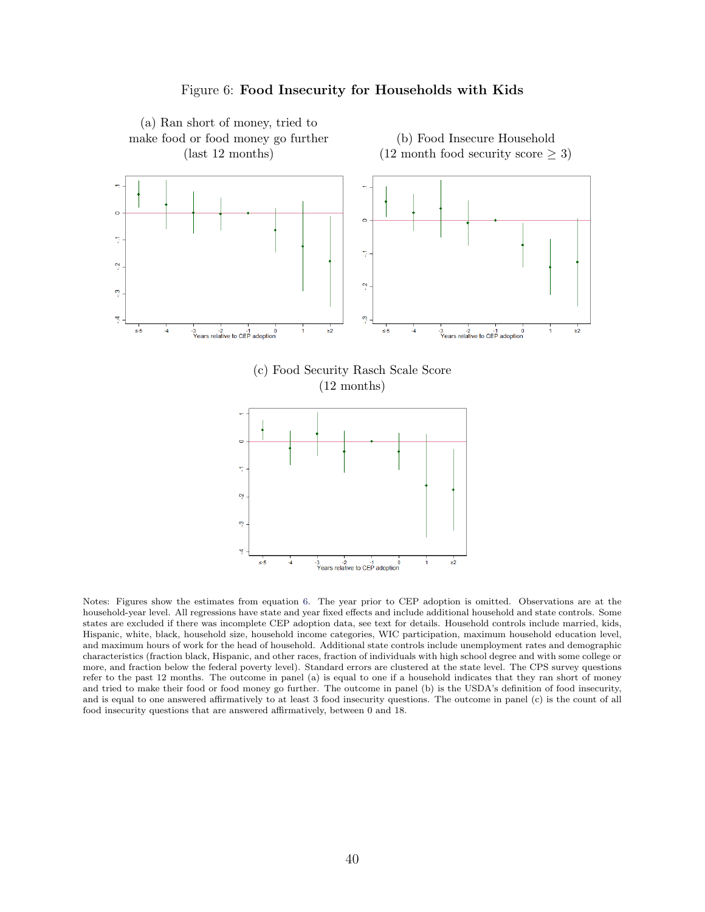Figure 6: **Food Insecurity for Households with Kids**

(a) Ran short of money, tried to make food or food money go further (last 12 months)

(b) Food Insecure Household (12 month food security score $\geq 3$)

(c) Food Security Rasch Scale Score (12 months)

Notes: Figures show the estimates from equation 6. The year prior to CEP adoption is omitted. Observations are at the household-year level. All regressions have state and year fixed effects and include additional household and state controls. Some states are excluded if there was incomplete CEP adoption data, see text for details. Household controls include married, kids, Hispanic, white, black, household size, household income categories, WIC participation, maximum household education level, and maximum hours of work for the head of household. Additional state controls include unemployment rates and demographic characteristics (fraction black, Hispanic, and other races, fraction of individuals with high school degree and with some college or more, and fraction below the federal poverty level). Standard errors are clustered at the state level. The CPS survey questions refer to the past 12 months. The outcome in panel (a) is equal to one if a household indicates that they ran short of money and tried to make their food or food money go further. The outcome in panel (b) is the USDA's definition of food insecurity, and is equal to one answered affirmatively to at least 3 food insecurity questions. The outcome in panel (c) is the count of all food insecurity questions that are answered affirmatively, between 0 and 18.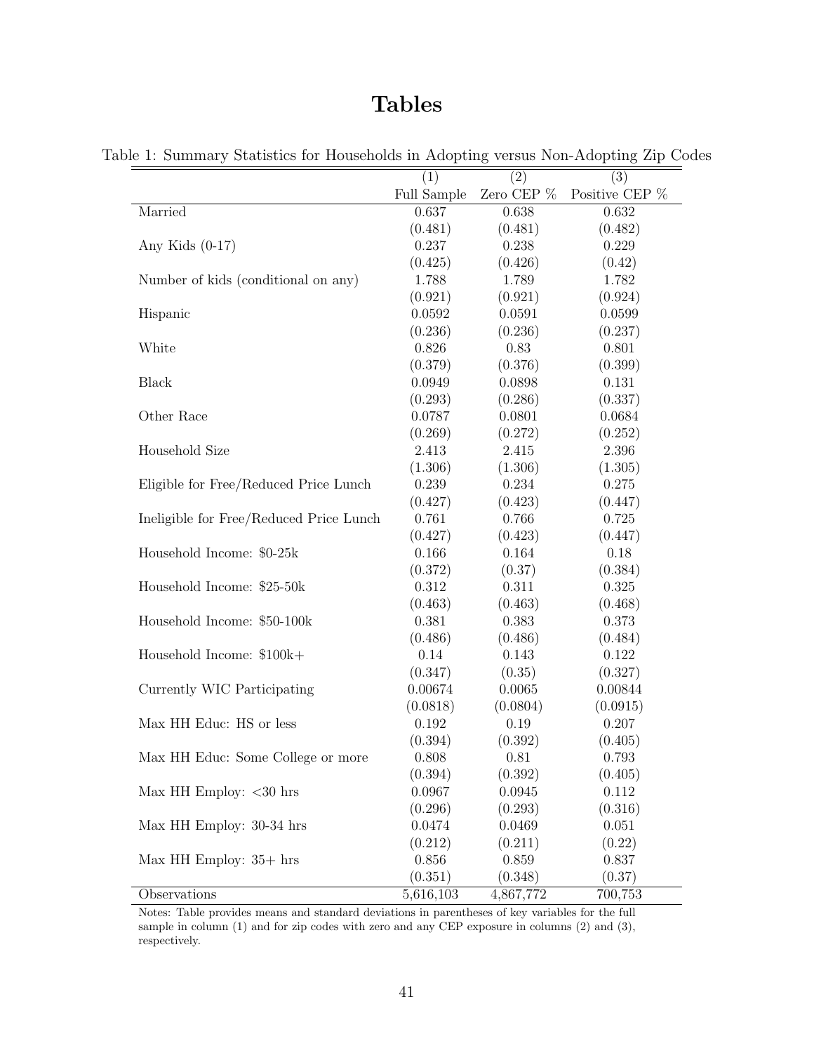# Tables

Table 1: Summary Statistics for Households in Adopting versus Non-Adopting Zip Codes

| | (1) | (2) | (3) |
|---|---|---|---|
| | Full Sample | Zero CEP % | Positive CEP % |
| Married | 0.637 | 0.638 | 0.632 |
| | (0.481) | (0.481) | (0.482) |
| Any Kids (0-17) | 0.237 | 0.238 | 0.229 |
| | (0.425) | (0.426) | (0.42) |
| Number of kids (conditional on any) | 1.788 | 1.789 | 1.782 |
| | (0.921) | (0.921) | (0.924) |
| Hispanic | 0.0592 | 0.0591 | 0.0599 |
| | (0.236) | (0.236) | (0.237) |
| White | 0.826 | 0.83 | 0.801 |
| | (0.379) | (0.376) | (0.399) |
| Black | 0.0949 | 0.0898 | 0.131 |
| | (0.293) | (0.286) | (0.337) |
| Other Race | 0.0787 | 0.0801 | 0.0684 |
| | (0.269) | (0.272) | (0.252) |
| Household Size | 2.413 | 2.415 | 2.396 |
| | (1.306) | (1.306) | (1.305) |
| Eligible for Free/Reduced Price Lunch | 0.239 | 0.234 | 0.275 |
| | (0.427) | (0.423) | (0.447) |
| Ineligible for Free/Reduced Price Lunch | 0.761 | 0.766 | 0.725 |
| | (0.427) | (0.423) | (0.447) |
| Household Income: $0-25k | 0.166 | 0.164 | 0.18 |
| | (0.372) | (0.37) | (0.384) |
| Household Income: $25-50k | 0.312 | 0.311 | 0.325 |
| | (0.463) | (0.463) | (0.468) |
| Household Income: $50-100k | 0.381 | 0.383 | 0.373 |
| | (0.486) | (0.486) | (0.484) |
| Household Income: $100k+ | 0.14 | 0.143 | 0.122 |
| | (0.347) | (0.35) | (0.327) |
| Currently WIC Participating | 0.00674 | 0.0065 | 0.00844 |
| | (0.0818) | (0.0804) | (0.0915) |
| Max HH Educ: HS or less | 0.192 | 0.19 | 0.207 |
| | (0.394) | (0.392) | (0.405) |
| Max HH Educ: Some College or more | 0.808 | 0.81 | 0.793 |
| | (0.394) | (0.392) | (0.405) |
| Max HH Employ: <30 hrs | 0.0967 | 0.0945 | 0.112 |
| | (0.296) | (0.293) | (0.316) |
| Max HH Employ: 30-34 hrs | 0.0474 | 0.0469 | 0.051 |
| | (0.212) | (0.211) | (0.22) |
| Max HH Employ: 35+ hrs | 0.856 | 0.859 | 0.837 |
| | (0.351) | (0.348) | (0.37) |
| Observations | 5,616,103 | 4,867,772 | 700,753 |

Notes: Table provides means and standard deviations in parentheses of key variables for the full sample in column (1) and for zip codes with zero and any CEP exposure in columns (2) and (3), respectively.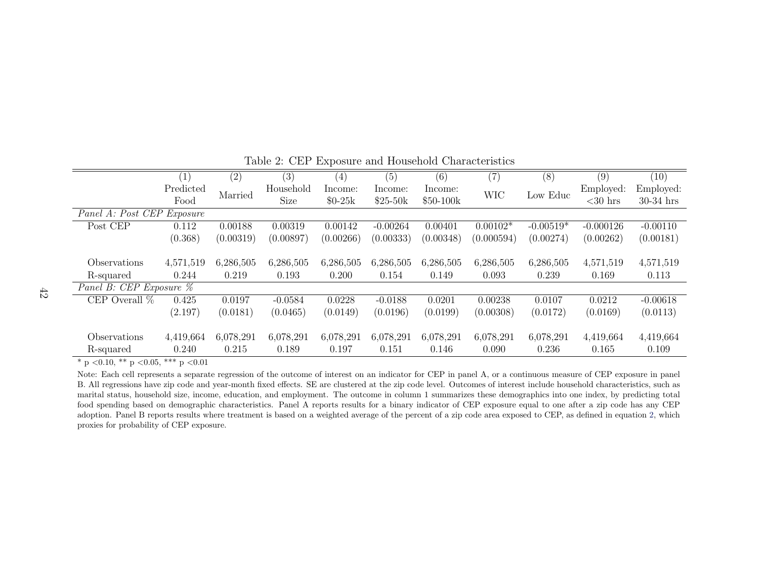Table 2: CEP Exposure and Household Characteristics

| | (1) | (2) | (3) | (4) | (5) | (6) | (7) | (8) | (9) | (10) |
|---|---|---|---|---|---|---|---|---|---|---|
| | Predicted Food | Married | Household Size | Income: \$0-25k | Income: \$25-50k | Income: \$50-100k | WIC | Low Educ | Employed: <30 hrs | Employed: 30-34 hrs |
| *Panel A: Post CEP Exposure* | | | | | | | | | | |
| Post CEP | 0.112 | 0.00188 | 0.00319 | 0.00142 | -0.00264 | 0.00401 | 0.00102* | -0.00519* | -0.000126 | -0.00110 |
| | (0.368) | (0.00319) | (0.00897) | (0.00266) | (0.00333) | (0.00348) | (0.000594) | (0.00274) | (0.00262) | (0.00181) |
| Observations | 4,571,519 | 6,286,505 | 6,286,505 | 6,286,505 | 6,286,505 | 6,286,505 | 6,286,505 | 6,286,505 | 4,571,519 | 4,571,519 |
| R-squared | 0.244 | 0.219 | 0.193 | 0.200 | 0.154 | 0.149 | 0.093 | 0.239 | 0.169 | 0.113 |
| *Panel B: CEP Exposure %* | | | | | | | | | | |
| CEP Overall % | 0.425 | 0.0197 | -0.0584 | 0.0228 | -0.0188 | 0.0201 | 0.00238 | 0.0107 | 0.0212 | -0.00618 |
| | (2.197) | (0.0181) | (0.0465) | (0.0149) | (0.0196) | (0.0199) | (0.00308) | (0.0172) | (0.0169) | (0.0113) |
| Observations | 4,419,664 | 6,078,291 | 6,078,291 | 6,078,291 | 6,078,291 | 6,078,291 | 6,078,291 | 6,078,291 | 4,419,664 | 4,419,664 |
| R-squared | 0.240 | 0.215 | 0.189 | 0.197 | 0.151 | 0.146 | 0.090 | 0.236 | 0.165 | 0.109 |

* p <0.10, ** p <0.05, *** p <0.01

Note: Each cell represents a separate regression of the outcome of interest on an indicator for CEP in panel A, or a continuous measure of CEP exposure in panel B. All regressions have zip code and year-month fixed effects. SE are clustered at the zip code level. Outcomes of interest include household characteristics, such as marital status, household size, income, education, and employment. The outcome in column 1 summarizes these demographics into one index, by predicting total food spending based on demographic characteristics. Panel A reports results for a binary indicator of CEP exposure equal to one after a zip code has any CEP adoption. Panel B reports results where treatment is based on a weighted average of the percent of a zip code area exposed to CEP, as defined in equation 2, which proxies for probability of CEP exposure.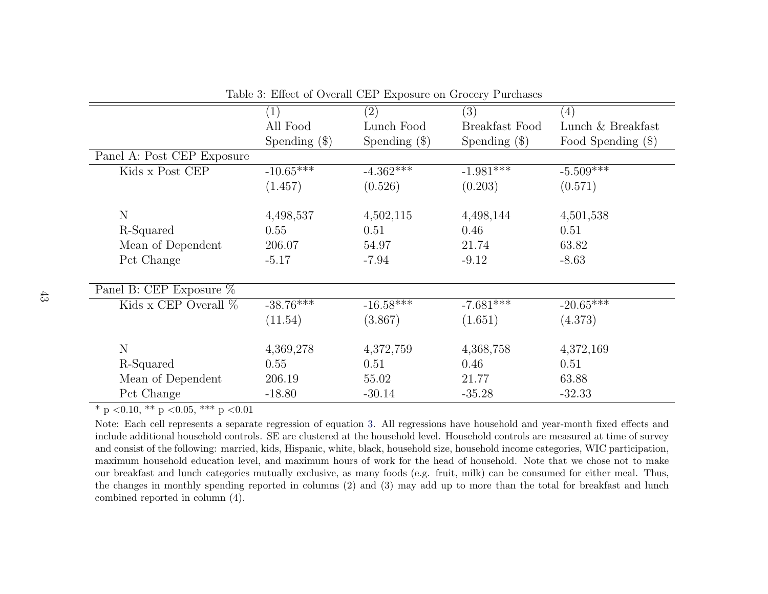Table 3: Effect of Overall CEP Exposure on Grocery Purchases

| | (1) All Food Spending ($) | (2) Lunch Food Spending ($) | (3) Breakfast Food Spending ($) | (4) Lunch & Breakfast Food Spending ($) |
|---|---|---|---|---|
| Panel A: Post CEP Exposure | | | | |
| Kids x Post CEP | -10.65*** | -4.362*** | -1.981*** | -5.509*** |
| | (1.457) | (0.526) | (0.203) | (0.571) |
| N | 4,498,537 | 4,502,115 | 4,498,144 | 4,501,538 |
| R-Squared | 0.55 | 0.51 | 0.46 | 0.51 |
| Mean of Dependent | 206.07 | 54.97 | 21.74 | 63.82 |
| Pct Change | -5.17 | -7.94 | -9.12 | -8.63 |
| Panel B: CEP Exposure % | | | | |
| Kids x CEP Overall % | -38.76*** | -16.58*** | -7.681*** | -20.65*** |
| | (11.54) | (3.867) | (1.651) | (4.373) |
| N | 4,369,278 | 4,372,759 | 4,368,758 | 4,372,169 |
| R-Squared | 0.55 | 0.51 | 0.46 | 0.51 |
| Mean of Dependent | 206.19 | 55.02 | 21.77 | 63.88 |
| Pct Change | -18.80 | -30.14 | -35.28 | -32.33 |

* p <0.10, ** p <0.05, *** p <0.01

Note: Each cell represents a separate regression of equation 3. All regressions have household and year-month fixed effects and include additional household controls. SE are clustered at the household level. Household controls are measured at time of survey and consist of the following: married, kids, Hispanic, white, black, household size, household income categories, WIC participation, maximum household education level, and maximum hours of work for the head of household. Note that we chose not to make our breakfast and lunch categories mutually exclusive, as many foods (e.g. fruit, milk) can be consumed for either meal. Thus, the changes in monthly spending reported in columns (2) and (3) may add up to more than the total for breakfast and lunch combined reported in column (4).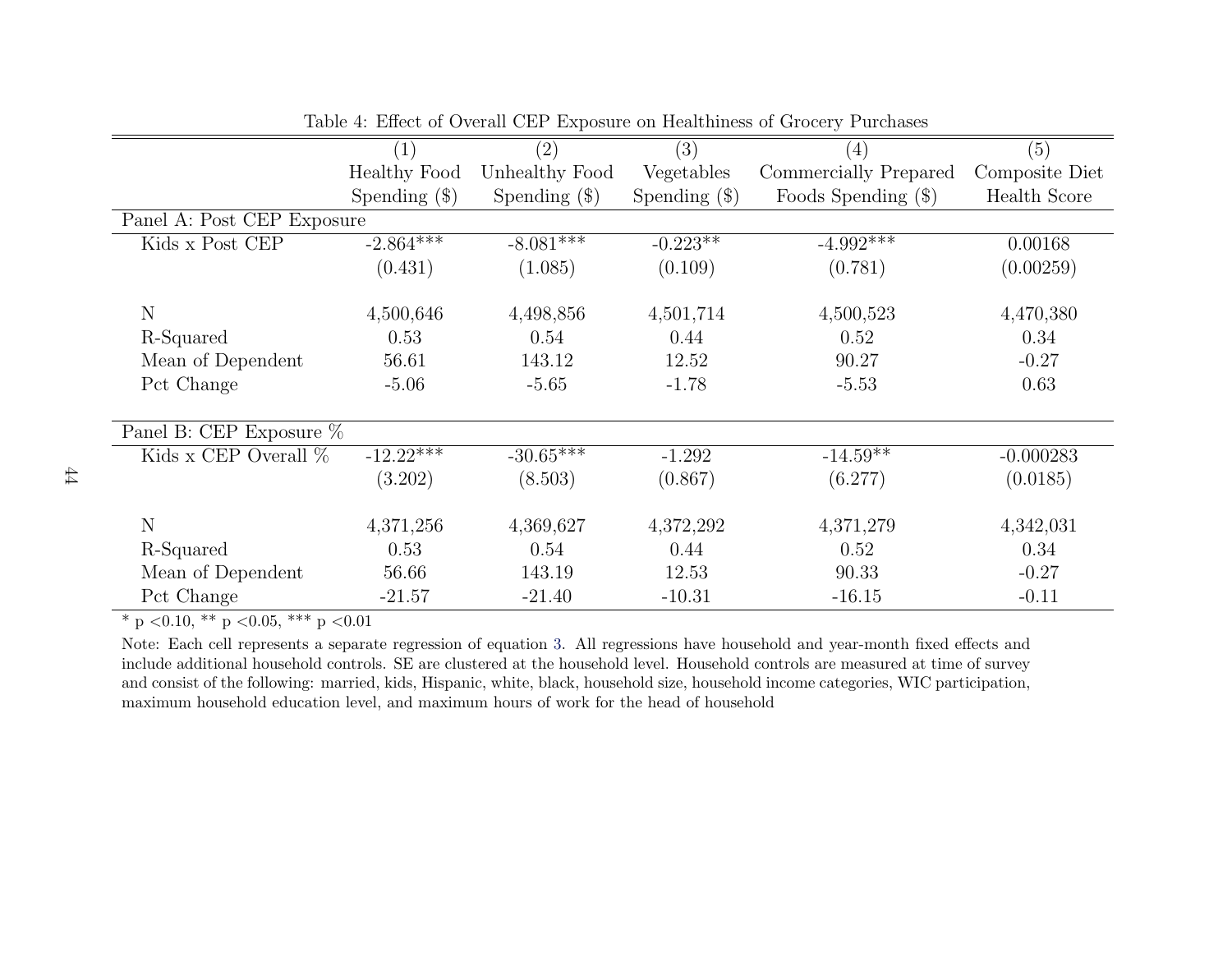Table 4: Effect of Overall CEP Exposure on Healthiness of Grocery Purchases

| | (1) Healthy Food Spending ($) | (2) Unhealthy Food Spending ($) | (3) Vegetables Spending ($) | (4) Commercially Prepared Foods Spending ($) | (5) Composite Diet Health Score |
|---|---|---|---|---|---|
| Panel A: Post CEP Exposure | | | | | |
| Kids x Post CEP | -2.864*** | -8.081*** | -0.223** | -4.992*** | 0.00168 |
| | (0.431) | (1.085) | (0.109) | (0.781) | (0.00259) |
| N | 4,500,646 | 4,498,856 | 4,501,714 | 4,500,523 | 4,470,380 |
| R-Squared | 0.53 | 0.54 | 0.44 | 0.52 | 0.34 |
| Mean of Dependent | 56.61 | 143.12 | 12.52 | 90.27 | -0.27 |
| Pct Change | -5.06 | -5.65 | -1.78 | -5.53 | 0.63 |
| Panel B: CEP Exposure % | | | | | |
| Kids x CEP Overall % | -12.22*** | -30.65*** | -1.292 | -14.59** | -0.000283 |
| | (3.202) | (8.503) | (0.867) | (6.277) | (0.0185) |
| N | 4,371,256 | 4,369,627 | 4,372,292 | 4,371,279 | 4,342,031 |
| R-Squared | 0.53 | 0.54 | 0.44 | 0.52 | 0.34 |
| Mean of Dependent | 56.66 | 143.19 | 12.53 | 90.33 | -0.27 |
| Pct Change | -21.57 | -21.40 | -10.31 | -16.15 | -0.11 |

\* p <0.10, ** p <0.05, *** p <0.01

Note: Each cell represents a separate regression of equation 3. All regressions have household and year-month fixed effects and include additional household controls. SE are clustered at the household level. Household controls are measured at time of survey and consist of the following: married, kids, Hispanic, white, black, household size, household income categories, WIC participation, maximum household education level, and maximum hours of work for the head of household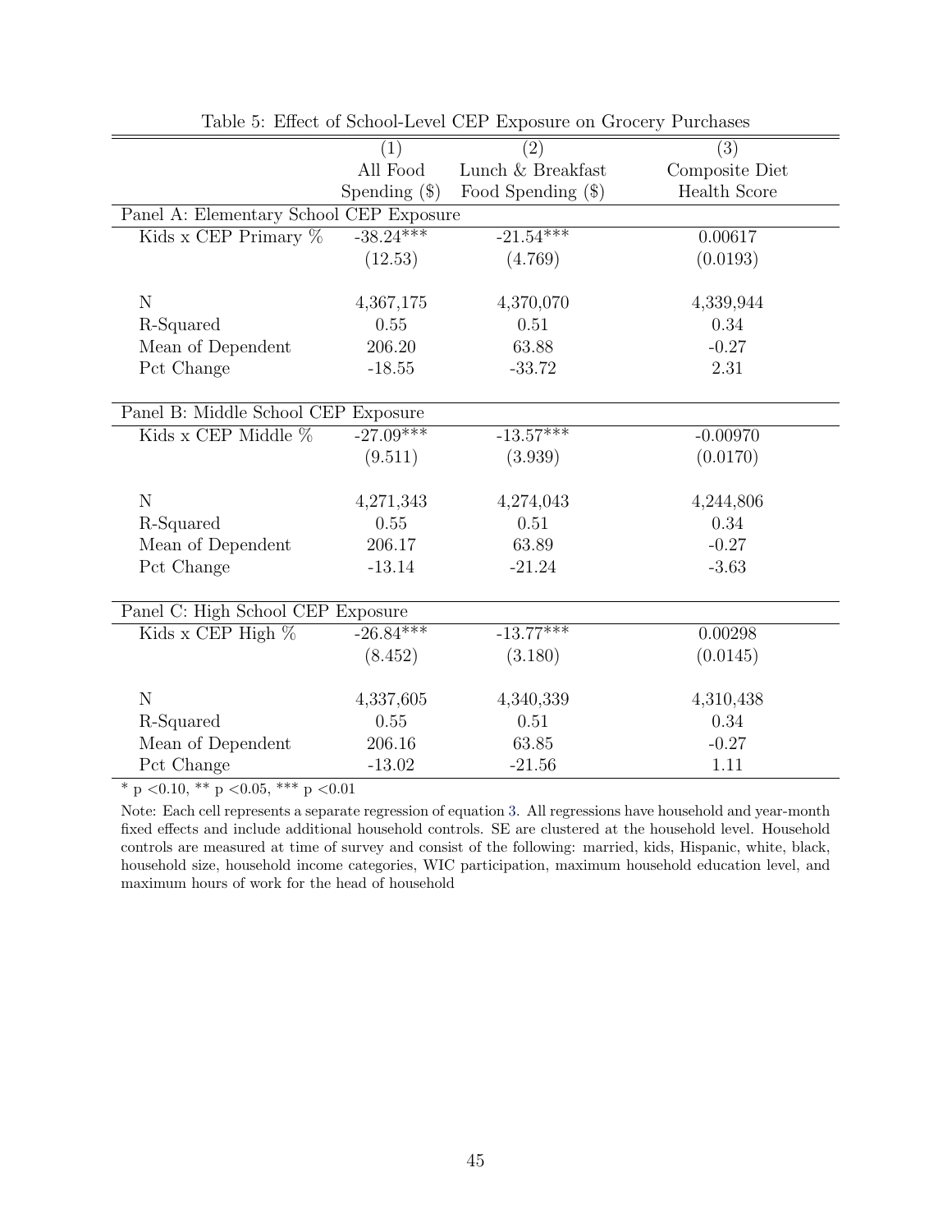Table 5: Effect of School-Level CEP Exposure on Grocery Purchases

| | (1) | (2) | (3) |
|---|---|---|---|
| | All Food Spending ($) | Lunch & Breakfast Food Spending ($) | Composite Diet Health Score |
| **Panel A: Elementary School CEP Exposure** | | | |
| Kids x CEP Primary % | -38.24*** | -21.54*** | 0.00617 |
| | (12.53) | (4.769) | (0.0193) |
| N | 4,367,175 | 4,370,070 | 4,339,944 |
| R-Squared | 0.55 | 0.51 | 0.34 |
| Mean of Dependent | 206.20 | 63.88 | -0.27 |
| Pct Change | -18.55 | -33.72 | 2.31 |
| **Panel B: Middle School CEP Exposure** | | | |
| Kids x CEP Middle % | -27.09*** | -13.57*** | -0.00970 |
| | (9.511) | (3.939) | (0.0170) |
| N | 4,271,343 | 4,274,043 | 4,244,806 |
| R-Squared | 0.55 | 0.51 | 0.34 |
| Mean of Dependent | 206.17 | 63.89 | -0.27 |
| Pct Change | -13.14 | -21.24 | -3.63 |
| **Panel C: High School CEP Exposure** | | | |
| Kids x CEP High % | -26.84*** | -13.77*** | 0.00298 |
| | (8.452) | (3.180) | (0.0145) |
| N | 4,337,605 | 4,340,339 | 4,310,438 |
| R-Squared | 0.55 | 0.51 | 0.34 |
| Mean of Dependent | 206.16 | 63.85 | -0.27 |
| Pct Change | -13.02 | -21.56 | 1.11 |

* p <0.10, ** p <0.05, *** p <0.01

Note: Each cell represents a separate regression of equation 3. All regressions have household and year-month fixed effects and include additional household controls. SE are clustered at the household level. Household controls are measured at time of survey and consist of the following: married, kids, Hispanic, white, black, household size, household income categories, WIC participation, maximum household education level, and maximum hours of work for the head of household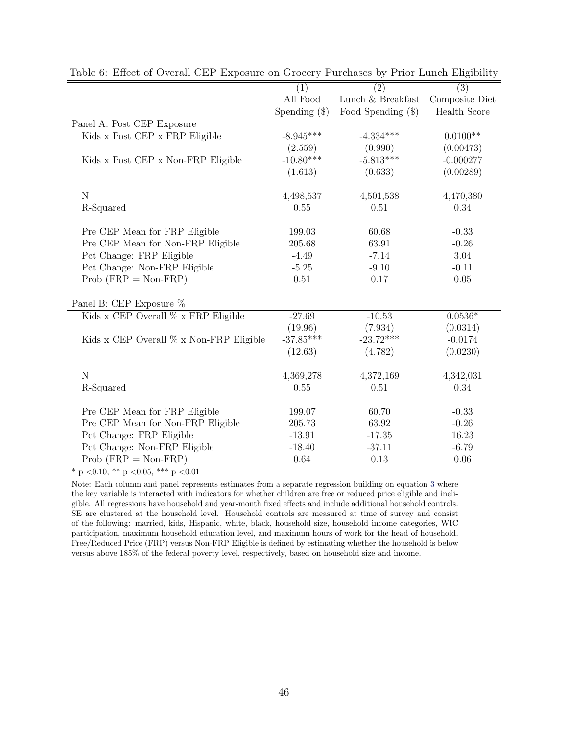Table 6: Effect of Overall CEP Exposure on Grocery Purchases by Prior Lunch Eligibility

| | (1) | (2) | (3) |
|---|---|---|---|
| | All Food Spending ($) | Lunch & Breakfast Food Spending ($) | Composite Diet Health Score |
| Panel A: Post CEP Exposure | | | |
| Kids x Post CEP x FRP Eligible | -8.945*** | -4.334*** | 0.0100** |
| | (2.559) | (0.990) | (0.00473) |
| Kids x Post CEP x Non-FRP Eligible | -10.80*** | -5.813*** | -0.000277 |
| | (1.613) | (0.633) | (0.00289) |
| N | 4,498,537 | 4,501,538 | 4,470,380 |
| R-Squared | 0.55 | 0.51 | 0.34 |
| Pre CEP Mean for FRP Eligible | 199.03 | 60.68 | -0.33 |
| Pre CEP Mean for Non-FRP Eligible | 205.68 | 63.91 | -0.26 |
| Pct Change: FRP Eligible | -4.49 | -7.14 | 3.04 |
| Pct Change: Non-FRP Eligible | -5.25 | -9.10 | -0.11 |
| Prob (FRP = Non-FRP) | 0.51 | 0.17 | 0.05 |
| Panel B: CEP Exposure % | | | |
| Kids x CEP Overall % x FRP Eligible | -27.69 | -10.53 | 0.0536* |
| | (19.96) | (7.934) | (0.0314) |
| Kids x CEP Overall % x Non-FRP Eligible | -37.85*** | -23.72*** | -0.0174 |
| | (12.63) | (4.782) | (0.0230) |
| N | 4,369,278 | 4,372,169 | 4,342,031 |
| R-Squared | 0.55 | 0.51 | 0.34 |
| Pre CEP Mean for FRP Eligible | 199.07 | 60.70 | -0.33 |
| Pre CEP Mean for Non-FRP Eligible | 205.73 | 63.92 | -0.26 |
| Pct Change: FRP Eligible | -13.91 | -17.35 | 16.23 |
| Pct Change: Non-FRP Eligible | -18.40 | -37.11 | -6.79 |
| Prob (FRP = Non-FRP) | 0.64 | 0.13 | 0.06 |

* p <0.10, ** p <0.05, *** p <0.01

Note: Each column and panel represents estimates from a separate regression building on equation 3 where the key variable is interacted with indicators for whether children are free or reduced price eligible and ineligible. All regressions have household and year-month fixed effects and include additional household controls. SE are clustered at the household level. Household controls are measured at time of survey and consist of the following: married, kids, Hispanic, white, black, household size, household income categories, WIC participation, maximum household education level, and maximum hours of work for the head of household. Free/Reduced Price (FRP) versus Non-FRP Eligible is defined by estimating whether the household is below versus above 185% of the federal poverty level, respectively, based on household size and income.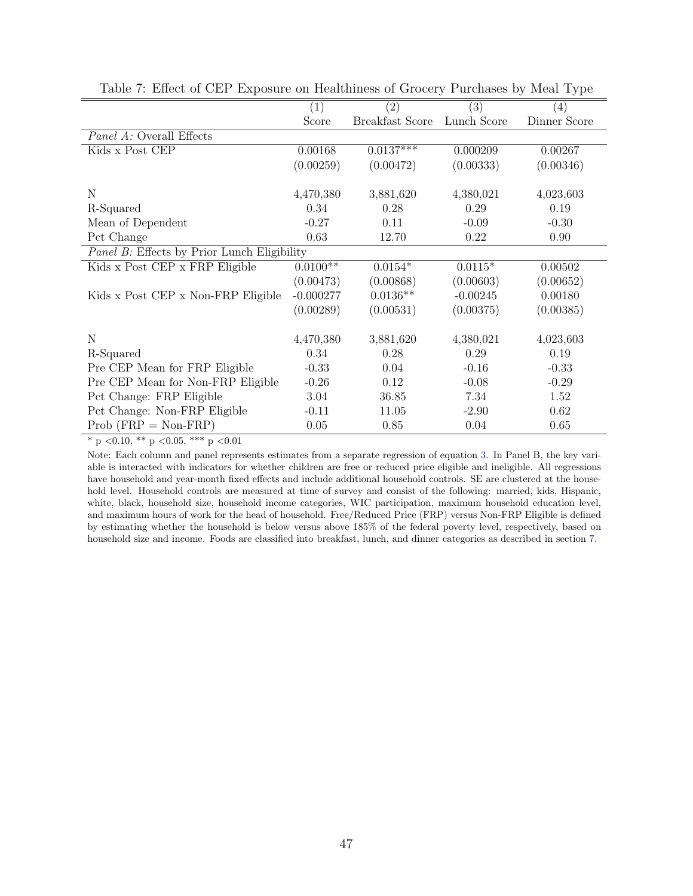Table 7: Effect of CEP Exposure on Healthiness of Grocery Purchases by Meal Type

| | (1) | (2) | (3) | (4) |
|---|---|---|---|---|
| | Score | Breakfast Score | Lunch Score | Dinner Score |
| *Panel A:* Overall Effects | | | | |
| Kids x Post CEP | 0.00168 | 0.0137*** | 0.000209 | 0.00267 |
| | (0.00259) | (0.00472) | (0.00333) | (0.00346) |
| N | 4,470,380 | 3,881,620 | 4,380,021 | 4,023,603 |
| R-Squared | 0.34 | 0.28 | 0.29 | 0.19 |
| Mean of Dependent | -0.27 | 0.11 | -0.09 | -0.30 |
| Pct Change | 0.63 | 12.70 | 0.22 | 0.90 |
| *Panel B:* Effects by Prior Lunch Eligibility | | | | |
| Kids x Post CEP x FRP Eligible | 0.0100** | 0.0154* | 0.0115* | 0.00502 |
| | (0.00473) | (0.00868) | (0.00603) | (0.00652) |
| Kids x Post CEP x Non-FRP Eligible | -0.000277 | 0.0136** | -0.00245 | 0.00180 |
| | (0.00289) | (0.00531) | (0.00375) | (0.00385) |
| N | 4,470,380 | 3,881,620 | 4,380,021 | 4,023,603 |
| R-Squared | 0.34 | 0.28 | 0.29 | 0.19 |
| Pre CEP Mean for FRP Eligible | -0.33 | 0.04 | -0.16 | -0.33 |
| Pre CEP Mean for Non-FRP Eligible | -0.26 | 0.12 | -0.08 | -0.29 |
| Pct Change: FRP Eligible | 3.04 | 36.85 | 7.34 | 1.52 |
| Pct Change: Non-FRP Eligible | -0.11 | 11.05 | -2.90 | 0.62 |
| Prob (FRP = Non-FRP) | 0.05 | 0.85 | 0.04 | 0.65 |

* p <0.10, ** p <0.05, *** p <0.01

Note: Each column and panel represents estimates from a separate regression of equation 3. In Panel B, the key variable is interacted with indicators for whether children are free or reduced price eligible and ineligible. All regressions have household and year-month fixed effects and include additional household controls. SE are clustered at the household level. Household controls are measured at time of survey and consist of the following: married, kids, Hispanic, white, black, household size, household income categories, WIC participation, maximum household education level, and maximum hours of work for the head of household. Free/Reduced Price (FRP) versus Non-FRP Eligible is defined by estimating whether the household is below versus above 185% of the federal poverty level, respectively, based on household size and income. Foods are classified into breakfast, lunch, and dinner categories as described in section 7.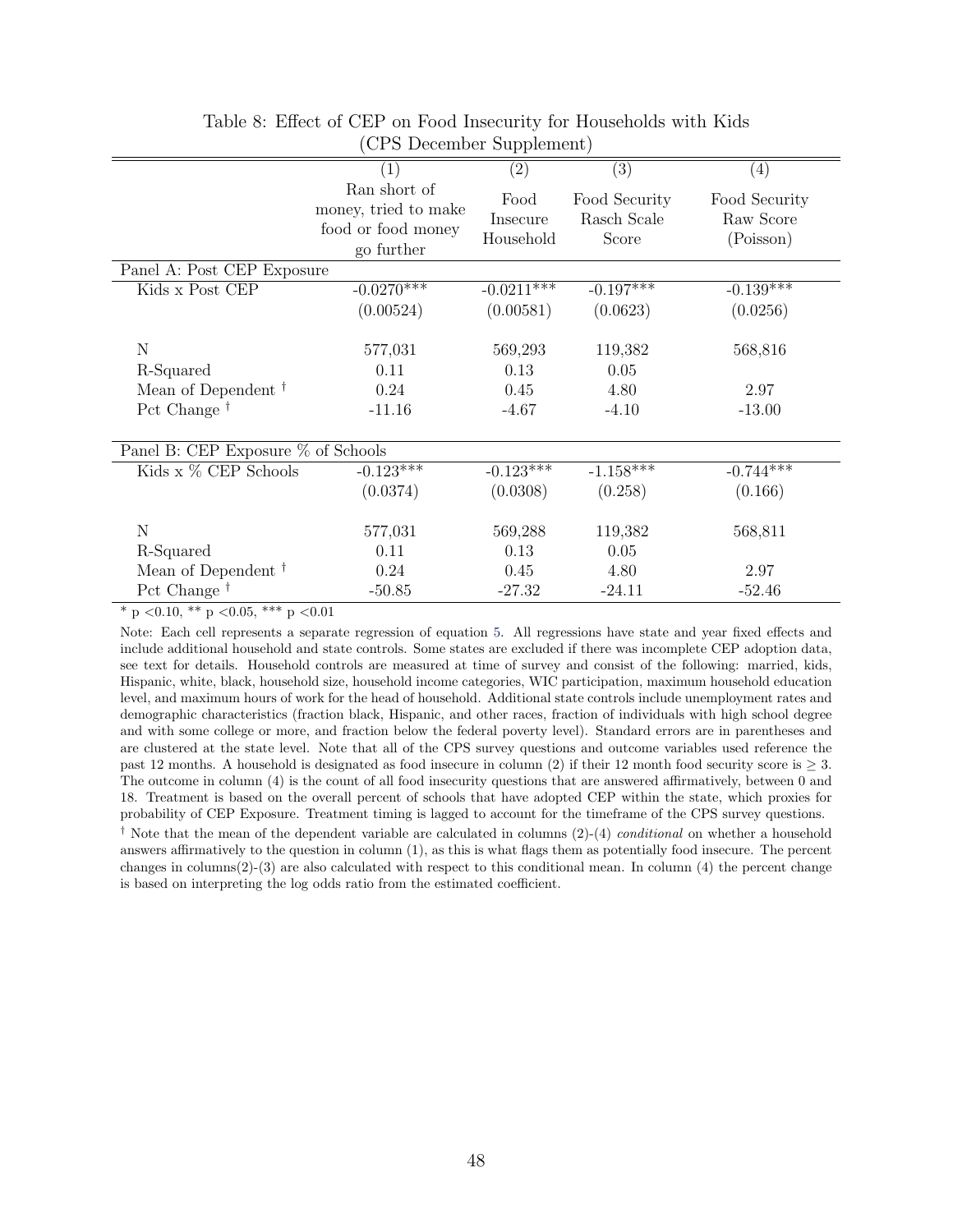Table 8: Effect of CEP on Food Insecurity for Households with Kids (CPS December Supplement)

| | (1) | (2) | (3) | (4) |
|---|---|---|---|---|
| | Ran short of money, tried to make food or food money go further | Food Insecure Household | Food Security Rasch Scale Score | Food Security Raw Score (Poisson) |
| Panel A: Post CEP Exposure | | | | |
| Kids x Post CEP | -0.0270*** | -0.0211*** | -0.197*** | -0.139*** |
| | (0.00524) | (0.00581) | (0.0623) | (0.0256) |
| N | 577,031 | 569,293 | 119,382 | 568,816 |
| R-Squared | 0.11 | 0.13 | 0.05 | |
| Mean of Dependent † | 0.24 | 0.45 | 4.80 | 2.97 |
| Pct Change † | -11.16 | -4.67 | -4.10 | -13.00 |
| Panel B: CEP Exposure % of Schools | | | | |
| Kids x % CEP Schools | -0.123*** | -0.123*** | -1.158*** | -0.744*** |
| | (0.0374) | (0.0308) | (0.258) | (0.166) |
| N | 577,031 | 569,288 | 119,382 | 568,811 |
| R-Squared | 0.11 | 0.13 | 0.05 | |
| Mean of Dependent † | 0.24 | 0.45 | 4.80 | 2.97 |
| Pct Change † | -50.85 | -27.32 | -24.11 | -52.46 |

\* p <0.10, \*\* p <0.05, \*\*\* p <0.01

Note: Each cell represents a separate regression of equation 5. All regressions have state and year fixed effects and include additional household and state controls. Some states are excluded if there was incomplete CEP adoption data, see text for details. Household controls are measured at time of survey and consist of the following: married, kids, Hispanic, white, black, household size, household income categories, WIC participation, maximum household education level, and maximum hours of work for the head of household. Additional state controls include unemployment rates and demographic characteristics (fraction black, Hispanic, and other races, fraction of individuals with high school degree and with some college or more, and fraction below the federal poverty level). Standard errors are in parentheses and are clustered at the state level. Note that all of the CPS survey questions and outcome variables used reference the past 12 months. A household is designated as food insecure in column (2) if their 12 month food security score is $\geq 3$. The outcome in column (4) is the count of all food insecurity questions that are answered affirmatively, between 0 and 18. Treatment is based on the overall percent of schools that have adopted CEP within the state, which proxies for probability of CEP Exposure. Treatment timing is lagged to account for the timeframe of the CPS survey questions.

† Note that the mean of the dependent variable are calculated in columns (2)-(4) *conditional* on whether a household answers affirmatively to the question in column (1), as this is what flags them as potentially food insecure. The percent changes in columns(2)-(3) are also calculated with respect to this conditional mean. In column (4) the percent change is based on interpreting the log odds ratio from the estimated coefficient.